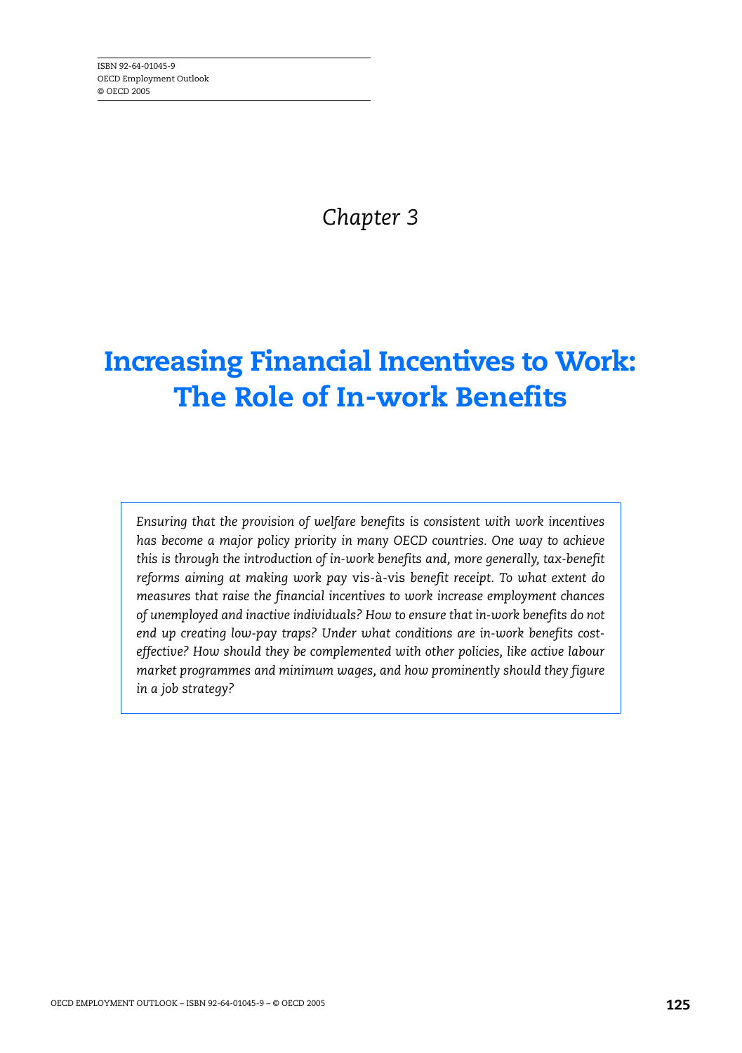ISBN 92-64-01045-9
OECD Employment Outlook
© OECD 2005

*Chapter 3*

# Increasing Financial Incentives to Work: The Role of In-work Benefits

*Ensuring that the provision of welfare benefits is consistent with work incentives has become a major policy priority in many OECD countries. One way to achieve this is through the introduction of in-work benefits and, more generally, tax-benefit reforms aiming at making work pay* vis-à-vis *benefit receipt. To what extent do measures that raise the financial incentives to work increase employment chances of unemployed and inactive individuals? How to ensure that in-work benefits do not end up creating low-pay traps? Under what conditions are in-work benefits cost-effective? How should they be complemented with other policies, like active labour market programmes and minimum wages, and how prominently should they figure in a job strategy?*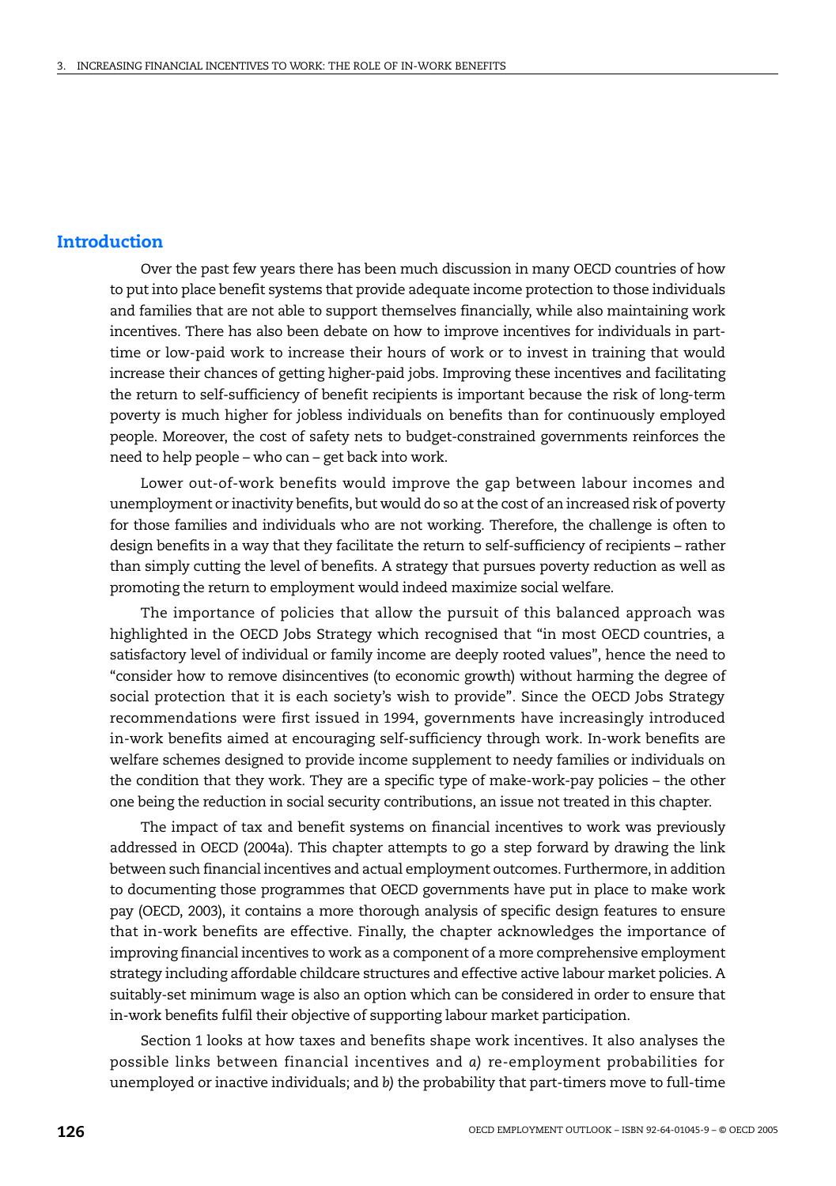## Introduction

Over the past few years there has been much discussion in many OECD countries of how to put into place benefit systems that provide adequate income protection to those individuals and families that are not able to support themselves financially, while also maintaining work incentives. There has also been debate on how to improve incentives for individuals in part-time or low-paid work to increase their hours of work or to invest in training that would increase their chances of getting higher-paid jobs. Improving these incentives and facilitating the return to self-sufficiency of benefit recipients is important because the risk of long-term poverty is much higher for jobless individuals on benefits than for continuously employed people. Moreover, the cost of safety nets to budget-constrained governments reinforces the need to help people – who can – get back into work.

Lower out-of-work benefits would improve the gap between labour incomes and unemployment or inactivity benefits, but would do so at the cost of an increased risk of poverty for those families and individuals who are not working. Therefore, the challenge is often to design benefits in a way that they facilitate the return to self-sufficiency of recipients – rather than simply cutting the level of benefits. A strategy that pursues poverty reduction as well as promoting the return to employment would indeed maximize social welfare.

The importance of policies that allow the pursuit of this balanced approach was highlighted in the OECD Jobs Strategy which recognised that "in most OECD countries, a satisfactory level of individual or family income are deeply rooted values", hence the need to "consider how to remove disincentives (to economic growth) without harming the degree of social protection that it is each society's wish to provide". Since the OECD Jobs Strategy recommendations were first issued in 1994, governments have increasingly introduced in-work benefits aimed at encouraging self-sufficiency through work. In-work benefits are welfare schemes designed to provide income supplement to needy families or individuals on the condition that they work. They are a specific type of make-work-pay policies – the other one being the reduction in social security contributions, an issue not treated in this chapter.

The impact of tax and benefit systems on financial incentives to work was previously addressed in OECD (2004a). This chapter attempts to go a step forward by drawing the link between such financial incentives and actual employment outcomes. Furthermore, in addition to documenting those programmes that OECD governments have put in place to make work pay (OECD, 2003), it contains a more thorough analysis of specific design features to ensure that in-work benefits are effective. Finally, the chapter acknowledges the importance of improving financial incentives to work as a component of a more comprehensive employment strategy including affordable childcare structures and effective active labour market policies. A suitably-set minimum wage is also an option which can be considered in order to ensure that in-work benefits fulfil their objective of supporting labour market participation.

Section 1 looks at how taxes and benefits shape work incentives. It also analyses the possible links between financial incentives and *a)* re-employment probabilities for unemployed or inactive individuals; and *b)* the probability that part-timers move to full-time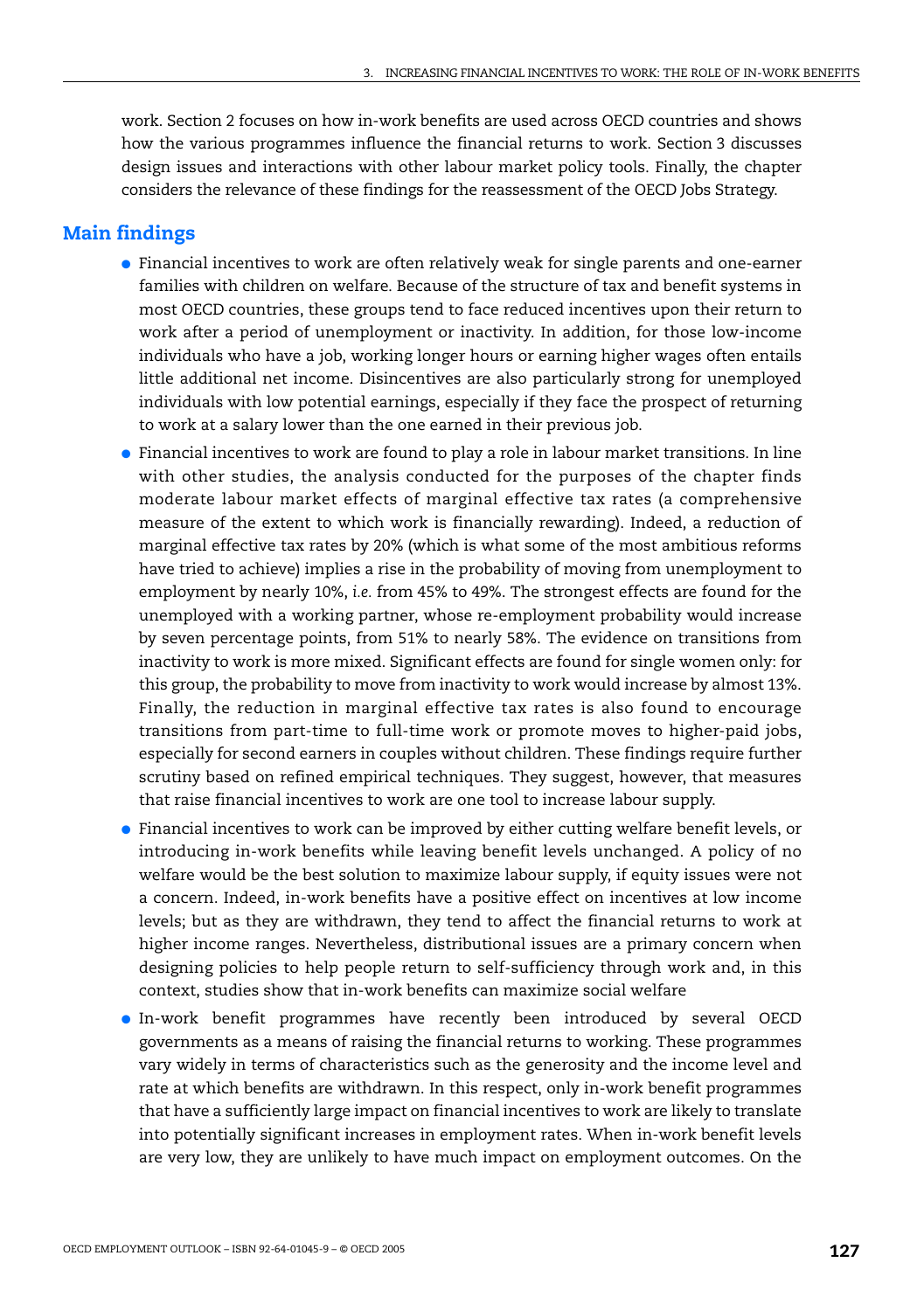work. Section 2 focuses on how in-work benefits are used across OECD countries and shows how the various programmes influence the financial returns to work. Section 3 discusses design issues and interactions with other labour market policy tools. Finally, the chapter considers the relevance of these findings for the reassessment of the OECD Jobs Strategy.

## Main findings

- Financial incentives to work are often relatively weak for single parents and one-earner families with children on welfare. Because of the structure of tax and benefit systems in most OECD countries, these groups tend to face reduced incentives upon their return to work after a period of unemployment or inactivity. In addition, for those low-income individuals who have a job, working longer hours or earning higher wages often entails little additional net income. Disincentives are also particularly strong for unemployed individuals with low potential earnings, especially if they face the prospect of returning to work at a salary lower than the one earned in their previous job.
- Financial incentives to work are found to play a role in labour market transitions. In line with other studies, the analysis conducted for the purposes of the chapter finds moderate labour market effects of marginal effective tax rates (a comprehensive measure of the extent to which work is financially rewarding). Indeed, a reduction of marginal effective tax rates by 20% (which is what some of the most ambitious reforms have tried to achieve) implies a rise in the probability of moving from unemployment to employment by nearly 10%, *i.e.* from 45% to 49%. The strongest effects are found for the unemployed with a working partner, whose re-employment probability would increase by seven percentage points, from 51% to nearly 58%. The evidence on transitions from inactivity to work is more mixed. Significant effects are found for single women only: for this group, the probability to move from inactivity to work would increase by almost 13%. Finally, the reduction in marginal effective tax rates is also found to encourage transitions from part-time to full-time work or promote moves to higher-paid jobs, especially for second earners in couples without children. These findings require further scrutiny based on refined empirical techniques. They suggest, however, that measures that raise financial incentives to work are one tool to increase labour supply.
- Financial incentives to work can be improved by either cutting welfare benefit levels, or introducing in-work benefits while leaving benefit levels unchanged. A policy of no welfare would be the best solution to maximize labour supply, if equity issues were not a concern. Indeed, in-work benefits have a positive effect on incentives at low income levels; but as they are withdrawn, they tend to affect the financial returns to work at higher income ranges. Nevertheless, distributional issues are a primary concern when designing policies to help people return to self-sufficiency through work and, in this context, studies show that in-work benefits can maximize social welfare
- In-work benefit programmes have recently been introduced by several OECD governments as a means of raising the financial returns to working. These programmes vary widely in terms of characteristics such as the generosity and the income level and rate at which benefits are withdrawn. In this respect, only in-work benefit programmes that have a sufficiently large impact on financial incentives to work are likely to translate into potentially significant increases in employment rates. When in-work benefit levels are very low, they are unlikely to have much impact on employment outcomes. On the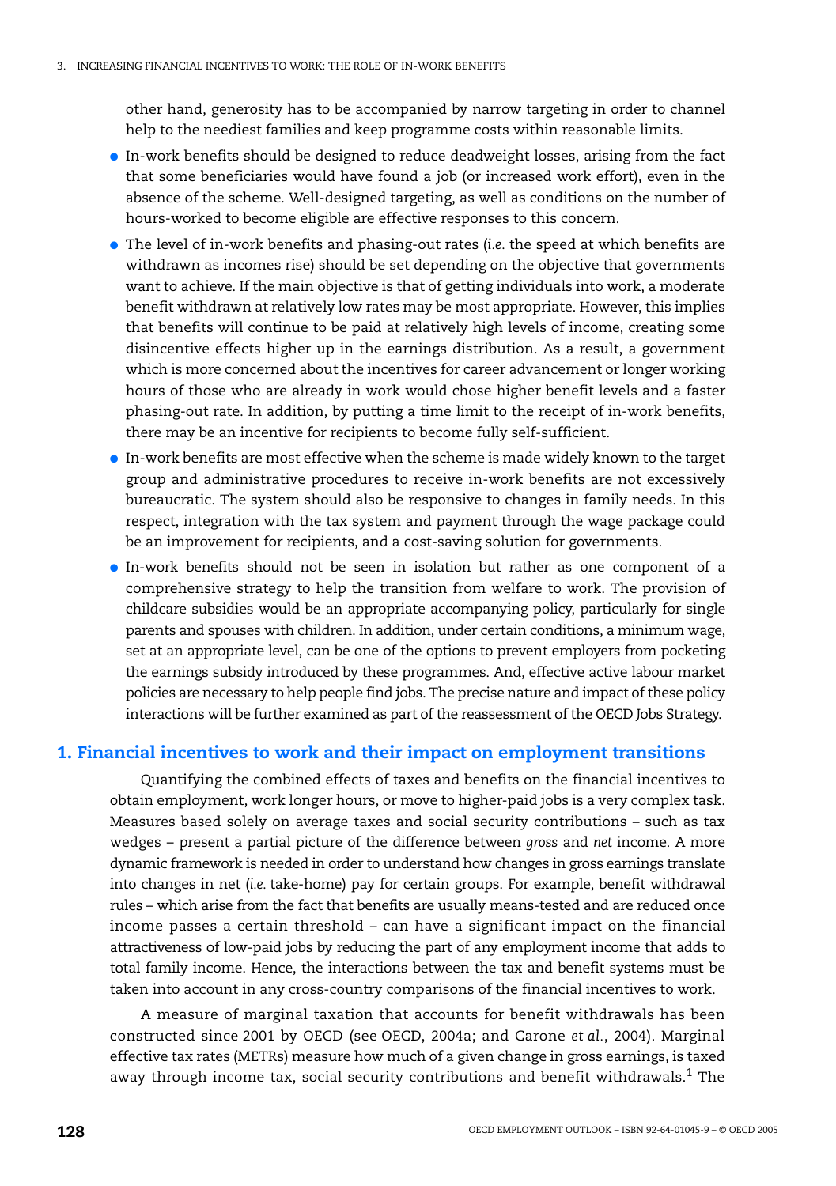other hand, generosity has to be accompanied by narrow targeting in order to channel help to the neediest families and keep programme costs within reasonable limits.

- In-work benefits should be designed to reduce deadweight losses, arising from the fact that some beneficiaries would have found a job (or increased work effort), even in the absence of the scheme. Well-designed targeting, as well as conditions on the number of hours-worked to become eligible are effective responses to this concern.
- The level of in-work benefits and phasing-out rates (*i.e.* the speed at which benefits are withdrawn as incomes rise) should be set depending on the objective that governments want to achieve. If the main objective is that of getting individuals into work, a moderate benefit withdrawn at relatively low rates may be most appropriate. However, this implies that benefits will continue to be paid at relatively high levels of income, creating some disincentive effects higher up in the earnings distribution. As a result, a government which is more concerned about the incentives for career advancement or longer working hours of those who are already in work would chose higher benefit levels and a faster phasing-out rate. In addition, by putting a time limit to the receipt of in-work benefits, there may be an incentive for recipients to become fully self-sufficient.
- In-work benefits are most effective when the scheme is made widely known to the target group and administrative procedures to receive in-work benefits are not excessively bureaucratic. The system should also be responsive to changes in family needs. In this respect, integration with the tax system and payment through the wage package could be an improvement for recipients, and a cost-saving solution for governments.
- In-work benefits should not be seen in isolation but rather as one component of a comprehensive strategy to help the transition from welfare to work. The provision of childcare subsidies would be an appropriate accompanying policy, particularly for single parents and spouses with children. In addition, under certain conditions, a minimum wage, set at an appropriate level, can be one of the options to prevent employers from pocketing the earnings subsidy introduced by these programmes. And, effective active labour market policies are necessary to help people find jobs. The precise nature and impact of these policy interactions will be further examined as part of the reassessment of the OECD Jobs Strategy.

## 1. Financial incentives to work and their impact on employment transitions

Quantifying the combined effects of taxes and benefits on the financial incentives to obtain employment, work longer hours, or move to higher-paid jobs is a very complex task. Measures based solely on average taxes and social security contributions – such as tax wedges – present a partial picture of the difference between *gross* and *net* income. A more dynamic framework is needed in order to understand how changes in gross earnings translate into changes in net (*i.e.* take-home) pay for certain groups. For example, benefit withdrawal rules – which arise from the fact that benefits are usually means-tested and are reduced once income passes a certain threshold – can have a significant impact on the financial attractiveness of low-paid jobs by reducing the part of any employment income that adds to total family income. Hence, the interactions between the tax and benefit systems must be taken into account in any cross-country comparisons of the financial incentives to work.

A measure of marginal taxation that accounts for benefit withdrawals has been constructed since 2001 by OECD (see OECD, 2004a; and Carone *et al.*, 2004). Marginal effective tax rates (METRs) measure how much of a given change in gross earnings, is taxed away through income tax, social security contributions and benefit withdrawals.[1] The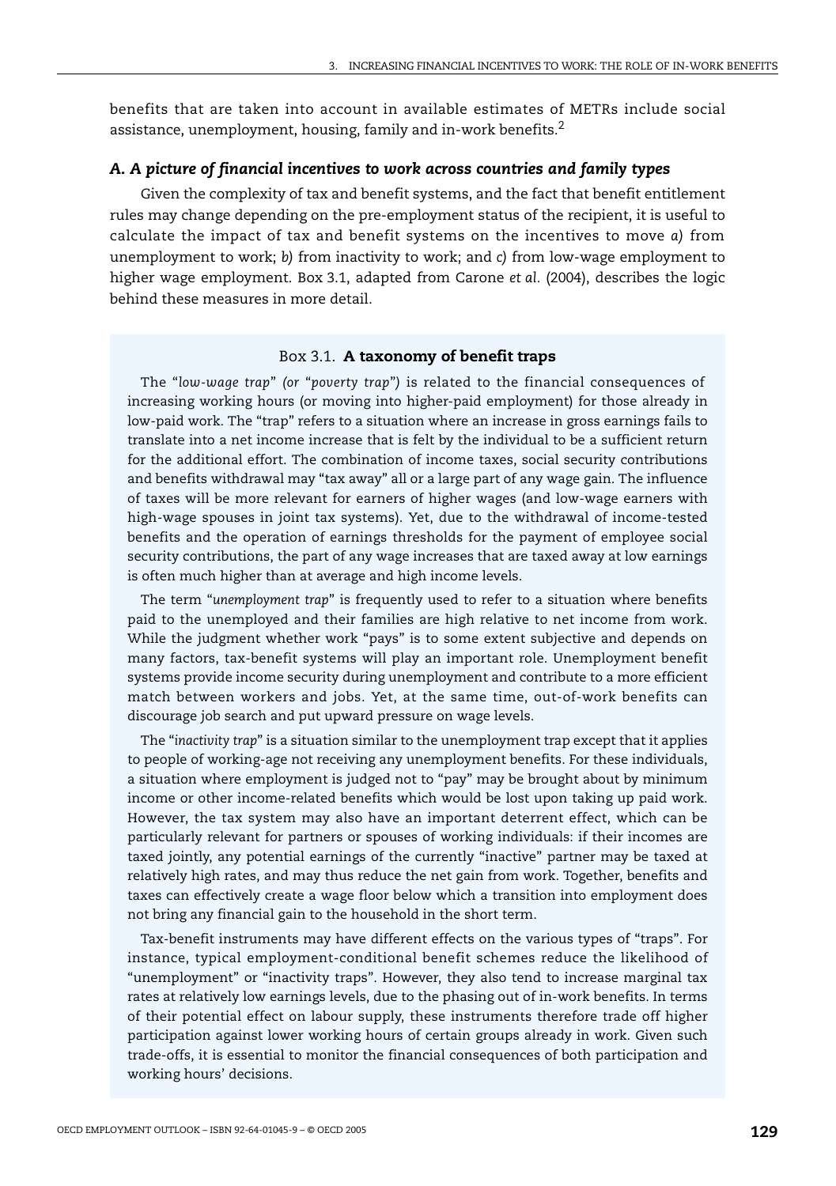benefits that are taken into account in available estimates of METRs include social assistance, unemployment, housing, family and in-work benefits.[2]

### *A. A picture of financial incentives to work across countries and family types*

Given the complexity of tax and benefit systems, and the fact that benefit entitlement rules may change depending on the pre-employment status of the recipient, it is useful to calculate the impact of tax and benefit systems on the incentives to move *a)* from unemployment to work; *b)* from inactivity to work; and *c)* from low-wage employment to higher wage employment. Box 3.1, adapted from Carone *et al.* (2004), describes the logic behind these measures in more detail.

#### Box 3.1. **A taxonomy of benefit traps**

The "*low-wage trap*" *(or* "*poverty trap*") is related to the financial consequences of increasing working hours (or moving into higher-paid employment) for those already in low-paid work. The "trap" refers to a situation where an increase in gross earnings fails to translate into a net income increase that is felt by the individual to be a sufficient return for the additional effort. The combination of income taxes, social security contributions and benefits withdrawal may "tax away" all or a large part of any wage gain. The influence of taxes will be more relevant for earners of higher wages (and low-wage earners with high-wage spouses in joint tax systems). Yet, due to the withdrawal of income-tested benefits and the operation of earnings thresholds for the payment of employee social security contributions, the part of any wage increases that are taxed away at low earnings is often much higher than at average and high income levels.

The term "*unemployment trap*" is frequently used to refer to a situation where benefits paid to the unemployed and their families are high relative to net income from work. While the judgment whether work "pays" is to some extent subjective and depends on many factors, tax-benefit systems will play an important role. Unemployment benefit systems provide income security during unemployment and contribute to a more efficient match between workers and jobs. Yet, at the same time, out-of-work benefits can discourage job search and put upward pressure on wage levels.

The "*inactivity trap*" is a situation similar to the unemployment trap except that it applies to people of working-age not receiving any unemployment benefits. For these individuals, a situation where employment is judged not to "pay" may be brought about by minimum income or other income-related benefits which would be lost upon taking up paid work. However, the tax system may also have an important deterrent effect, which can be particularly relevant for partners or spouses of working individuals: if their incomes are taxed jointly, any potential earnings of the currently "inactive" partner may be taxed at relatively high rates, and may thus reduce the net gain from work. Together, benefits and taxes can effectively create a wage floor below which a transition into employment does not bring any financial gain to the household in the short term.

Tax-benefit instruments may have different effects on the various types of "traps". For instance, typical employment-conditional benefit schemes reduce the likelihood of "unemployment" or "inactivity traps". However, they also tend to increase marginal tax rates at relatively low earnings levels, due to the phasing out of in-work benefits. In terms of their potential effect on labour supply, these instruments therefore trade off higher participation against lower working hours of certain groups already in work. Given such trade-offs, it is essential to monitor the financial consequences of both participation and working hours' decisions.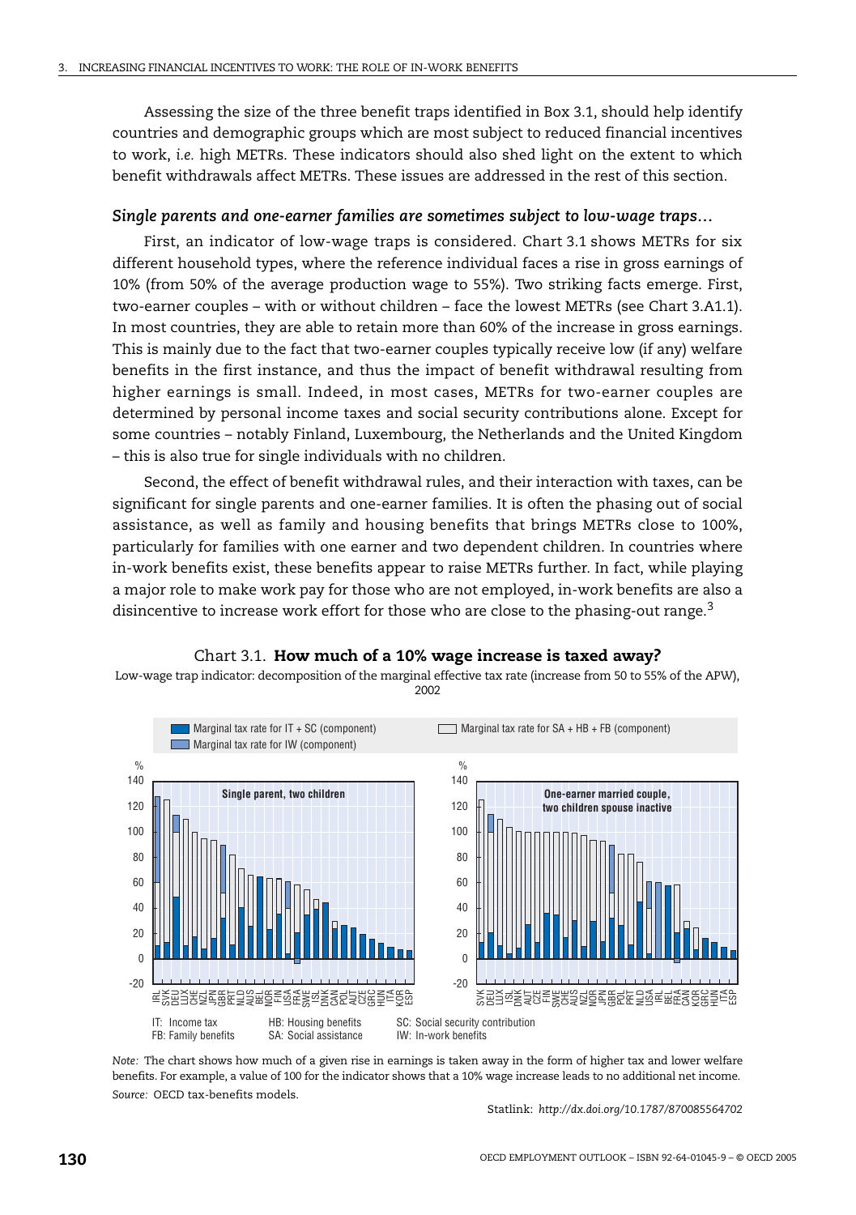Assessing the size of the three benefit traps identified in Box 3.1, should help identify countries and demographic groups which are most subject to reduced financial incentives to work, *i.e.* high METRs. These indicators should also shed light on the extent to which benefit withdrawals affect METRs. These issues are addressed in the rest of this section.

### *Single parents and one-earner families are sometimes subject to low-wage traps…*

First, an indicator of low-wage traps is considered. Chart 3.1 shows METRs for six different household types, where the reference individual faces a rise in gross earnings of 10% (from 50% of the average production wage to 55%). Two striking facts emerge. First, two-earner couples – with or without children – face the lowest METRs (see Chart 3.A1.1). In most countries, they are able to retain more than 60% of the increase in gross earnings. This is mainly due to the fact that two-earner couples typically receive low (if any) welfare benefits in the first instance, and thus the impact of benefit withdrawal resulting from higher earnings is small. Indeed, in most cases, METRs for two-earner couples are determined by personal income taxes and social security contributions alone. Except for some countries – notably Finland, Luxembourg, the Netherlands and the United Kingdom – this is also true for single individuals with no children.

Second, the effect of benefit withdrawal rules, and their interaction with taxes, can be significant for single parents and one-earner families. It is often the phasing out of social assistance, as well as family and housing benefits that brings METRs close to 100%, particularly for families with one earner and two dependent children. In countries where in-work benefits exist, these benefits appear to raise METRs further. In fact, while playing a major role to make work pay for those who are not employed, in-work benefits are also a disincentive to increase work effort for those who are close to the phasing-out range.[3]

Chart 3.1. **How much of a 10% wage increase is taxed away?**

Low-wage trap indicator: decomposition of the marginal effective tax rate (increase from 50 to 55% of the APW), 2002

Legend: Marginal tax rate for IT + SC (component); Marginal tax rate for IW (component); Marginal tax rate for SA + HB + FB (component)

Panels: Single parent, two children; One-earner married couple, two children spouse inactive

IT: Income tax
FB: Family benefits
HB: Housing benefits
SA: Social assistance
SC: Social security contribution
IW: In-work benefits

*Note:* The chart shows how much of a given rise in earnings is taken away in the form of higher tax and lower welfare benefits. For example, a value of 100 for the indicator shows that a 10% wage increase leads to no additional net income.

*Source:* OECD tax-benefits models.

Statlink: *http://dx.doi.org/10.1787/870085564702*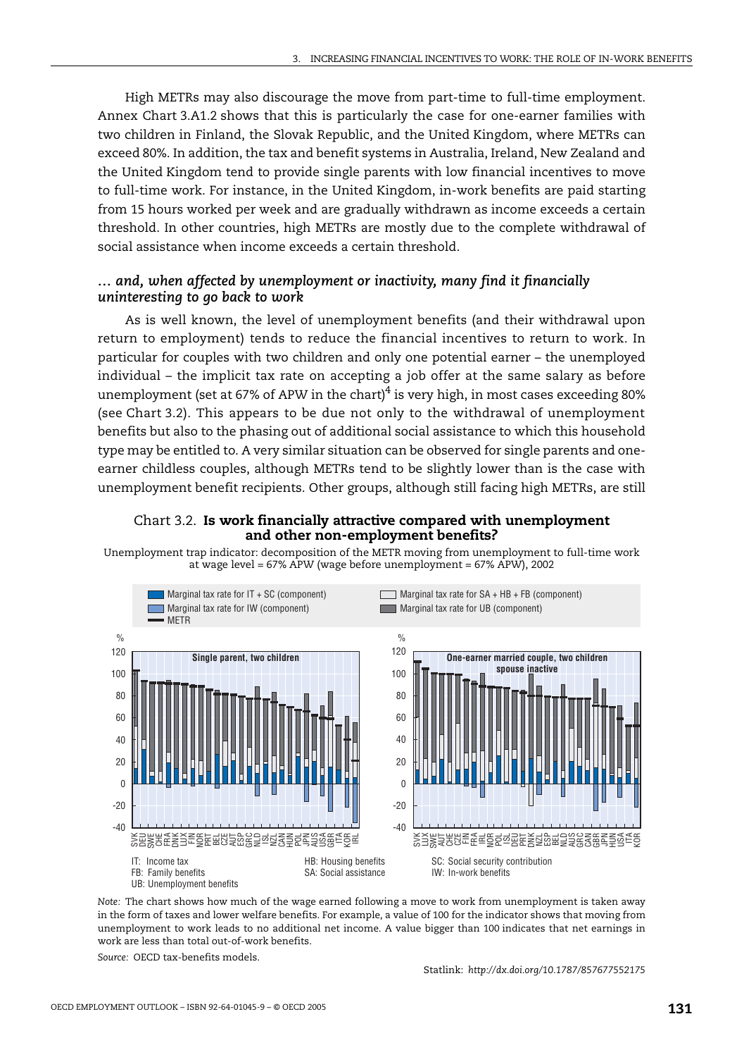High METRs may also discourage the move from part-time to full-time employment. Annex Chart 3.A1.2 shows that this is particularly the case for one-earner families with two children in Finland, the Slovak Republic, and the United Kingdom, where METRs can exceed 80%. In addition, the tax and benefit systems in Australia, Ireland, New Zealand and the United Kingdom tend to provide single parents with low financial incentives to move to full-time work. For instance, in the United Kingdom, in-work benefits are paid starting from 15 hours worked per week and are gradually withdrawn as income exceeds a certain threshold. In other countries, high METRs are mostly due to the complete withdrawal of social assistance when income exceeds a certain threshold.

### *… and, when affected by unemployment or inactivity, many find it financially uninteresting to go back to work*

As is well known, the level of unemployment benefits (and their withdrawal upon return to employment) tends to reduce the financial incentives to return to work. In particular for couples with two children and only one potential earner – the unemployed individual – the implicit tax rate on accepting a job offer at the same salary as before unemployment (set at 67% of APW in the chart)[4] is very high, in most cases exceeding 80% (see Chart 3.2). This appears to be due not only to the withdrawal of unemployment benefits but also to the phasing out of additional social assistance to which this household type may be entitled to. A very similar situation can be observed for single parents and one-earner childless couples, although METRs tend to be slightly lower than is the case with unemployment benefit recipients. Other groups, although still facing high METRs, are still

Chart 3.2. **Is work financially attractive compared with unemployment and other non-employment benefits?**

Unemployment trap indicator: decomposition of the METR moving from unemployment to full-time work at wage level = 67% APW (wage before unemployment = 67% APW), 2002

Legend: Marginal tax rate for IT + SC (component); Marginal tax rate for IW (component); METR; Marginal tax rate for SA + HB + FB (component); Marginal tax rate for UB (component)

Panels: Single parent, two children (SVK, DEU, SWE, CHE, FRA, DNK, LUX, FIN, NOR, PRT, BEL, CZE, AUT, ESP, GRC, NLD, ISL, NZL, CAN, HUN, POL, JPN, AUS, USA, GBR, ITA, KOR, IRL); One-earner married couple, two children, spouse inactive (SVK, LUX, SWE, AUT, CHE, CZE, FIN, FRA, IRL, NOR, POL, ISL, DEU, PRT, DNK, NZL, ESP, BEL, NLD, AUS, GRC, CAN, GBR, JPN, HUN, USA, ITA, KOR)

IT: Income tax; FB: Family benefits; UB: Unemployment benefits; HB: Housing benefits; SA: Social assistance; SC: Social security contribution; IW: In-work benefits

*Note:* The chart shows how much of the wage earned following a move to work from unemployment is taken away in the form of taxes and lower welfare benefits. For example, a value of 100 for the indicator shows that moving from unemployment to work leads to no additional net income. A value bigger than 100 indicates that net earnings in work are less than total out-of-work benefits.

*Source:* OECD tax-benefits models.

Statlink: *http://dx.doi.org/10.1787/857677552175*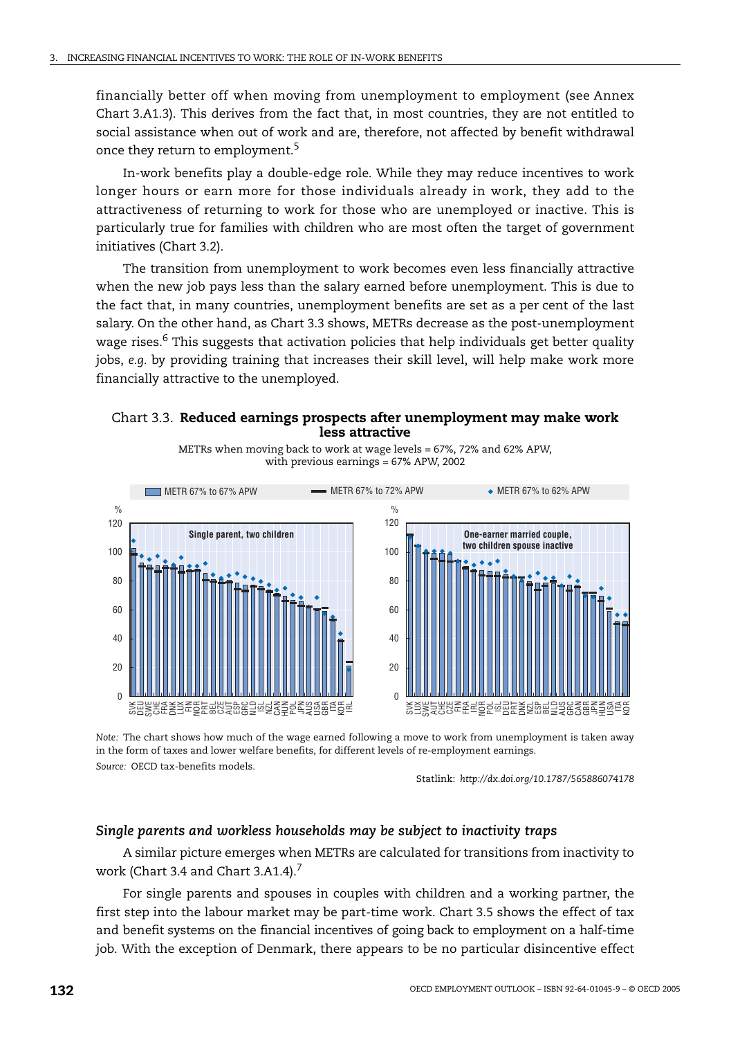financially better off when moving from unemployment to employment (see Annex Chart 3.A1.3). This derives from the fact that, in most countries, they are not entitled to social assistance when out of work and are, therefore, not affected by benefit withdrawal once they return to employment.[5]

In-work benefits play a double-edge role. While they may reduce incentives to work longer hours or earn more for those individuals already in work, they add to the attractiveness of returning to work for those who are unemployed or inactive. This is particularly true for families with children who are most often the target of government initiatives (Chart 3.2).

The transition from unemployment to work becomes even less financially attractive when the new job pays less than the salary earned before unemployment. This is due to the fact that, in many countries, unemployment benefits are set as a per cent of the last salary. On the other hand, as Chart 3.3 shows, METRs decrease as the post-unemployment wage rises.[6] This suggests that activation policies that help individuals get better quality jobs, *e.g.* by providing training that increases their skill level, will help make work more financially attractive to the unemployed.

Chart 3.3. **Reduced earnings prospects after unemployment may make work less attractive**

METRs when moving back to work at wage levels = 67%, 72% and 62% APW, with previous earnings = 67% APW, 2002

METR 67% to 67% APW — METR 67% to 72% APW — METR 67% to 62% APW

Single parent, two children: SVK, DEU, SWE, CHE, FRA, DNK, LUX, FIN, NOR, PRT, BEL, CZE, AUT, ESP, GRC, NLD, ISL, NZL, CAN, HUN, POL, JPN, AUS, USA, GBR, ITA, KOR, IRL

One-earner married couple, two children spouse inactive: SVK, LUX, SWE, AUT, CHE, CZE, FIN, FRA, IRL, NOR, POL, ISL, DEU, PRT, DNK, NZL, ESP, BEL, NLD, AUS, GRC, CAN, GBR, JPN, HUN, USA, ITA, KOR

*Note:* The chart shows how much of the wage earned following a move to work from unemployment is taken away in the form of taxes and lower welfare benefits, for different levels of re-employment earnings.

*Source:* OECD tax-benefits models.

Statlink: *http://dx.doi.org/10.1787/565886074178*

### *Single parents and workless households may be subject to inactivity traps*

A similar picture emerges when METRs are calculated for transitions from inactivity to work (Chart 3.4 and Chart 3.A1.4).[7]

For single parents and spouses in couples with children and a working partner, the first step into the labour market may be part-time work. Chart 3.5 shows the effect of tax and benefit systems on the financial incentives of going back to employment on a half-time job. With the exception of Denmark, there appears to be no particular disincentive effect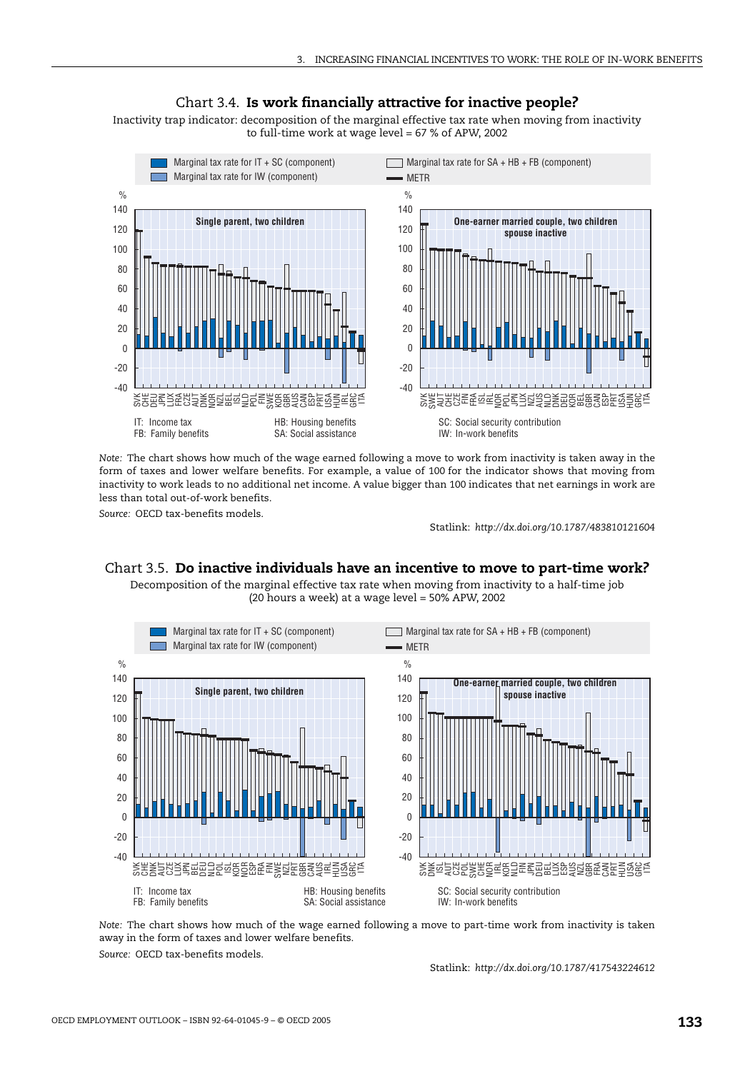## Chart 3.4. **Is work financially attractive for inactive people?**

Inactivity trap indicator: decomposition of the marginal effective tax rate when moving from inactivity to full-time work at wage level = 67 % of APW, 2002

Marginal tax rate for IT + SC (component) | Marginal tax rate for IW (component) | Marginal tax rate for SA + HB + FB (component) | METR

**Single parent, two children**

SVK, CHE, DEU, JPN, LUX, FRA, CZE, AUT, DNK, NOR, NZL, BEL, ISL, NLD, POL, FIN, SWE, KOR, GBR, AUS, CAN, ESP, PRT, USA, HUN, IRL, GRC, ITA

**One-earner married couple, two children spouse inactive**

SVK, SWE, AUT, CHE, CZE, FIN, FRA, ISL, IRL, NOR, POL, JPN, LUX, NZL, AUS, NLD, DNK, DEU, KOR, BEL, GBR, CAN, ESP, PRT, USA, HUN, GRC, ITA

IT: Income tax | HB: Housing benefits | SC: Social security contribution
FB: Family benefits | SA: Social assistance | IW: In-work benefits

*Note:* The chart shows how much of the wage earned following a move to work from inactivity is taken away in the form of taxes and lower welfare benefits. For example, a value of 100 for the indicator shows that moving from inactivity to work leads to no additional net income. A value bigger than 100 indicates that net earnings in work are less than total out-of-work benefits.

*Source:* OECD tax-benefits models.

Statlink: *http://dx.doi.org/10.1787/483810121604*

## Chart 3.5. **Do inactive individuals have an incentive to move to part-time work?**

Decomposition of the marginal effective tax rate when moving from inactivity to a half-time job (20 hours a week) at a wage level = 50% APW, 2002

Marginal tax rate for IT + SC (component) | Marginal tax rate for IW (component) | Marginal tax rate for SA + HB + FB (component) | METR

**Single parent, two children**

SVK, CHE, DNK, AUT, CZE, LUX, JPN, BEL, DEU, NLD, POL, ISL, KOR, NOR, ESP, FRA, FIN, SWE, NZL, PRT, GBR, CAN, AUS, IRL, HUN, USA, GRC, ITA

**One-earner married couple, two children spouse inactive**

SVK, DNK, ISL, AUT, CZE, POL, SWE, CHE, NOR, IRL, KOR, NLD, FIN, JPN, DEU, BEL, LUX, ESP, AUS, NZL, GBR, FRA, CAN, PRT, HUN, USA, GRC, ITA

IT: Income tax | HB: Housing benefits | SC: Social security contribution
FB: Family benefits | SA: Social assistance | IW: In-work benefits

*Note:* The chart shows how much of the wage earned following a move to part-time work from inactivity is taken away in the form of taxes and lower welfare benefits.

*Source:* OECD tax-benefits models.

Statlink: *http://dx.doi.org/10.1787/417543224612*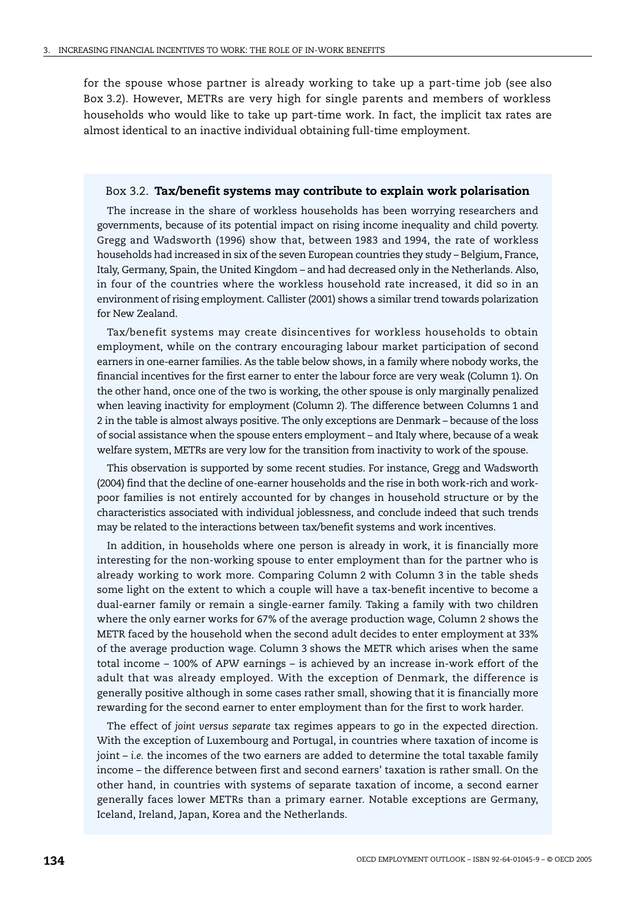for the spouse whose partner is already working to take up a part-time job (see also Box 3.2). However, METRs are very high for single parents and members of workless households who would like to take up part-time work. In fact, the implicit tax rates are almost identical to an inactive individual obtaining full-time employment.

### Box 3.2. **Tax/benefit systems may contribute to explain work polarisation**

The increase in the share of workless households has been worrying researchers and governments, because of its potential impact on rising income inequality and child poverty. Gregg and Wadsworth (1996) show that, between 1983 and 1994, the rate of workless households had increased in six of the seven European countries they study – Belgium, France, Italy, Germany, Spain, the United Kingdom – and had decreased only in the Netherlands. Also, in four of the countries where the workless household rate increased, it did so in an environment of rising employment. Callister (2001) shows a similar trend towards polarization for New Zealand.

Tax/benefit systems may create disincentives for workless households to obtain employment, while on the contrary encouraging labour market participation of second earners in one-earner families. As the table below shows, in a family where nobody works, the financial incentives for the first earner to enter the labour force are very weak (Column 1). On the other hand, once one of the two is working, the other spouse is only marginally penalized when leaving inactivity for employment (Column 2). The difference between Columns 1 and 2 in the table is almost always positive. The only exceptions are Denmark – because of the loss of social assistance when the spouse enters employment – and Italy where, because of a weak welfare system, METRs are very low for the transition from inactivity to work of the spouse.

This observation is supported by some recent studies. For instance, Gregg and Wadsworth (2004) find that the decline of one-earner households and the rise in both work-rich and work-poor families is not entirely accounted for by changes in household structure or by the characteristics associated with individual joblessness, and conclude indeed that such trends may be related to the interactions between tax/benefit systems and work incentives.

In addition, in households where one person is already in work, it is financially more interesting for the non-working spouse to enter employment than for the partner who is already working to work more. Comparing Column 2 with Column 3 in the table sheds some light on the extent to which a couple will have a tax-benefit incentive to become a dual-earner family or remain a single-earner family. Taking a family with two children where the only earner works for 67% of the average production wage, Column 2 shows the METR faced by the household when the second adult decides to enter employment at 33% of the average production wage. Column 3 shows the METR which arises when the same total income – 100% of APW earnings – is achieved by an increase in-work effort of the adult that was already employed. With the exception of Denmark, the difference is generally positive although in some cases rather small, showing that it is financially more rewarding for the second earner to enter employment than for the first to work harder.

The effect of *joint versus separate* tax regimes appears to go in the expected direction. With the exception of Luxembourg and Portugal, in countries where taxation of income is joint – *i.e.* the incomes of the two earners are added to determine the total taxable family income – the difference between first and second earners' taxation is rather small. On the other hand, in countries with systems of separate taxation of income, a second earner generally faces lower METRs than a primary earner. Notable exceptions are Germany, Iceland, Ireland, Japan, Korea and the Netherlands.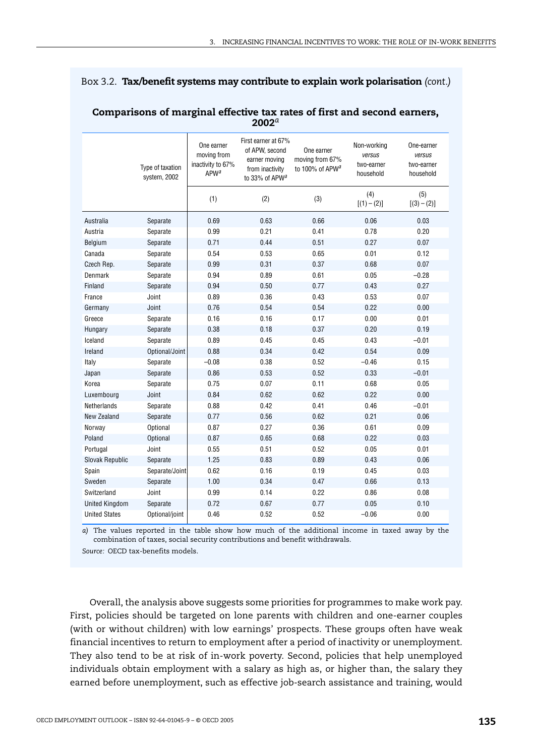Box 3.2. **Tax/benefit systems may contribute to explain work polarisation** *(cont.)*

**Comparisons of marginal effective tax rates of first and second earners, 2002[a]**

| | Type of taxation system, 2002 | One earner moving from inactivity to 67% APW[a] | First earner at 67% of APW, second earner moving from inactivity to 33% of APW[a] | One earner moving from 67% to 100% of APW[a] | Non-working *versus* two-earner household | One-earner *versus* two-earner household |
|---|---|---|---|---|---|---|
| | | (1) | (2) | (3) | (4) [(1) – (2)] | (5) [(3) – (2)] |
| Australia | Separate | 0.69 | 0.63 | 0.66 | 0.06 | 0.03 |
| Austria | Separate | 0.99 | 0.21 | 0.41 | 0.78 | 0.20 |
| Belgium | Separate | 0.71 | 0.44 | 0.51 | 0.27 | 0.07 |
| Canada | Separate | 0.54 | 0.53 | 0.65 | 0.01 | 0.12 |
| Czech Rep. | Separate | 0.99 | 0.31 | 0.37 | 0.68 | 0.07 |
| Denmark | Separate | 0.94 | 0.89 | 0.61 | 0.05 | –0.28 |
| Finland | Separate | 0.94 | 0.50 | 0.77 | 0.43 | 0.27 |
| France | Joint | 0.89 | 0.36 | 0.43 | 0.53 | 0.07 |
| Germany | Joint | 0.76 | 0.54 | 0.54 | 0.22 | 0.00 |
| Greece | Separate | 0.16 | 0.16 | 0.17 | 0.00 | 0.01 |
| Hungary | Separate | 0.38 | 0.18 | 0.37 | 0.20 | 0.19 |
| Iceland | Separate | 0.89 | 0.45 | 0.45 | 0.43 | –0.01 |
| Ireland | Optional/Joint | 0.88 | 0.34 | 0.42 | 0.54 | 0.09 |
| Italy | Separate | –0.08 | 0.38 | 0.52 | –0.46 | 0.15 |
| Japan | Separate | 0.86 | 0.53 | 0.52 | 0.33 | –0.01 |
| Korea | Separate | 0.75 | 0.07 | 0.11 | 0.68 | 0.05 |
| Luxembourg | Joint | 0.84 | 0.62 | 0.62 | 0.22 | 0.00 |
| Netherlands | Separate | 0.88 | 0.42 | 0.41 | 0.46 | –0.01 |
| New Zealand | Separate | 0.77 | 0.56 | 0.62 | 0.21 | 0.06 |
| Norway | Optional | 0.87 | 0.27 | 0.36 | 0.61 | 0.09 |
| Poland | Optional | 0.87 | 0.65 | 0.68 | 0.22 | 0.03 |
| Portugal | Joint | 0.55 | 0.51 | 0.52 | 0.05 | 0.01 |
| Slovak Republic | Separate | 1.25 | 0.83 | 0.89 | 0.43 | 0.06 |
| Spain | Separate/Joint | 0.62 | 0.16 | 0.19 | 0.45 | 0.03 |
| Sweden | Separate | 1.00 | 0.34 | 0.47 | 0.66 | 0.13 |
| Switzerland | Joint | 0.99 | 0.14 | 0.22 | 0.86 | 0.08 |
| United Kingdom | Separate | 0.72 | 0.67 | 0.77 | 0.05 | 0.10 |
| United States | Optional/joint | 0.46 | 0.52 | 0.52 | –0.06 | 0.00 |

*a)* The values reported in the table show how much of the additional income in taxed away by the combination of taxes, social security contributions and benefit withdrawals.

*Source:* OECD tax-benefits models.

Overall, the analysis above suggests some priorities for programmes to make work pay. First, policies should be targeted on lone parents with children and one-earner couples (with or without children) with low earnings' prospects. These groups often have weak financial incentives to return to employment after a period of inactivity or unemployment. They also tend to be at risk of in-work poverty. Second, policies that help unemployed individuals obtain employment with a salary as high as, or higher than, the salary they earned before unemployment, such as effective job-search assistance and training, would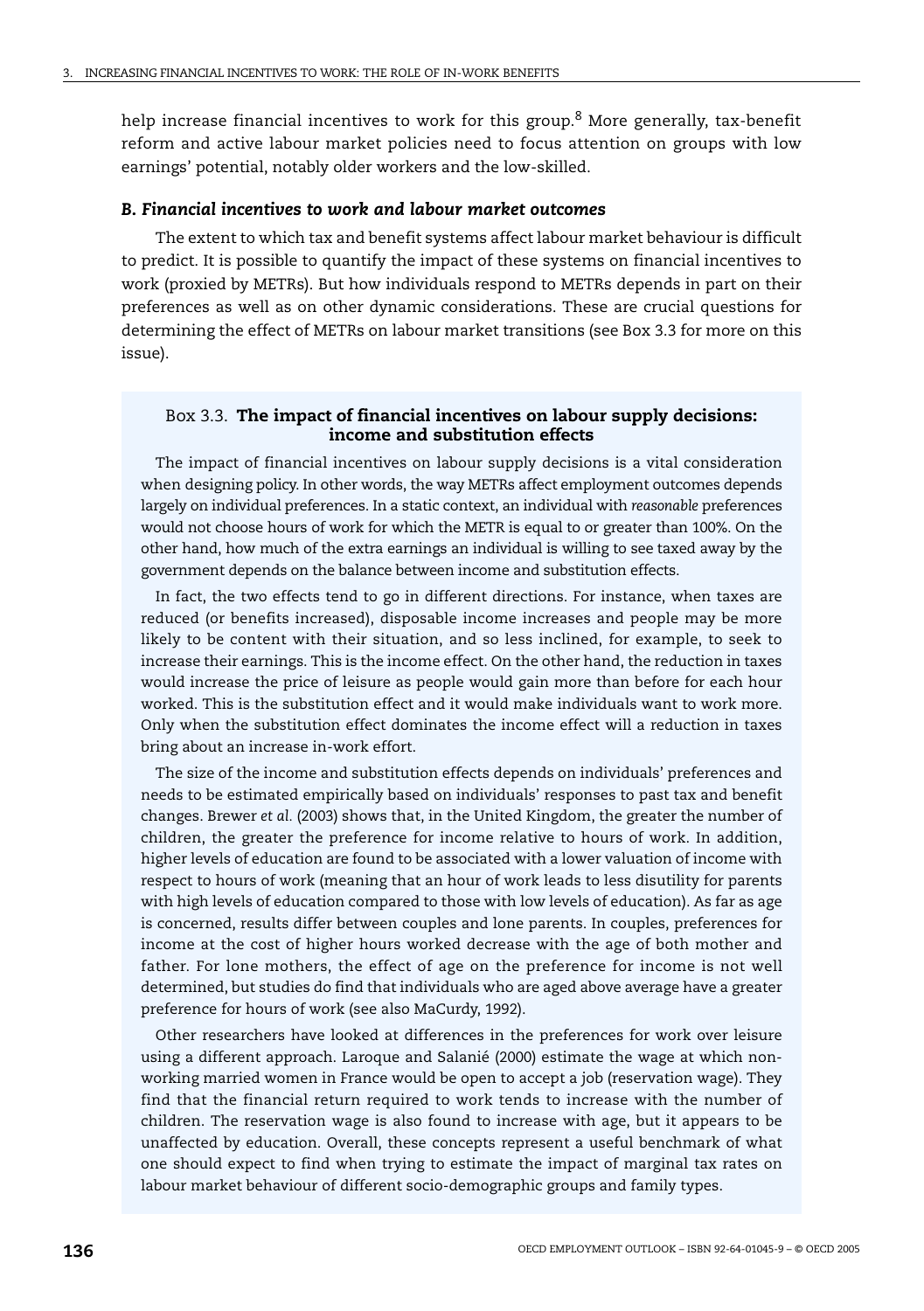help increase financial incentives to work for this group.[8] More generally, tax-benefit reform and active labour market policies need to focus attention on groups with low earnings' potential, notably older workers and the low-skilled.

### *B. Financial incentives to work and labour market outcomes*

The extent to which tax and benefit systems affect labour market behaviour is difficult to predict. It is possible to quantify the impact of these systems on financial incentives to work (proxied by METRs). But how individuals respond to METRs depends in part on their preferences as well as on other dynamic considerations. These are crucial questions for determining the effect of METRs on labour market transitions (see Box 3.3 for more on this issue).

#### Box 3.3. **The impact of financial incentives on labour supply decisions: income and substitution effects**

The impact of financial incentives on labour supply decisions is a vital consideration when designing policy. In other words, the way METRs affect employment outcomes depends largely on individual preferences. In a static context, an individual with *reasonable* preferences would not choose hours of work for which the METR is equal to or greater than 100%. On the other hand, how much of the extra earnings an individual is willing to see taxed away by the government depends on the balance between income and substitution effects.

In fact, the two effects tend to go in different directions. For instance, when taxes are reduced (or benefits increased), disposable income increases and people may be more likely to be content with their situation, and so less inclined, for example, to seek to increase their earnings. This is the income effect. On the other hand, the reduction in taxes would increase the price of leisure as people would gain more than before for each hour worked. This is the substitution effect and it would make individuals want to work more. Only when the substitution effect dominates the income effect will a reduction in taxes bring about an increase in-work effort.

The size of the income and substitution effects depends on individuals' preferences and needs to be estimated empirically based on individuals' responses to past tax and benefit changes. Brewer *et al.* (2003) shows that, in the United Kingdom, the greater the number of children, the greater the preference for income relative to hours of work. In addition, higher levels of education are found to be associated with a lower valuation of income with respect to hours of work (meaning that an hour of work leads to less disutility for parents with high levels of education compared to those with low levels of education). As far as age is concerned, results differ between couples and lone parents. In couples, preferences for income at the cost of higher hours worked decrease with the age of both mother and father. For lone mothers, the effect of age on the preference for income is not well determined, but studies do find that individuals who are aged above average have a greater preference for hours of work (see also MaCurdy, 1992).

Other researchers have looked at differences in the preferences for work over leisure using a different approach. Laroque and Salanié (2000) estimate the wage at which non-working married women in France would be open to accept a job (reservation wage). They find that the financial return required to work tends to increase with the number of children. The reservation wage is also found to increase with age, but it appears to be unaffected by education. Overall, these concepts represent a useful benchmark of what one should expect to find when trying to estimate the impact of marginal tax rates on labour market behaviour of different socio-demographic groups and family types.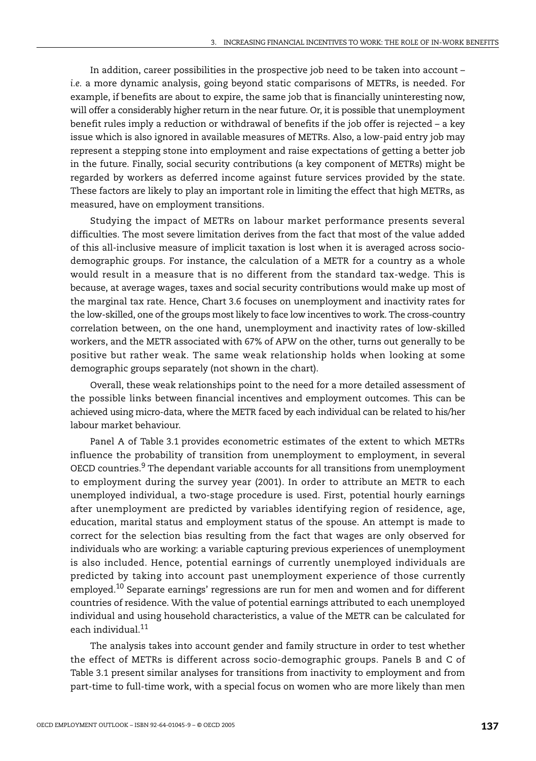In addition, career possibilities in the prospective job need to be taken into account – *i.e.* a more dynamic analysis, going beyond static comparisons of METRs, is needed. For example, if benefits are about to expire, the same job that is financially uninteresting now, will offer a considerably higher return in the near future. Or, it is possible that unemployment benefit rules imply a reduction or withdrawal of benefits if the job offer is rejected – a key issue which is also ignored in available measures of METRs. Also, a low-paid entry job may represent a stepping stone into employment and raise expectations of getting a better job in the future. Finally, social security contributions (a key component of METRs) might be regarded by workers as deferred income against future services provided by the state. These factors are likely to play an important role in limiting the effect that high METRs, as measured, have on employment transitions.

Studying the impact of METRs on labour market performance presents several difficulties. The most severe limitation derives from the fact that most of the value added of this all-inclusive measure of implicit taxation is lost when it is averaged across socio-demographic groups. For instance, the calculation of a METR for a country as a whole would result in a measure that is no different from the standard tax-wedge. This is because, at average wages, taxes and social security contributions would make up most of the marginal tax rate. Hence, Chart 3.6 focuses on unemployment and inactivity rates for the low-skilled, one of the groups most likely to face low incentives to work. The cross-country correlation between, on the one hand, unemployment and inactivity rates of low-skilled workers, and the METR associated with 67% of APW on the other, turns out generally to be positive but rather weak. The same weak relationship holds when looking at some demographic groups separately (not shown in the chart).

Overall, these weak relationships point to the need for a more detailed assessment of the possible links between financial incentives and employment outcomes. This can be achieved using micro-data, where the METR faced by each individual can be related to his/her labour market behaviour.

Panel A of Table 3.1 provides econometric estimates of the extent to which METRs influence the probability of transition from unemployment to employment, in several OECD countries.[9] The dependant variable accounts for all transitions from unemployment to employment during the survey year (2001). In order to attribute an METR to each unemployed individual, a two-stage procedure is used. First, potential hourly earnings after unemployment are predicted by variables identifying region of residence, age, education, marital status and employment status of the spouse. An attempt is made to correct for the selection bias resulting from the fact that wages are only observed for individuals who are working: a variable capturing previous experiences of unemployment is also included. Hence, potential earnings of currently unemployed individuals are predicted by taking into account past unemployment experience of those currently employed.[10] Separate earnings' regressions are run for men and women and for different countries of residence. With the value of potential earnings attributed to each unemployed individual and using household characteristics, a value of the METR can be calculated for each individual.[11]

The analysis takes into account gender and family structure in order to test whether the effect of METRs is different across socio-demographic groups. Panels B and C of Table 3.1 present similar analyses for transitions from inactivity to employment and from part-time to full-time work, with a special focus on women who are more likely than men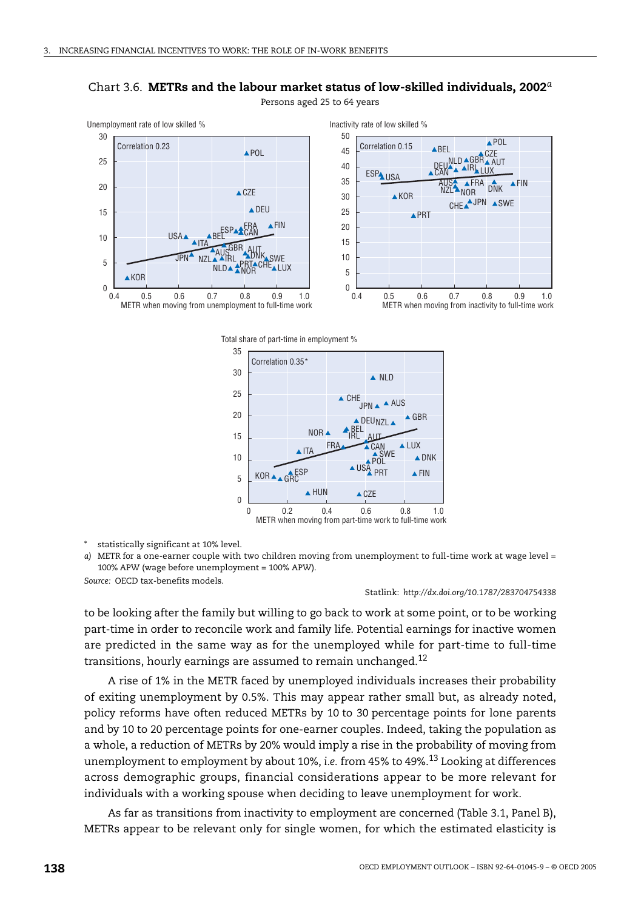Chart 3.6. **METRs and the labour market status of low-skilled individuals, 2002**[a]

Persons aged 25 to 64 years

\* statistically significant at 10% level.

*a)* METR for a one-earner couple with two children moving from unemployment to full-time work at wage level = 100% APW (wage before unemployment = 100% APW).

*Source:* OECD tax-benefits models.

Statlink: *http://dx.doi.org/10.1787/283704754338*

to be looking after the family but willing to go back to work at some point, or to be working part-time in order to reconcile work and family life. Potential earnings for inactive women are predicted in the same way as for the unemployed while for part-time to full-time transitions, hourly earnings are assumed to remain unchanged.[12]

A rise of 1% in the METR faced by unemployed individuals increases their probability of exiting unemployment by 0.5%. This may appear rather small but, as already noted, policy reforms have often reduced METRs by 10 to 30 percentage points for lone parents and by 10 to 20 percentage points for one-earner couples. Indeed, taking the population as a whole, a reduction of METRs by 20% would imply a rise in the probability of moving from unemployment to employment by about 10%, *i.e.* from 45% to 49%.[13] Looking at differences across demographic groups, financial considerations appear to be more relevant for individuals with a working spouse when deciding to leave unemployment for work.

As far as transitions from inactivity to employment are concerned (Table 3.1, Panel B), METRs appear to be relevant only for single women, for which the estimated elasticity is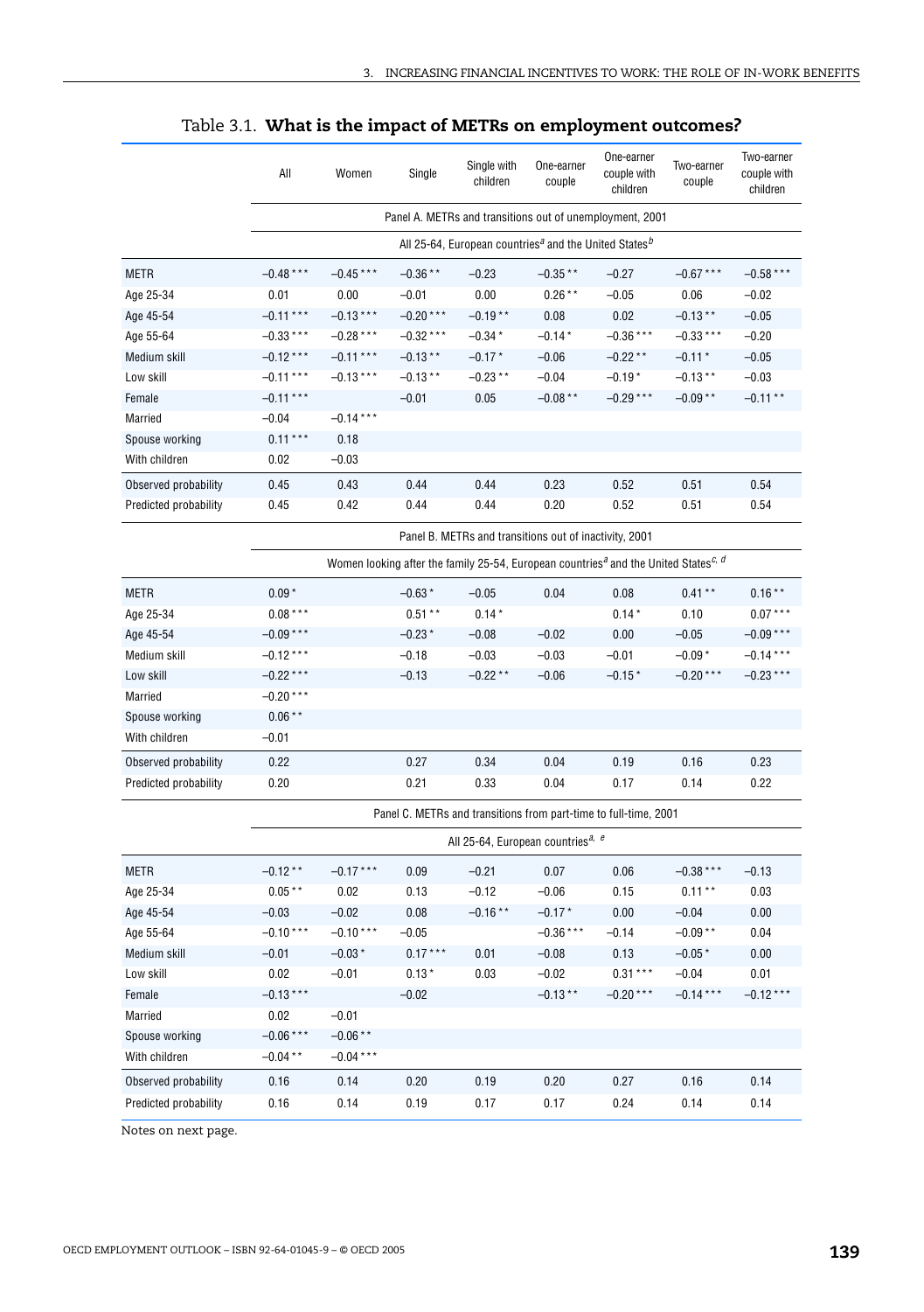Table 3.1. **What is the impact of METRs on employment outcomes?**

| | All | Women | Single | Single with children | One-earner couple | One-earner couple with children | Two-earner couple | Two-earner couple with children |
|---|---|---|---|---|---|---|---|---|
| | Panel A. METRs and transitions out of unemployment, 2001 | | | | | | | |
| | All 25-64, European countries[a] and the United States[b] | | | | | | | |
| METR | −0.48 *** | −0.45 *** | −0.36 ** | −0.23 | −0.35 ** | −0.27 | −0.67 *** | −0.58 *** |
| Age 25-34 | 0.01 | 0.00 | −0.01 | 0.00 | 0.26 ** | −0.05 | 0.06 | −0.02 |
| Age 45-54 | −0.11 *** | −0.13 *** | −0.20 *** | −0.19 ** | 0.08 | 0.02 | −0.13 ** | −0.05 |
| Age 55-64 | −0.33 *** | −0.28 *** | −0.32 *** | −0.34 * | −0.14 * | −0.36 *** | −0.33 *** | −0.20 |
| Medium skill | −0.12 *** | −0.11 *** | −0.13 ** | −0.17 * | −0.06 | −0.22 ** | −0.11 * | −0.05 |
| Low skill | −0.11 *** | −0.13 *** | −0.13 ** | −0.23 ** | −0.04 | −0.19 * | −0.13 ** | −0.03 |
| Female | −0.11 *** | | −0.01 | 0.05 | −0.08 ** | −0.29 *** | −0.09 ** | −0.11 ** |
| Married | −0.04 | −0.14 *** | | | | | | |
| Spouse working | 0.11 *** | 0.18 | | | | | | |
| With children | 0.02 | −0.03 | | | | | | |
| Observed probability | 0.45 | 0.43 | 0.44 | 0.44 | 0.23 | 0.52 | 0.51 | 0.54 |
| Predicted probability | 0.45 | 0.42 | 0.44 | 0.44 | 0.20 | 0.52 | 0.51 | 0.54 |
| | Panel B. METRs and transitions out of inactivity, 2001 | | | | | | | |
| | Women looking after the family 25-54, European countries[a] and the United States[c, d] | | | | | | | |
| METR | 0.09 * | | −0.63 * | −0.05 | 0.04 | 0.08 | 0.41 ** | 0.16 ** |
| Age 25-34 | 0.08 *** | | 0.51 ** | 0.14 * | | 0.14 * | 0.10 | 0.07 *** |
| Age 45-54 | −0.09 *** | | −0.23 * | −0.08 | −0.02 | 0.00 | −0.05 | −0.09 *** |
| Medium skill | −0.12 *** | | −0.18 | −0.03 | −0.03 | −0.01 | −0.09 * | −0.14 *** |
| Low skill | −0.22 *** | | −0.13 | −0.22 ** | −0.06 | −0.15 * | −0.20 *** | −0.23 *** |
| Married | −0.20 *** | | | | | | | |
| Spouse working | 0.06 ** | | | | | | | |
| With children | −0.01 | | | | | | | |
| Observed probability | 0.22 | | 0.27 | 0.34 | 0.04 | 0.19 | 0.16 | 0.23 |
| Predicted probability | 0.20 | | 0.21 | 0.33 | 0.04 | 0.17 | 0.14 | 0.22 |
| | Panel C. METRs and transitions from part-time to full-time, 2001 | | | | | | | |
| | All 25-64, European countries[a, e] | | | | | | | |
| METR | −0.12 ** | −0.17 *** | 0.09 | −0.21 | 0.07 | 0.06 | −0.38 *** | −0.13 |
| Age 25-34 | 0.05 ** | 0.02 | 0.13 | −0.12 | −0.06 | 0.15 | 0.11 ** | 0.03 |
| Age 45-54 | −0.03 | −0.02 | 0.08 | −0.16 ** | −0.17 * | 0.00 | −0.04 | 0.00 |
| Age 55-64 | −0.10 *** | −0.10 *** | −0.05 | | −0.36 *** | −0.14 | −0.09 ** | 0.04 |
| Medium skill | −0.01 | −0.03 * | 0.17 *** | 0.01 | −0.08 | 0.13 | −0.05 * | 0.00 |
| Low skill | 0.02 | −0.01 | 0.13 * | 0.03 | −0.02 | 0.31 *** | −0.04 | 0.01 |
| Female | −0.13 *** | | −0.02 | | −0.13 ** | −0.20 *** | −0.14 *** | −0.12 *** |
| Married | 0.02 | −0.01 | | | | | | |
| Spouse working | −0.06 *** | −0.06 ** | | | | | | |
| With children | −0.04 ** | −0.04 *** | | | | | | |
| Observed probability | 0.16 | 0.14 | 0.20 | 0.19 | 0.20 | 0.27 | 0.16 | 0.14 |
| Predicted probability | 0.16 | 0.14 | 0.19 | 0.17 | 0.17 | 0.24 | 0.14 | 0.14 |

Notes on next page.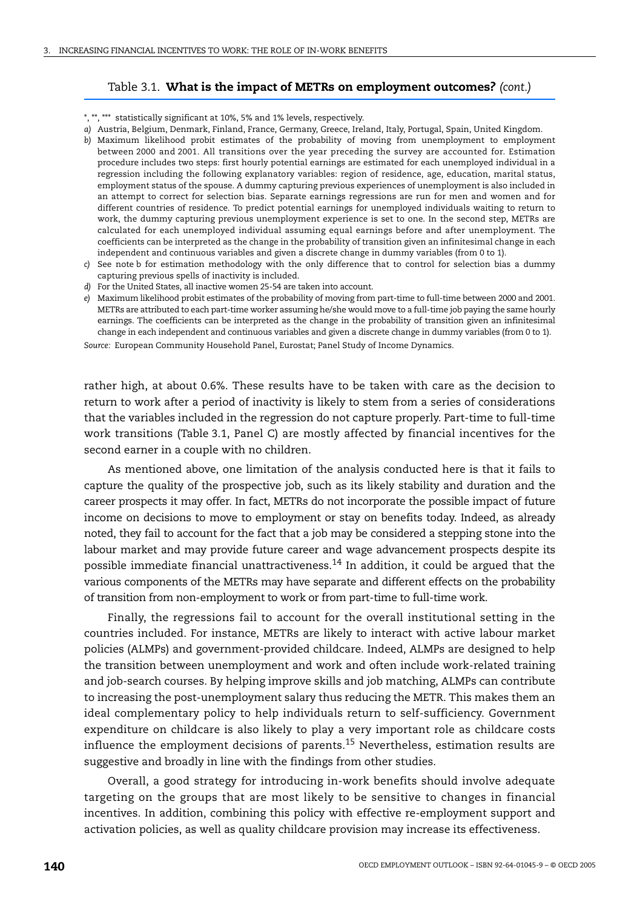Table 3.1. **What is the impact of METRs on employment outcomes?** *(cont.)*

*, **, *** statistically significant at 10%, 5% and 1% levels, respectively.

*a)* Austria, Belgium, Denmark, Finland, France, Germany, Greece, Ireland, Italy, Portugal, Spain, United Kingdom.

*b)* Maximum likelihood probit estimates of the probability of moving from unemployment to employment between 2000 and 2001. All transitions over the year preceding the survey are accounted for. Estimation procedure includes two steps: first hourly potential earnings are estimated for each unemployed individual in a regression including the following explanatory variables: region of residence, age, education, marital status, employment status of the spouse. A dummy capturing previous experiences of unemployment is also included in an attempt to correct for selection bias. Separate earnings regressions are run for men and women and for different countries of residence. To predict potential earnings for unemployed individuals waiting to return to work, the dummy capturing previous unemployment experience is set to one. In the second step, METRs are calculated for each unemployed individual assuming equal earnings before and after unemployment. The coefficients can be interpreted as the change in the probability of transition given an infinitesimal change in each independent and continuous variables and given a discrete change in dummy variables (from 0 to 1).

*c)* See note b for estimation methodology with the only difference that to control for selection bias a dummy capturing previous spells of inactivity is included.

*d)* For the United States, all inactive women 25-54 are taken into account.

*e)* Maximum likelihood probit estimates of the probability of moving from part-time to full-time between 2000 and 2001. METRs are attributed to each part-time worker assuming he/she would move to a full-time job paying the same hourly earnings. The coefficients can be interpreted as the change in the probability of transition given an infinitesimal change in each independent and continuous variables and given a discrete change in dummy variables (from 0 to 1).

*Source:* European Community Household Panel, Eurostat; Panel Study of Income Dynamics.

rather high, at about 0.6%. These results have to be taken with care as the decision to return to work after a period of inactivity is likely to stem from a series of considerations that the variables included in the regression do not capture properly. Part-time to full-time work transitions (Table 3.1, Panel C) are mostly affected by financial incentives for the second earner in a couple with no children.

As mentioned above, one limitation of the analysis conducted here is that it fails to capture the quality of the prospective job, such as its likely stability and duration and the career prospects it may offer. In fact, METRs do not incorporate the possible impact of future income on decisions to move to employment or stay on benefits today. Indeed, as already noted, they fail to account for the fact that a job may be considered a stepping stone into the labour market and may provide future career and wage advancement prospects despite its possible immediate financial unattractiveness.[14] In addition, it could be argued that the various components of the METRs may have separate and different effects on the probability of transition from non-employment to work or from part-time to full-time work.

Finally, the regressions fail to account for the overall institutional setting in the countries included. For instance, METRs are likely to interact with active labour market policies (ALMPs) and government-provided childcare. Indeed, ALMPs are designed to help the transition between unemployment and work and often include work-related training and job-search courses. By helping improve skills and job matching, ALMPs can contribute to increasing the post-unemployment salary thus reducing the METR. This makes them an ideal complementary policy to help individuals return to self-sufficiency. Government expenditure on childcare is also likely to play a very important role as childcare costs influence the employment decisions of parents.[15] Nevertheless, estimation results are suggestive and broadly in line with the findings from other studies.

Overall, a good strategy for introducing in-work benefits should involve adequate targeting on the groups that are most likely to be sensitive to changes in financial incentives. In addition, combining this policy with effective re-employment support and activation policies, as well as quality childcare provision may increase its effectiveness.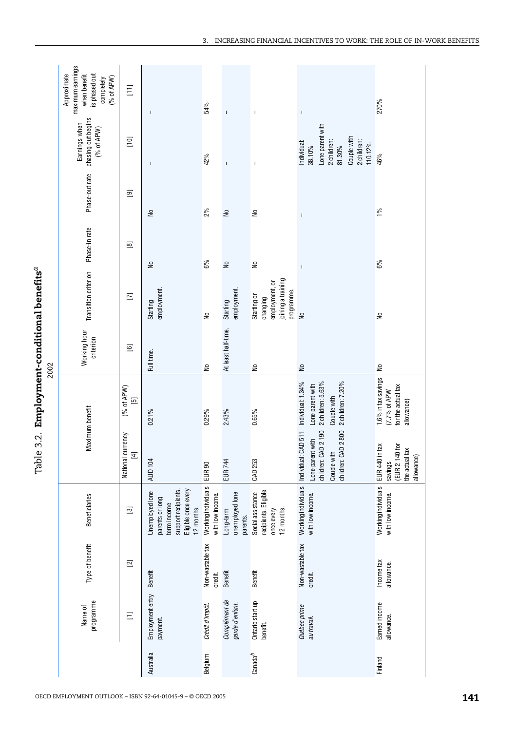## Table 3.2. Employment-conditional benefits[a]

2002

| | Name of programme | Type of benefit | Beneficiaries | Maximum benefit | | Working hour criterion | Transition criterion | Phase-in rate | Phase-out rate | Earnings when phasing out begins (% of APW) | Approximate maximum earnings when benefit is phased out completely (% of APW) |
|---|---|---|---|---|---|---|---|---|---|---|---|
| | | | | National currency | (% of APW) | | | | | | |
| | [1] | [2] | [3] | [4] | [5] | [6] | [7] | [8] | [9] | [10] | [11] |
| Australia | Employment entry payment. | Benefit | Unemployed lone parents or long term income support recipients. Eligible once every 12 months. | AUD 104 | 0.21% | Full time. | Starting employment. | No | No | – | – |
| Belgium | *Crédit d'impôt.* | Non-wastable tax credit. | Working individuals with low income. | EUR 90 | 0.29% | No | No | 6% | 2% | 42% | 54% |
| | *Complément de garde d'enfant.* | Benefit | Long-term unemployed lone parents. | EUR 744 | 2.43% | At least half-time. | Starting employment. | No | No | – | – |
| Canada[b] | Ontario start up benefit. | Benefit | Social assistance recipients. Eligible once every 12 months. | CAD 253 | 0.65% | No | Starting or changing employment, or joining a training programme. | No | No | – | – |
| | *Québec prime au travail.* | Non-wastable tax credit. | Working individuals with low income. | Individual: CAD 511<br>Lone parent with children: CAD 2 190<br>Couple with children: CAD 2 800 | Individual: 1.34%<br>Lone parent with 2 children: 5.63%<br>Couple with 2 children: 7.20% | No | No | – | – | Individual: 38.10%<br>Lone parent with 2 children: 81.30%<br>Couple with 2 children: 110.12% | – |
| Finland | Earned income allowance. | Income tax allowance. | Working individuals with low income. | EUR 440 in tax savings (EUR 2 140 for the actual tax allowance) | 1.6% in tax savings (7.7% of APW for the actual tax allowance) | No | No | 6% | 1% | 46% | 270% |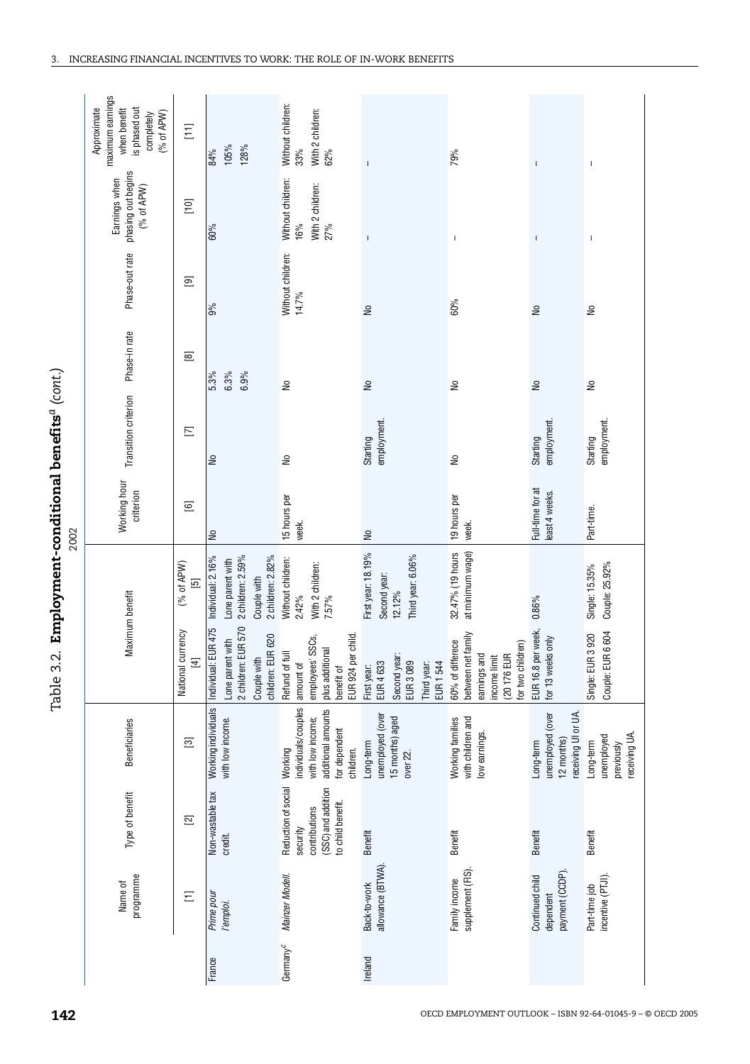Table 3.2. **Employment-conditional benefits**[a] (cont.)

2002

| | Name of programme | Type of benefit | Beneficiaries | Maximum benefit | | Working hour criterion | Transition criterion | Phase-in rate | Phase-out rate | Earnings when phasing out begins (% of APW) | Approximate maximum earnings when benefit is phased out completely (% of APW) |
|---|---|---|---|---|---|---|---|---|---|---|---|
| | | | | National currency | (% of APW) | | | | | | |
| | [1] | [2] | [3] | [4] | [5] | [6] | [7] | [8] | [9] | [10] | [11] |
| France | *Prime pour l'emploi.* | Non-wastable tax credit. | Working individuals with low income. | Individual: EUR 475<br>Lone parent with 2 children: EUR 570<br>Couple with children: EUR 620 | Individual: 2.16%<br>Lone parent with 2 children: 2.59%<br>Couple with 2 children: 2.82% | No | No | 5.3%<br>6.3%<br>6.9% | 9% | 60% | 84%<br>105%<br>128% |
| Germany[c] | *Mainzer Modell.* | Reduction of social security contributions (SSC) and addition to child benefit. | Working individuals/couples with low income; additional amounts for dependent children. | Refund of full amount of employees' SSCs, plus additional benefit of EUR 924 per child. | Without children: 2.42%<br>With 2 children: 7.57% | 15 hours per week. | No | No | Without children: 14.7% | Without children: 16%<br>With 2 children: 27% | Without children: 33%<br>With 2 children: 62% |
| Ireland | Back-to-work allowance (BTWA). | Benefit | Long-term unemployed (over 15 months) aged over 22. | First year: EUR 4 633<br>Second year: EUR 3 089<br>Third year: EUR 1 544 | First year: 18.19%<br>Second year: 12.12%<br>Third year: 6.06% | No | Starting employment. | No | No | – | – |
| | Family income supplement (FIS). | Benefit | Working families with children and low earnings. | 60% of difference between net family earnings and income limit (20 176 EUR for two children) | 32.47% (19 hours at minimum wage) | 19 hours per week. | No | No | 60% | – | 79% |
| | Continued child dependent payment (CCDP). | Benefit | Long-term unemployed (over 12 months) receiving UI or UA. | EUR 16.8 per week, for 13 weeks only | 0.86% | Full-time for at least 4 weeks. | Starting employment. | No | No | – | – |
| | Part-time job incentive (PTJI). | Benefit | Long-term unemployed previously receiving UA. | Single: EUR 3 920<br>Couple: EUR 6 604 | Single: 15.35%<br>Couple: 25.92% | Part-time. | Starting employment. | No | No | – | – |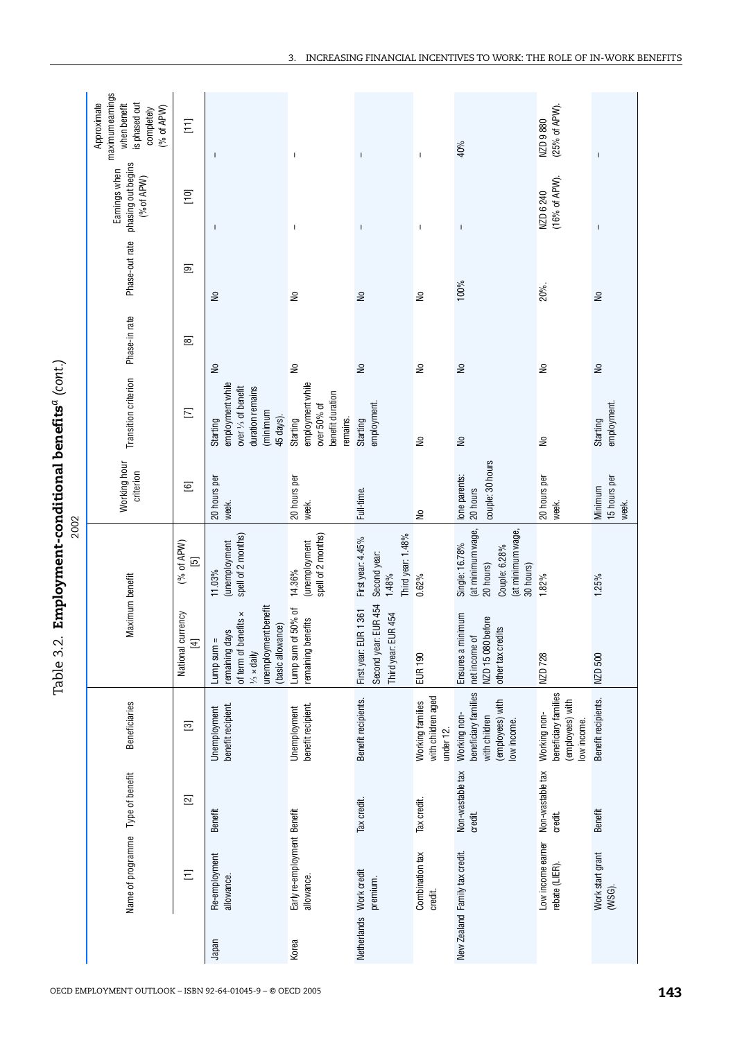# Table 3.2. Employment-conditional benefits[a] (cont.)

2002

| | Name of programme | Type of benefit | Beneficiaries | Maximum benefit | | Working hour criterion | Transition criterion | Phase-in rate | Phase-out rate | Earnings when phasing out begins (% of APW) | Approximate maximum earnings when benefit is phased out completely (% of APW) |
|---|---|---|---|---|---|---|---|---|---|---|---|
| | | | | National currency | (% of APW) | | | | | | |
| | [1] | [2] | [3] | [4] | [5] | [6] | [7] | [8] | [9] | [10] | [11] |
| Japan | Re-employment allowance. | Benefit | Unemployment benefit recipient. | Lump sum = remaining days of term of benefits × ⅓ × daily unemployment benefit (basic allowance) | 11.03% (unemployment spell of 2 months) | 20 hours per week. | Starting employment while over ⅓ of benefit duration remains (minimum 45 days). | No | No | – | – |
| Korea | Early re-employment allowance. | Benefit | Unemployment benefit recipient. | Lump sum of 50% of remaining benefits | 14.36% (unemployment spell of 2 months) | 20 hours per week. | Starting employment while over 50% of benefit duration remains. | No | No | – | – |
| Netherlands | Work credit premium. | Tax credit. | Benefit recipients. | First year: EUR 1 361 Second year: EUR 454 Third year: EUR 454 | First year: 4.45% Second year: 1.48% Third year: 1.48% | Full-time. | Starting employment. | No | No | – | – |
| | Combination tax credit. | Tax credit. | Working families with children aged under 12. | EUR 190 | 0.62% | No | No | No | No | – | – |
| New Zealand | Family tax credit. | Non-wastable tax credit. | Working non-beneficiary families with children (employees) with low income. | Ensures a minimum net income of NZD 15 080 before other tax credits | Single: 16.78% (at minimum wage, 20 hours) Couple: 6.28% (at minimum wage, 30 hours) | lone parents: 20 hours couple: 30 hours | No | No | 100% | – | 40% |
| | Low income earner rebate (LIER). | Non-wastable tax credit. | Working non-beneficiary families (employees) with low income. | NZD 728 | 1.82% | 20 hours per week. | No | No | 20%. | NZD 6 240 (16% of APW). | NZD 9 880 (25% of APW). |
| | Work start grant (WSG). | Benefit | Benefit recipients. | NZD 500 | 1.25% | Minimum 15 hours per week. | Starting employment. | No | No | – | – |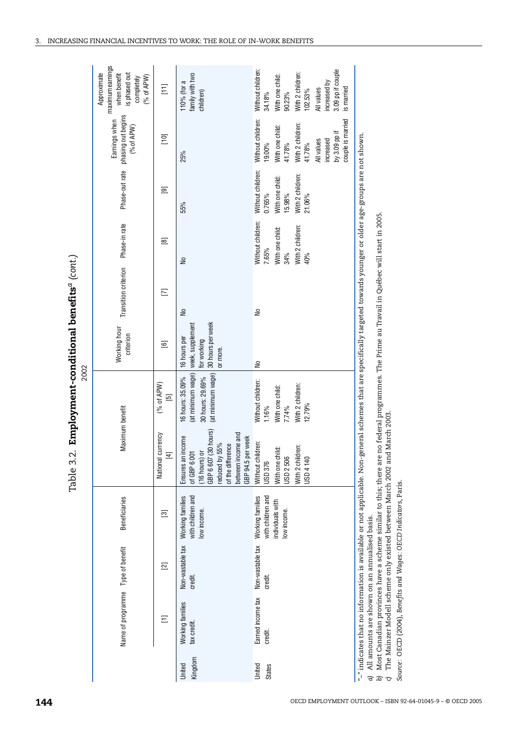Table 3.2. **Employment-conditional benefits**[a] (cont.)

2002

| | Name of programme | Type of benefit | Beneficiaries | Maximum benefit | | Working hour criterion | Transition criterion | Phase-in rate | Phase-out rate | Earnings when phasing out begins (% of APW) | Approximate maximum earnings when benefit is phased out completely (% of APW) |
|---|---|---|---|---|---|---|---|---|---|---|---|
| | | | | National currency | (% of APW) | | | | | | |
| | [1] | [2] | [3] | [4] | [5] | [6] | [7] | [8] | [9] | [10] | [11] |
| United Kingdom | Working families tax credit. | Non-wastable tax credit. | Working families with children and low income. | Ensures an income of GBP 6 001 (16 hours) or GBP 6 607 (30 hours) reduced by 55% of the difference between income and GBP 94.5 per week | 16 hours: 35.09% (at minimum wage) 30 hours: 29.69% (at minimum wage) | 16 hours per week, supplement for working 30 hours per week or more. | No | No | 55% | 25% | 110% (for a family with two children) |
| United States | Earned income tax credit. | Non-wastable tax credit. | Working families with children and individuals with low income. | Without children: USD 376 With one child: USD 2 506 With 2 children: USD 4 140 | Without children: 1.16% With one child: 7.74% With 2 children: 12.79% | No | No | Without children: 7.65% With one child: 34% With 2 children: 40% | Without children: 0.765% With one child: 15.98% With 2 children: 21.06% | Without children: 19.00% With one child: 41.78% With 2 children: 41.78% All values increased by 3.09 pp if couple is married | Without children: 34.18% With one child: 90.23% With 2 children: 102.53% All values increased by 3.09 pp if couple is married |

"–" indicates that no information is available or not applicable. Non-general schemes that are specifically targeted towards younger or older age-groups are not shown.

a) All amounts are shown on an annualised basis.

b) Most Canadian provinces have a scheme similar to this; there are no federal programmes. The Prime au Travail in Québec will start in 2005.

c) The Mainzer Modell scheme only existed between March 2002 and March 2003.

*Source:* OECD (2004), *Benefits and Wages: OECD Indicators*, Paris.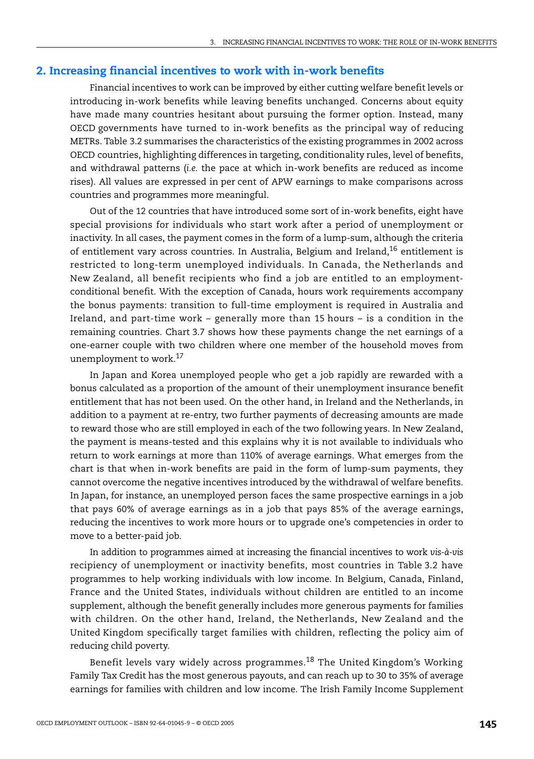## 2. Increasing financial incentives to work with in-work benefits

Financial incentives to work can be improved by either cutting welfare benefit levels or introducing in-work benefits while leaving benefits unchanged. Concerns about equity have made many countries hesitant about pursuing the former option. Instead, many OECD governments have turned to in-work benefits as the principal way of reducing METRs. Table 3.2 summarises the characteristics of the existing programmes in 2002 across OECD countries, highlighting differences in targeting, conditionality rules, level of benefits, and withdrawal patterns (*i.e.* the pace at which in-work benefits are reduced as income rises). All values are expressed in per cent of APW earnings to make comparisons across countries and programmes more meaningful.

Out of the 12 countries that have introduced some sort of in-work benefits, eight have special provisions for individuals who start work after a period of unemployment or inactivity. In all cases, the payment comes in the form of a lump-sum, although the criteria of entitlement vary across countries. In Australia, Belgium and Ireland,[16] entitlement is restricted to long-term unemployed individuals. In Canada, the Netherlands and New Zealand, all benefit recipients who find a job are entitled to an employment-conditional benefit. With the exception of Canada, hours work requirements accompany the bonus payments: transition to full-time employment is required in Australia and Ireland, and part-time work – generally more than 15 hours – is a condition in the remaining countries. Chart 3.7 shows how these payments change the net earnings of a one-earner couple with two children where one member of the household moves from unemployment to work.[17]

In Japan and Korea unemployed people who get a job rapidly are rewarded with a bonus calculated as a proportion of the amount of their unemployment insurance benefit entitlement that has not been used. On the other hand, in Ireland and the Netherlands, in addition to a payment at re-entry, two further payments of decreasing amounts are made to reward those who are still employed in each of the two following years. In New Zealand, the payment is means-tested and this explains why it is not available to individuals who return to work earnings at more than 110% of average earnings. What emerges from the chart is that when in-work benefits are paid in the form of lump-sum payments, they cannot overcome the negative incentives introduced by the withdrawal of welfare benefits. In Japan, for instance, an unemployed person faces the same prospective earnings in a job that pays 60% of average earnings as in a job that pays 85% of the average earnings, reducing the incentives to work more hours or to upgrade one's competencies in order to move to a better-paid job.

In addition to programmes aimed at increasing the financial incentives to work *vis-à-vis* recipiency of unemployment or inactivity benefits, most countries in Table 3.2 have programmes to help working individuals with low income. In Belgium, Canada, Finland, France and the United States, individuals without children are entitled to an income supplement, although the benefit generally includes more generous payments for families with children. On the other hand, Ireland, the Netherlands, New Zealand and the United Kingdom specifically target families with children, reflecting the policy aim of reducing child poverty.

Benefit levels vary widely across programmes.[18] The United Kingdom's Working Family Tax Credit has the most generous payouts, and can reach up to 30 to 35% of average earnings for families with children and low income. The Irish Family Income Supplement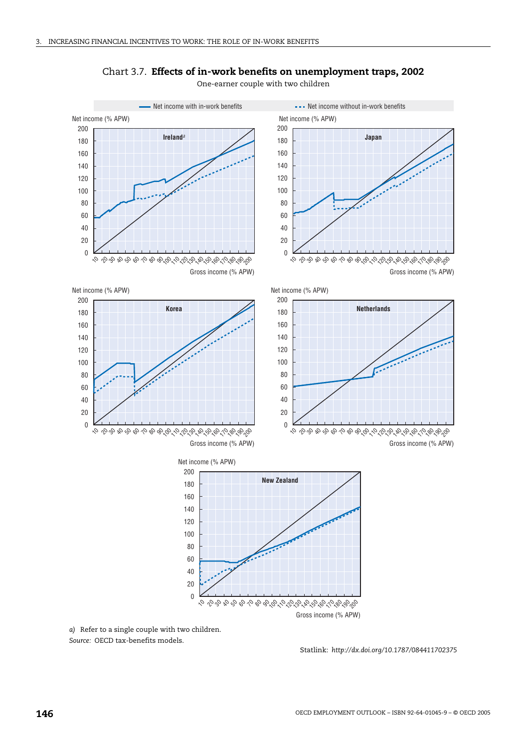## Chart 3.7. **Effects of in-work benefits on unemployment traps, 2002**

One-earner couple with two children

Net income with in-work benefits | Net income without in-work benefits

Panels: Ireland[a], Japan, Korea, Netherlands, New Zealand

Net income (% APW) vs. Gross income (% APW)

*a)* Refer to a single couple with two children.

*Source:* OECD tax-benefits models.

Statlink: *http://dx.doi.org/10.1787/084411702375*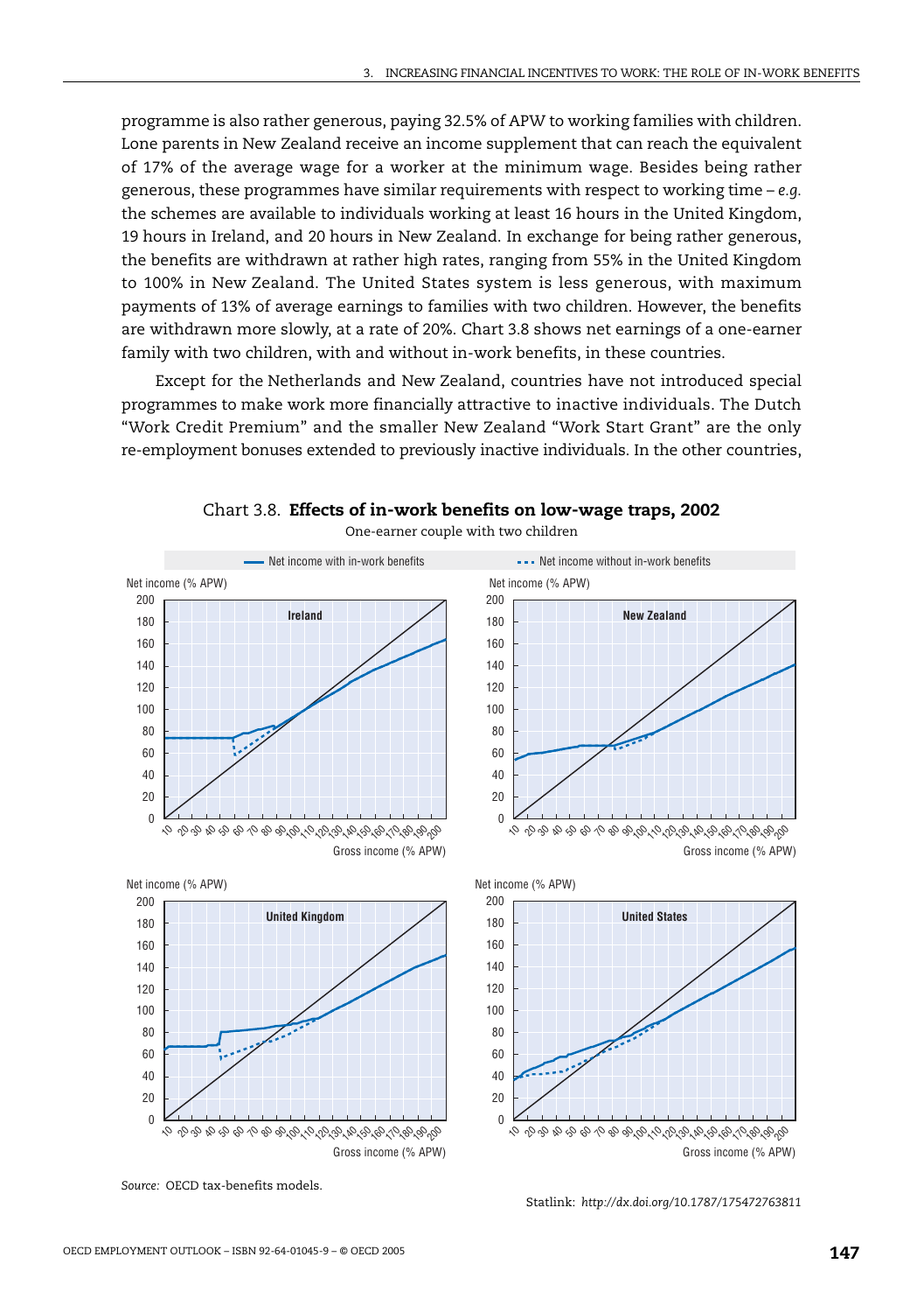programme is also rather generous, paying 32.5% of APW to working families with children. Lone parents in New Zealand receive an income supplement that can reach the equivalent of 17% of the average wage for a worker at the minimum wage. Besides being rather generous, these programmes have similar requirements with respect to working time – *e.g.* the schemes are available to individuals working at least 16 hours in the United Kingdom, 19 hours in Ireland, and 20 hours in New Zealand. In exchange for being rather generous, the benefits are withdrawn at rather high rates, ranging from 55% in the United Kingdom to 100% in New Zealand. The United States system is less generous, with maximum payments of 13% of average earnings to families with two children. However, the benefits are withdrawn more slowly, at a rate of 20%. Chart 3.8 shows net earnings of a one-earner family with two children, with and without in-work benefits, in these countries.

Except for the Netherlands and New Zealand, countries have not introduced special programmes to make work more financially attractive to inactive individuals. The Dutch "Work Credit Premium" and the smaller New Zealand "Work Start Grant" are the only re-employment bonuses extended to previously inactive individuals. In the other countries,

Chart 3.8. **Effects of in-work benefits on low-wage traps, 2002**

One-earner couple with two children

*Source:* OECD tax-benefits models.

Statlink: *http://dx.doi.org/10.1787/175472763811*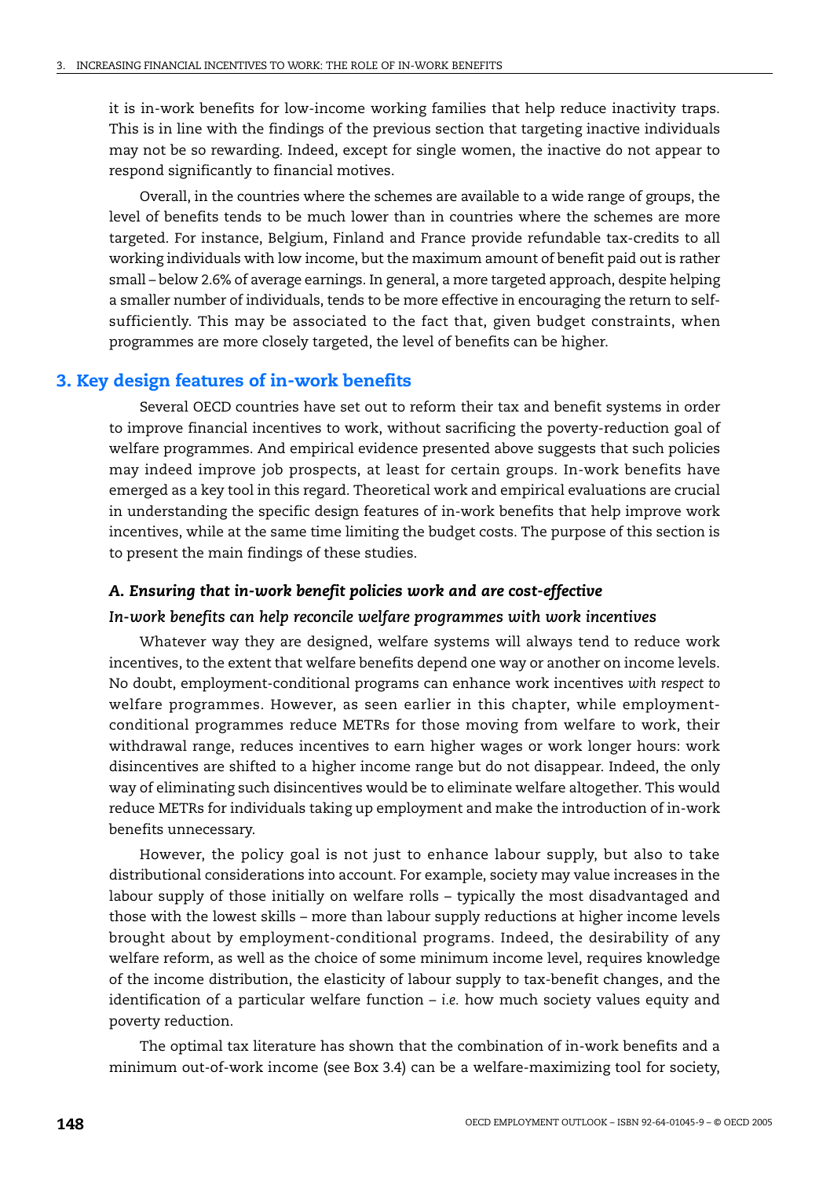it is in-work benefits for low-income working families that help reduce inactivity traps. This is in line with the findings of the previous section that targeting inactive individuals may not be so rewarding. Indeed, except for single women, the inactive do not appear to respond significantly to financial motives.

Overall, in the countries where the schemes are available to a wide range of groups, the level of benefits tends to be much lower than in countries where the schemes are more targeted. For instance, Belgium, Finland and France provide refundable tax-credits to all working individuals with low income, but the maximum amount of benefit paid out is rather small – below 2.6% of average earnings. In general, a more targeted approach, despite helping a smaller number of individuals, tends to be more effective in encouraging the return to self-sufficiently. This may be associated to the fact that, given budget constraints, when programmes are more closely targeted, the level of benefits can be higher.

## 3. Key design features of in-work benefits

Several OECD countries have set out to reform their tax and benefit systems in order to improve financial incentives to work, without sacrificing the poverty-reduction goal of welfare programmes. And empirical evidence presented above suggests that such policies may indeed improve job prospects, at least for certain groups. In-work benefits have emerged as a key tool in this regard. Theoretical work and empirical evaluations are crucial in understanding the specific design features of in-work benefits that help improve work incentives, while at the same time limiting the budget costs. The purpose of this section is to present the main findings of these studies.

### *A. Ensuring that in-work benefit policies work and are cost-effective*

#### *In-work benefits can help reconcile welfare programmes with work incentives*

Whatever way they are designed, welfare systems will always tend to reduce work incentives, to the extent that welfare benefits depend one way or another on income levels. No doubt, employment-conditional programs can enhance work incentives *with respect to* welfare programmes. However, as seen earlier in this chapter, while employment-conditional programmes reduce METRs for those moving from welfare to work, their withdrawal range, reduces incentives to earn higher wages or work longer hours: work disincentives are shifted to a higher income range but do not disappear. Indeed, the only way of eliminating such disincentives would be to eliminate welfare altogether. This would reduce METRs for individuals taking up employment and make the introduction of in-work benefits unnecessary.

However, the policy goal is not just to enhance labour supply, but also to take distributional considerations into account. For example, society may value increases in the labour supply of those initially on welfare rolls – typically the most disadvantaged and those with the lowest skills – more than labour supply reductions at higher income levels brought about by employment-conditional programs. Indeed, the desirability of any welfare reform, as well as the choice of some minimum income level, requires knowledge of the income distribution, the elasticity of labour supply to tax-benefit changes, and the identification of a particular welfare function – *i.e.* how much society values equity and poverty reduction.

The optimal tax literature has shown that the combination of in-work benefits and a minimum out-of-work income (see Box 3.4) can be a welfare-maximizing tool for society,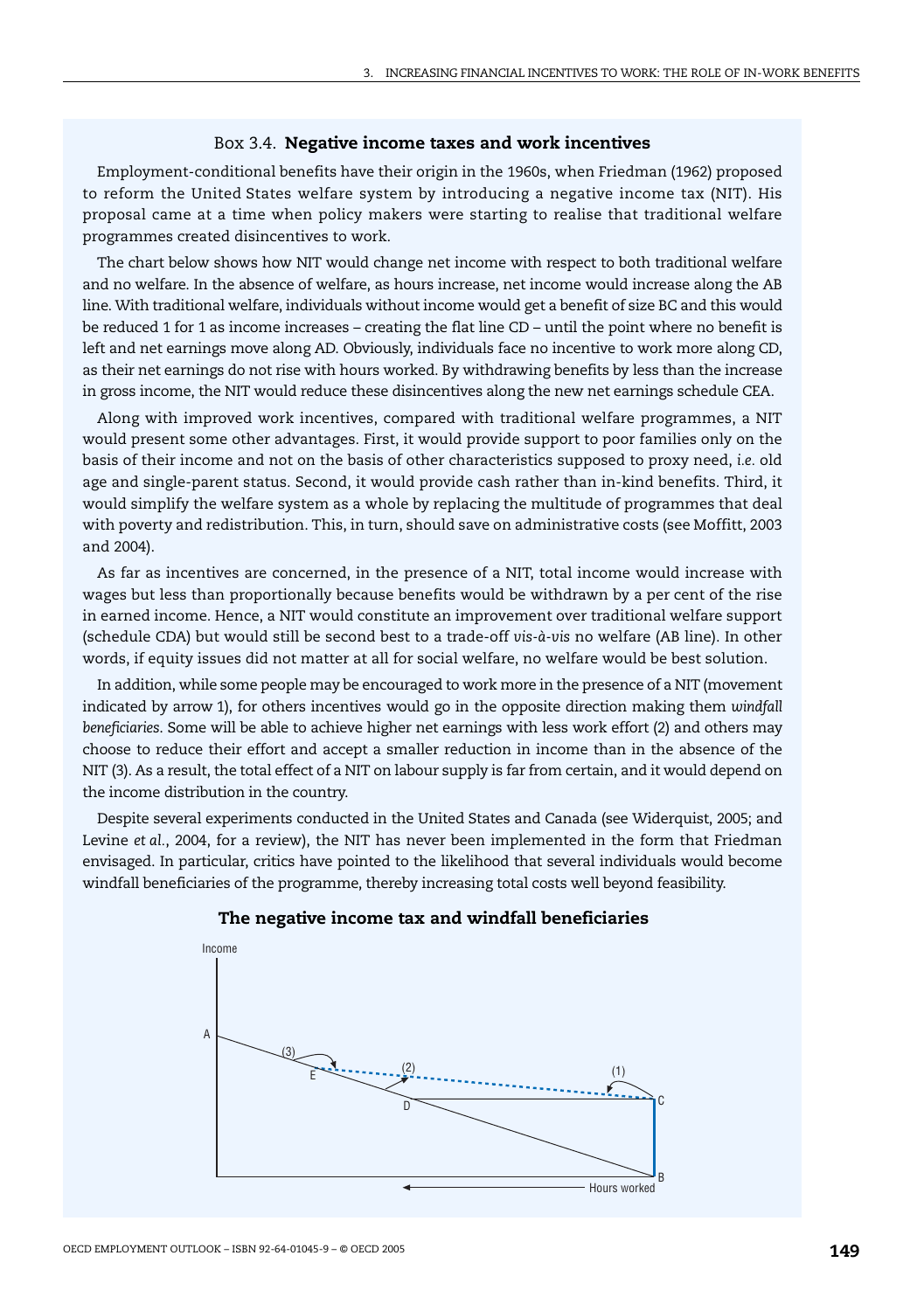### Box 3.4. **Negative income taxes and work incentives**

Employment-conditional benefits have their origin in the 1960s, when Friedman (1962) proposed to reform the United States welfare system by introducing a negative income tax (NIT). His proposal came at a time when policy makers were starting to realise that traditional welfare programmes created disincentives to work.

The chart below shows how NIT would change net income with respect to both traditional welfare and no welfare. In the absence of welfare, as hours increase, net income would increase along the AB line. With traditional welfare, individuals without income would get a benefit of size BC and this would be reduced 1 for 1 as income increases – creating the flat line CD – until the point where no benefit is left and net earnings move along AD. Obviously, individuals face no incentive to work more along CD, as their net earnings do not rise with hours worked. By withdrawing benefits by less than the increase in gross income, the NIT would reduce these disincentives along the new net earnings schedule CEA.

Along with improved work incentives, compared with traditional welfare programmes, a NIT would present some other advantages. First, it would provide support to poor families only on the basis of their income and not on the basis of other characteristics supposed to proxy need, *i.e.* old age and single-parent status. Second, it would provide cash rather than in-kind benefits. Third, it would simplify the welfare system as a whole by replacing the multitude of programmes that deal with poverty and redistribution. This, in turn, should save on administrative costs (see Moffitt, 2003 and 2004).

As far as incentives are concerned, in the presence of a NIT, total income would increase with wages but less than proportionally because benefits would be withdrawn by a per cent of the rise in earned income. Hence, a NIT would constitute an improvement over traditional welfare support (schedule CDA) but would still be second best to a trade-off *vis-à-vis* no welfare (AB line). In other words, if equity issues did not matter at all for social welfare, no welfare would be best solution.

In addition, while some people may be encouraged to work more in the presence of a NIT (movement indicated by arrow 1), for others incentives would go in the opposite direction making them *windfall beneficiaries*. Some will be able to achieve higher net earnings with less work effort (2) and others may choose to reduce their effort and accept a smaller reduction in income than in the absence of the NIT (3). As a result, the total effect of a NIT on labour supply is far from certain, and it would depend on the income distribution in the country.

Despite several experiments conducted in the United States and Canada (see Widerquist, 2005; and Levine *et al.*, 2004, for a review), the NIT has never been implemented in the form that Friedman envisaged. In particular, critics have pointed to the likelihood that several individuals would become windfall beneficiaries of the programme, thereby increasing total costs well beyond feasibility.

**The negative income tax and windfall beneficiaries**

Income

A

(3)

E

(2)

D

(1)

C

B

Hours worked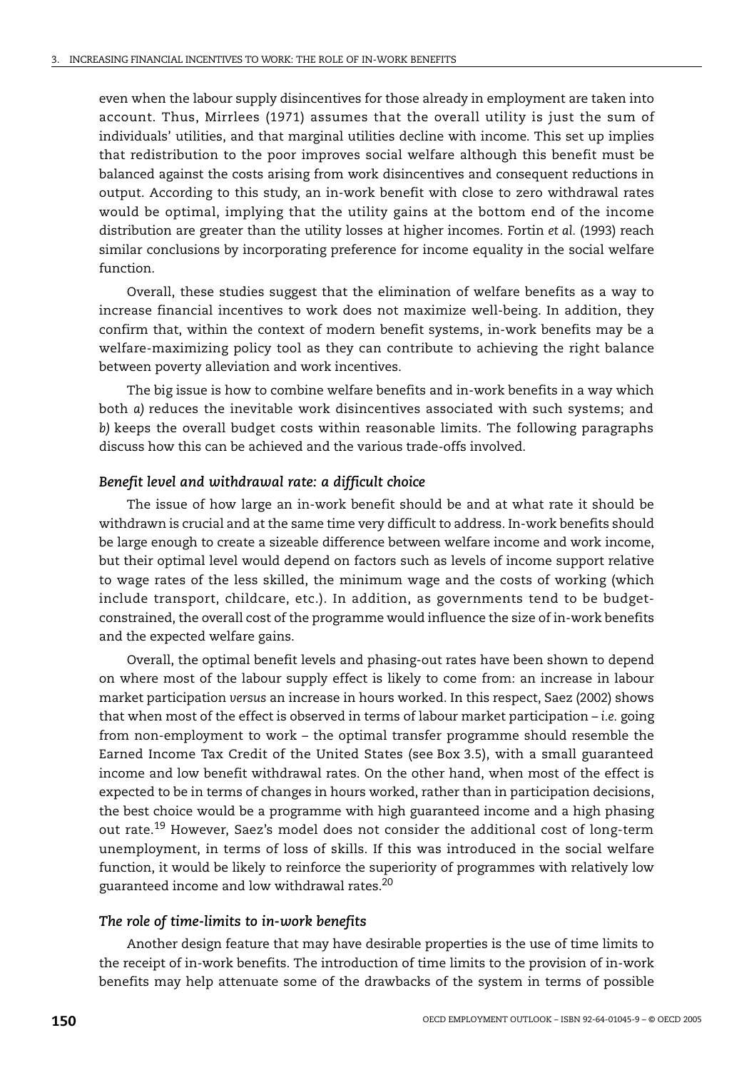even when the labour supply disincentives for those already in employment are taken into account. Thus, Mirrlees (1971) assumes that the overall utility is just the sum of individuals' utilities, and that marginal utilities decline with income. This set up implies that redistribution to the poor improves social welfare although this benefit must be balanced against the costs arising from work disincentives and consequent reductions in output. According to this study, an in-work benefit with close to zero withdrawal rates would be optimal, implying that the utility gains at the bottom end of the income distribution are greater than the utility losses at higher incomes. Fortin *et al.* (1993) reach similar conclusions by incorporating preference for income equality in the social welfare function.

Overall, these studies suggest that the elimination of welfare benefits as a way to increase financial incentives to work does not maximize well-being. In addition, they confirm that, within the context of modern benefit systems, in-work benefits may be a welfare-maximizing policy tool as they can contribute to achieving the right balance between poverty alleviation and work incentives.

The big issue is how to combine welfare benefits and in-work benefits in a way which both *a)* reduces the inevitable work disincentives associated with such systems; and *b)* keeps the overall budget costs within reasonable limits. The following paragraphs discuss how this can be achieved and the various trade-offs involved.

### *Benefit level and withdrawal rate: a difficult choice*

The issue of how large an in-work benefit should be and at what rate it should be withdrawn is crucial and at the same time very difficult to address. In-work benefits should be large enough to create a sizeable difference between welfare income and work income, but their optimal level would depend on factors such as levels of income support relative to wage rates of the less skilled, the minimum wage and the costs of working (which include transport, childcare, etc.). In addition, as governments tend to be budget-constrained, the overall cost of the programme would influence the size of in-work benefits and the expected welfare gains.

Overall, the optimal benefit levels and phasing-out rates have been shown to depend on where most of the labour supply effect is likely to come from: an increase in labour market participation *versus* an increase in hours worked. In this respect, Saez (2002) shows that when most of the effect is observed in terms of labour market participation – *i.e.* going from non-employment to work – the optimal transfer programme should resemble the Earned Income Tax Credit of the United States (see Box 3.5), with a small guaranteed income and low benefit withdrawal rates. On the other hand, when most of the effect is expected to be in terms of changes in hours worked, rather than in participation decisions, the best choice would be a programme with high guaranteed income and a high phasing out rate.[19] However, Saez's model does not consider the additional cost of long-term unemployment, in terms of loss of skills. If this was introduced in the social welfare function, it would be likely to reinforce the superiority of programmes with relatively low guaranteed income and low withdrawal rates.[20]

### *The role of time-limits to in-work benefits*

Another design feature that may have desirable properties is the use of time limits to the receipt of in-work benefits. The introduction of time limits to the provision of in-work benefits may help attenuate some of the drawbacks of the system in terms of possible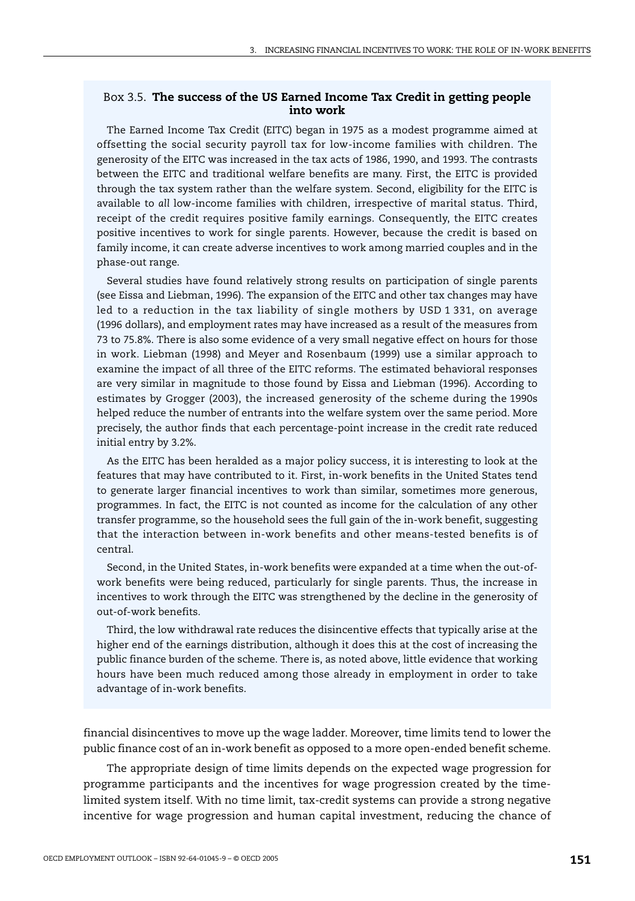### Box 3.5. **The success of the US Earned Income Tax Credit in getting people into work**

The Earned Income Tax Credit (EITC) began in 1975 as a modest programme aimed at offsetting the social security payroll tax for low-income families with children. The generosity of the EITC was increased in the tax acts of 1986, 1990, and 1993. The contrasts between the EITC and traditional welfare benefits are many. First, the EITC is provided through the tax system rather than the welfare system. Second, eligibility for the EITC is available to *all* low-income families with children, irrespective of marital status. Third, receipt of the credit requires positive family earnings. Consequently, the EITC creates positive incentives to work for single parents. However, because the credit is based on family income, it can create adverse incentives to work among married couples and in the phase-out range.

Several studies have found relatively strong results on participation of single parents (see Eissa and Liebman, 1996). The expansion of the EITC and other tax changes may have led to a reduction in the tax liability of single mothers by USD 1 331, on average (1996 dollars), and employment rates may have increased as a result of the measures from 73 to 75.8%. There is also some evidence of a very small negative effect on hours for those in work. Liebman (1998) and Meyer and Rosenbaum (1999) use a similar approach to examine the impact of all three of the EITC reforms. The estimated behavioral responses are very similar in magnitude to those found by Eissa and Liebman (1996). According to estimates by Grogger (2003), the increased generosity of the scheme during the 1990s helped reduce the number of entrants into the welfare system over the same period. More precisely, the author finds that each percentage-point increase in the credit rate reduced initial entry by 3.2%.

As the EITC has been heralded as a major policy success, it is interesting to look at the features that may have contributed to it. First, in-work benefits in the United States tend to generate larger financial incentives to work than similar, sometimes more generous, programmes. In fact, the EITC is not counted as income for the calculation of any other transfer programme, so the household sees the full gain of the in-work benefit, suggesting that the interaction between in-work benefits and other means-tested benefits is of central.

Second, in the United States, in-work benefits were expanded at a time when the out-of-work benefits were being reduced, particularly for single parents. Thus, the increase in incentives to work through the EITC was strengthened by the decline in the generosity of out-of-work benefits.

Third, the low withdrawal rate reduces the disincentive effects that typically arise at the higher end of the earnings distribution, although it does this at the cost of increasing the public finance burden of the scheme. There is, as noted above, little evidence that working hours have been much reduced among those already in employment in order to take advantage of in-work benefits.

financial disincentives to move up the wage ladder. Moreover, time limits tend to lower the public finance cost of an in-work benefit as opposed to a more open-ended benefit scheme.

The appropriate design of time limits depends on the expected wage progression for programme participants and the incentives for wage progression created by the time-limited system itself. With no time limit, tax-credit systems can provide a strong negative incentive for wage progression and human capital investment, reducing the chance of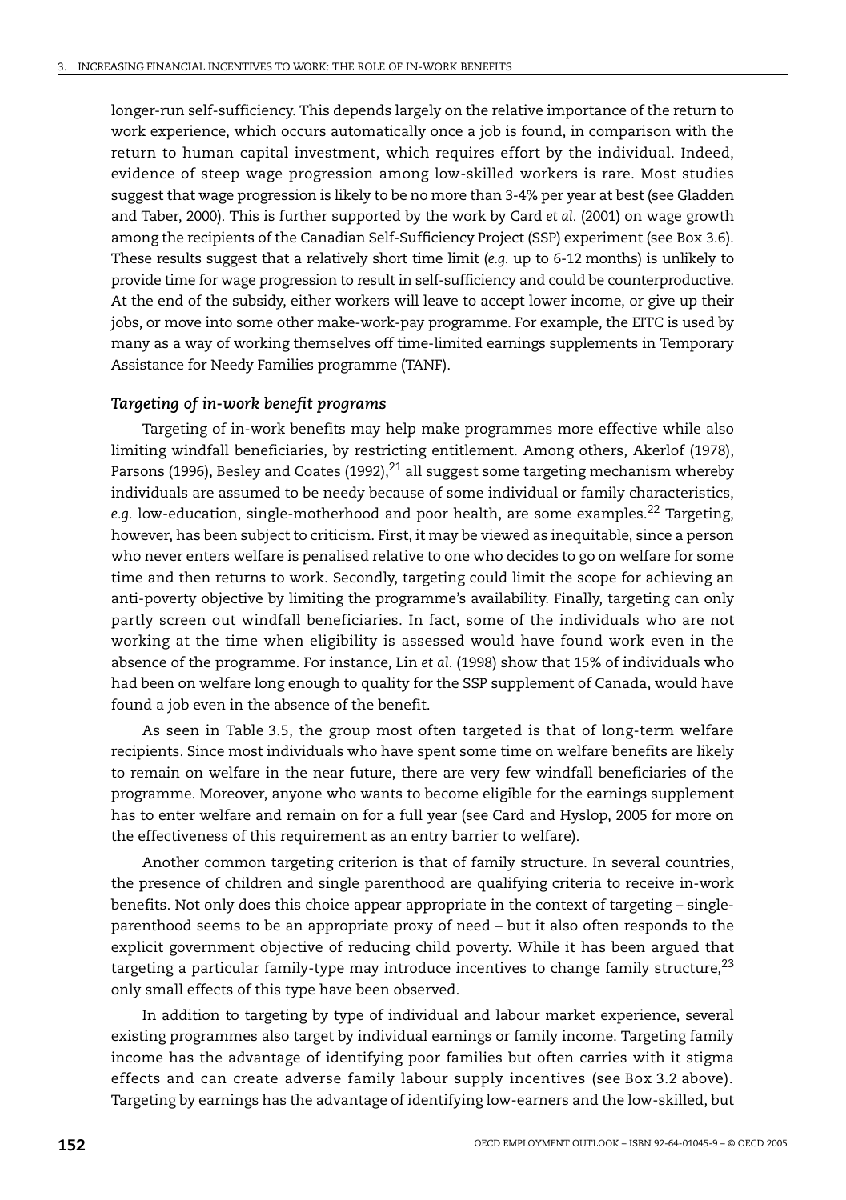longer-run self-sufficiency. This depends largely on the relative importance of the return to work experience, which occurs automatically once a job is found, in comparison with the return to human capital investment, which requires effort by the individual. Indeed, evidence of steep wage progression among low-skilled workers is rare. Most studies suggest that wage progression is likely to be no more than 3-4% per year at best (see Gladden and Taber, 2000). This is further supported by the work by Card *et al.* (2001) on wage growth among the recipients of the Canadian Self-Sufficiency Project (SSP) experiment (see Box 3.6). These results suggest that a relatively short time limit (*e.g.* up to 6-12 months) is unlikely to provide time for wage progression to result in self-sufficiency and could be counterproductive. At the end of the subsidy, either workers will leave to accept lower income, or give up their jobs, or move into some other make-work-pay programme. For example, the EITC is used by many as a way of working themselves off time-limited earnings supplements in Temporary Assistance for Needy Families programme (TANF).

### *Targeting of in-work benefit programs*

Targeting of in-work benefits may help make programmes more effective while also limiting windfall beneficiaries, by restricting entitlement. Among others, Akerlof (1978), Parsons (1996), Besley and Coates (1992),[21] all suggest some targeting mechanism whereby individuals are assumed to be needy because of some individual or family characteristics, *e.g.* low-education, single-motherhood and poor health, are some examples.[22] Targeting, however, has been subject to criticism. First, it may be viewed as inequitable, since a person who never enters welfare is penalised relative to one who decides to go on welfare for some time and then returns to work. Secondly, targeting could limit the scope for achieving an anti-poverty objective by limiting the programme's availability. Finally, targeting can only partly screen out windfall beneficiaries. In fact, some of the individuals who are not working at the time when eligibility is assessed would have found work even in the absence of the programme. For instance, Lin *et al.* (1998) show that 15% of individuals who had been on welfare long enough to quality for the SSP supplement of Canada, would have found a job even in the absence of the benefit.

As seen in Table 3.5, the group most often targeted is that of long-term welfare recipients. Since most individuals who have spent some time on welfare benefits are likely to remain on welfare in the near future, there are very few windfall beneficiaries of the programme. Moreover, anyone who wants to become eligible for the earnings supplement has to enter welfare and remain on for a full year (see Card and Hyslop, 2005 for more on the effectiveness of this requirement as an entry barrier to welfare).

Another common targeting criterion is that of family structure. In several countries, the presence of children and single parenthood are qualifying criteria to receive in-work benefits. Not only does this choice appear appropriate in the context of targeting – single-parenthood seems to be an appropriate proxy of need – but it also often responds to the explicit government objective of reducing child poverty. While it has been argued that targeting a particular family-type may introduce incentives to change family structure,[23] only small effects of this type have been observed.

In addition to targeting by type of individual and labour market experience, several existing programmes also target by individual earnings or family income. Targeting family income has the advantage of identifying poor families but often carries with it stigma effects and can create adverse family labour supply incentives (see Box 3.2 above). Targeting by earnings has the advantage of identifying low-earners and the low-skilled, but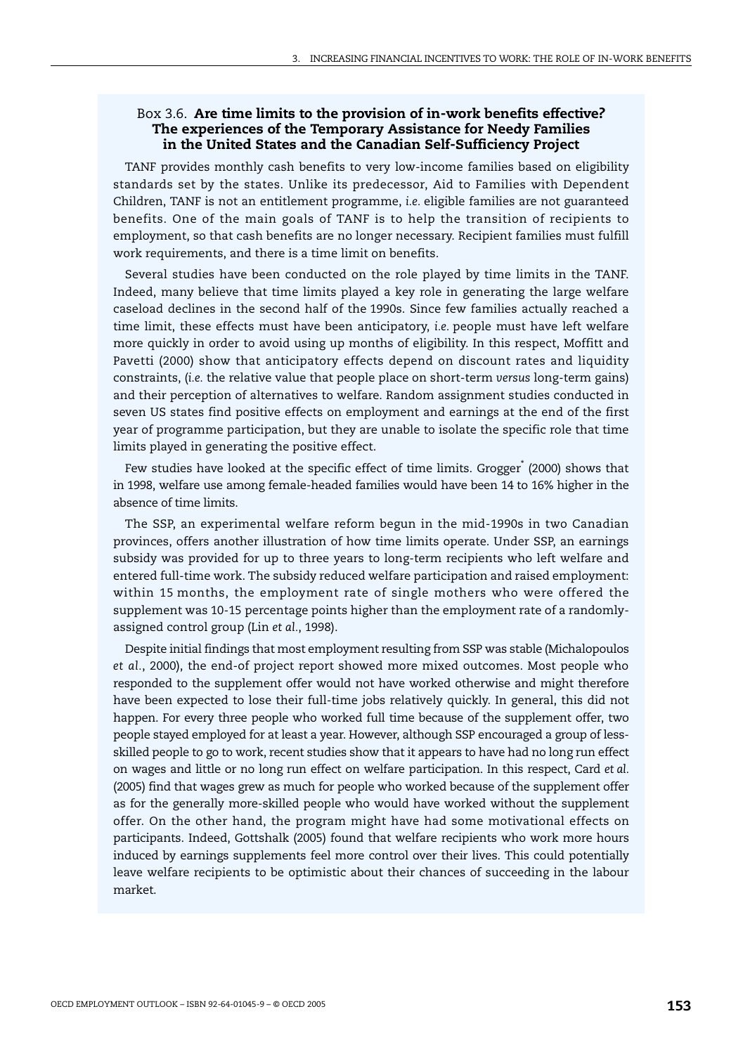### Box 3.6. **Are time limits to the provision of in-work benefits effective? The experiences of the Temporary Assistance for Needy Families in the United States and the Canadian Self-Sufficiency Project**

TANF provides monthly cash benefits to very low-income families based on eligibility standards set by the states. Unlike its predecessor, Aid to Families with Dependent Children, TANF is not an entitlement programme, *i.e.* eligible families are not guaranteed benefits. One of the main goals of TANF is to help the transition of recipients to employment, so that cash benefits are no longer necessary. Recipient families must fulfill work requirements, and there is a time limit on benefits.

Several studies have been conducted on the role played by time limits in the TANF. Indeed, many believe that time limits played a key role in generating the large welfare caseload declines in the second half of the 1990s. Since few families actually reached a time limit, these effects must have been anticipatory, *i.e.* people must have left welfare more quickly in order to avoid using up months of eligibility. In this respect, Moffitt and Pavetti (2000) show that anticipatory effects depend on discount rates and liquidity constraints, (*i.e.* the relative value that people place on short-term *versus* long-term gains) and their perception of alternatives to welfare. Random assignment studies conducted in seven US states find positive effects on employment and earnings at the end of the first year of programme participation, but they are unable to isolate the specific role that time limits played in generating the positive effect.

Few studies have looked at the specific effect of time limits. Grogger[*] (2000) shows that in 1998, welfare use among female-headed families would have been 14 to 16% higher in the absence of time limits.

The SSP, an experimental welfare reform begun in the mid-1990s in two Canadian provinces, offers another illustration of how time limits operate. Under SSP, an earnings subsidy was provided for up to three years to long-term recipients who left welfare and entered full-time work. The subsidy reduced welfare participation and raised employment: within 15 months, the employment rate of single mothers who were offered the supplement was 10-15 percentage points higher than the employment rate of a randomly-assigned control group (Lin *et al*., 1998).

Despite initial findings that most employment resulting from SSP was stable (Michalopoulos *et al*., 2000), the end-of project report showed more mixed outcomes. Most people who responded to the supplement offer would not have worked otherwise and might therefore have been expected to lose their full-time jobs relatively quickly. In general, this did not happen. For every three people who worked full time because of the supplement offer, two people stayed employed for at least a year. However, although SSP encouraged a group of less-skilled people to go to work, recent studies show that it appears to have had no long run effect on wages and little or no long run effect on welfare participation. In this respect, Card *et al.* (2005) find that wages grew as much for people who worked because of the supplement offer as for the generally more-skilled people who would have worked without the supplement offer. On the other hand, the program might have had some motivational effects on participants. Indeed, Gottshalk (2005) found that welfare recipients who work more hours induced by earnings supplements feel more control over their lives. This could potentially leave welfare recipients to be optimistic about their chances of succeeding in the labour market.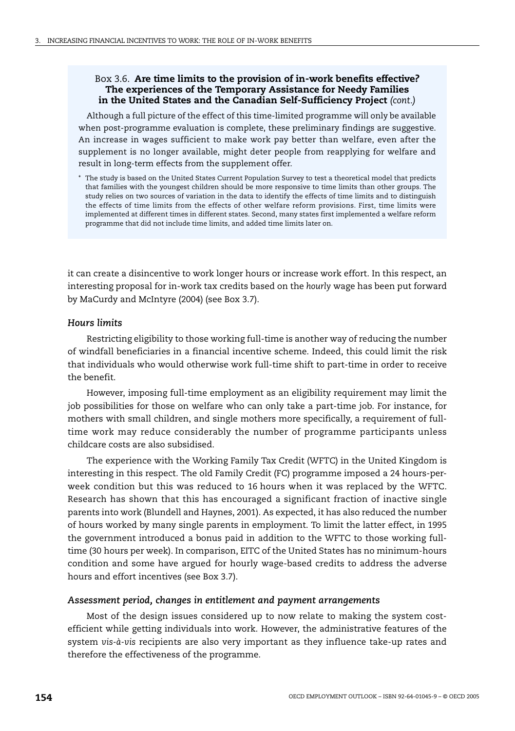### Box 3.6. **Are time limits to the provision of in-work benefits effective? The experiences of the Temporary Assistance for Needy Families in the United States and the Canadian Self-Sufficiency Project** *(cont.)*

Although a full picture of the effect of this time-limited programme will only be available when post-programme evaluation is complete, these preliminary findings are suggestive. An increase in wages sufficient to make work pay better than welfare, even after the supplement is no longer available, might deter people from reapplying for welfare and result in long-term effects from the supplement offer.

\* The study is based on the United States Current Population Survey to test a theoretical model that predicts that families with the youngest children should be more responsive to time limits than other groups. The study relies on two sources of variation in the data to identify the effects of time limits and to distinguish the effects of time limits from the effects of other welfare reform provisions. First, time limits were implemented at different times in different states. Second, many states first implemented a welfare reform programme that did not include time limits, and added time limits later on.

it can create a disincentive to work longer hours or increase work effort. In this respect, an interesting proposal for in-work tax credits based on the *hourly* wage has been put forward by MaCurdy and McIntyre (2004) (see Box 3.7).

### *Hours limits*

Restricting eligibility to those working full-time is another way of reducing the number of windfall beneficiaries in a financial incentive scheme. Indeed, this could limit the risk that individuals who would otherwise work full-time shift to part-time in order to receive the benefit.

However, imposing full-time employment as an eligibility requirement may limit the job possibilities for those on welfare who can only take a part-time job. For instance, for mothers with small children, and single mothers more specifically, a requirement of full-time work may reduce considerably the number of programme participants unless childcare costs are also subsidised.

The experience with the Working Family Tax Credit (WFTC) in the United Kingdom is interesting in this respect. The old Family Credit (FC) programme imposed a 24 hours-per-week condition but this was reduced to 16 hours when it was replaced by the WFTC. Research has shown that this has encouraged a significant fraction of inactive single parents into work (Blundell and Haynes, 2001). As expected, it has also reduced the number of hours worked by many single parents in employment. To limit the latter effect, in 1995 the government introduced a bonus paid in addition to the WFTC to those working full-time (30 hours per week). In comparison, EITC of the United States has no minimum-hours condition and some have argued for hourly wage-based credits to address the adverse hours and effort incentives (see Box 3.7).

### *Assessment period, changes in entitlement and payment arrangements*

Most of the design issues considered up to now relate to making the system cost-efficient while getting individuals into work. However, the administrative features of the system *vis-à-vis* recipients are also very important as they influence take-up rates and therefore the effectiveness of the programme.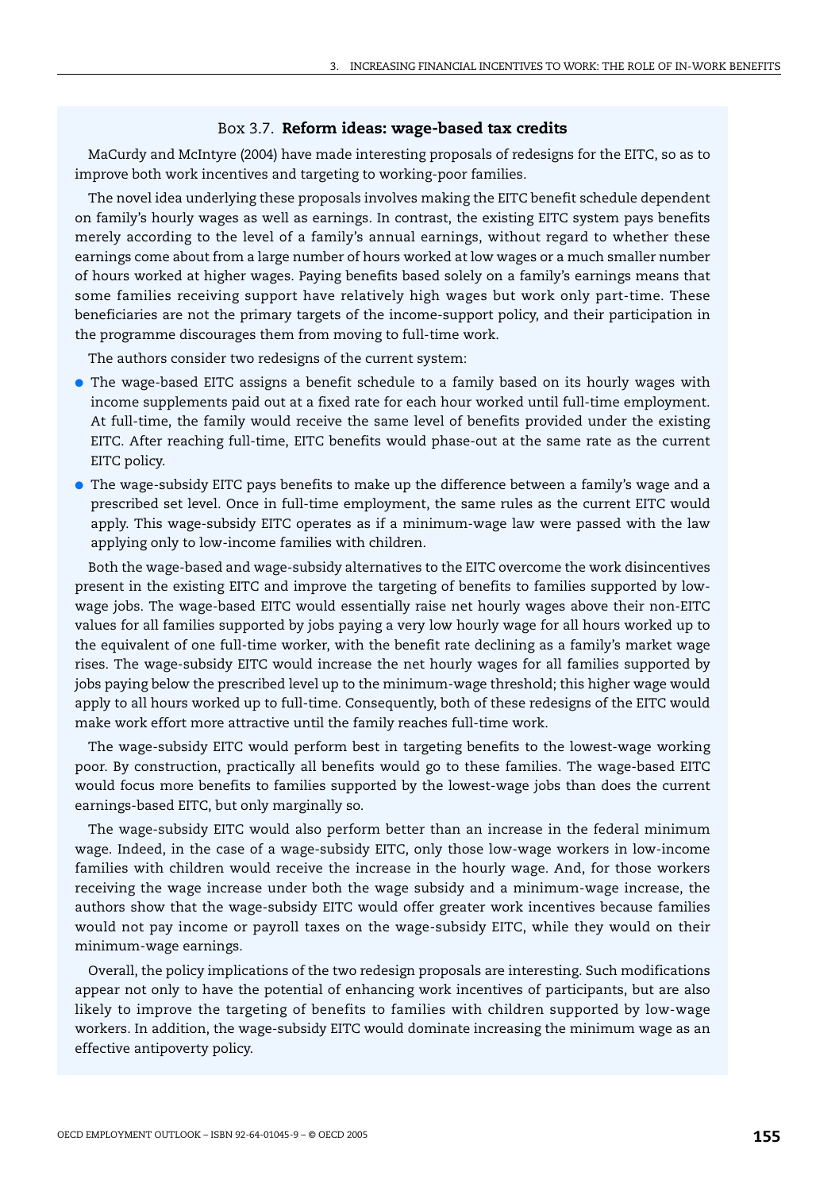### Box 3.7. **Reform ideas: wage-based tax credits**

MaCurdy and McIntyre (2004) have made interesting proposals of redesigns for the EITC, so as to improve both work incentives and targeting to working-poor families.

The novel idea underlying these proposals involves making the EITC benefit schedule dependent on family's hourly wages as well as earnings. In contrast, the existing EITC system pays benefits merely according to the level of a family's annual earnings, without regard to whether these earnings come about from a large number of hours worked at low wages or a much smaller number of hours worked at higher wages. Paying benefits based solely on a family's earnings means that some families receiving support have relatively high wages but work only part-time. These beneficiaries are not the primary targets of the income-support policy, and their participation in the programme discourages them from moving to full-time work.

The authors consider two redesigns of the current system:

- The wage-based EITC assigns a benefit schedule to a family based on its hourly wages with income supplements paid out at a fixed rate for each hour worked until full-time employment. At full-time, the family would receive the same level of benefits provided under the existing EITC. After reaching full-time, EITC benefits would phase-out at the same rate as the current EITC policy.
- The wage-subsidy EITC pays benefits to make up the difference between a family's wage and a prescribed set level. Once in full-time employment, the same rules as the current EITC would apply. This wage-subsidy EITC operates as if a minimum-wage law were passed with the law applying only to low-income families with children.

Both the wage-based and wage-subsidy alternatives to the EITC overcome the work disincentives present in the existing EITC and improve the targeting of benefits to families supported by low-wage jobs. The wage-based EITC would essentially raise net hourly wages above their non-EITC values for all families supported by jobs paying a very low hourly wage for all hours worked up to the equivalent of one full-time worker, with the benefit rate declining as a family's market wage rises. The wage-subsidy EITC would increase the net hourly wages for all families supported by jobs paying below the prescribed level up to the minimum-wage threshold; this higher wage would apply to all hours worked up to full-time. Consequently, both of these redesigns of the EITC would make work effort more attractive until the family reaches full-time work.

The wage-subsidy EITC would perform best in targeting benefits to the lowest-wage working poor. By construction, practically all benefits would go to these families. The wage-based EITC would focus more benefits to families supported by the lowest-wage jobs than does the current earnings-based EITC, but only marginally so.

The wage-subsidy EITC would also perform better than an increase in the federal minimum wage. Indeed, in the case of a wage-subsidy EITC, only those low-wage workers in low-income families with children would receive the increase in the hourly wage. And, for those workers receiving the wage increase under both the wage subsidy and a minimum-wage increase, the authors show that the wage-subsidy EITC would offer greater work incentives because families would not pay income or payroll taxes on the wage-subsidy EITC, while they would on their minimum-wage earnings.

Overall, the policy implications of the two redesign proposals are interesting. Such modifications appear not only to have the potential of enhancing work incentives of participants, but are also likely to improve the targeting of benefits to families with children supported by low-wage workers. In addition, the wage-subsidy EITC would dominate increasing the minimum wage as an effective antipoverty policy.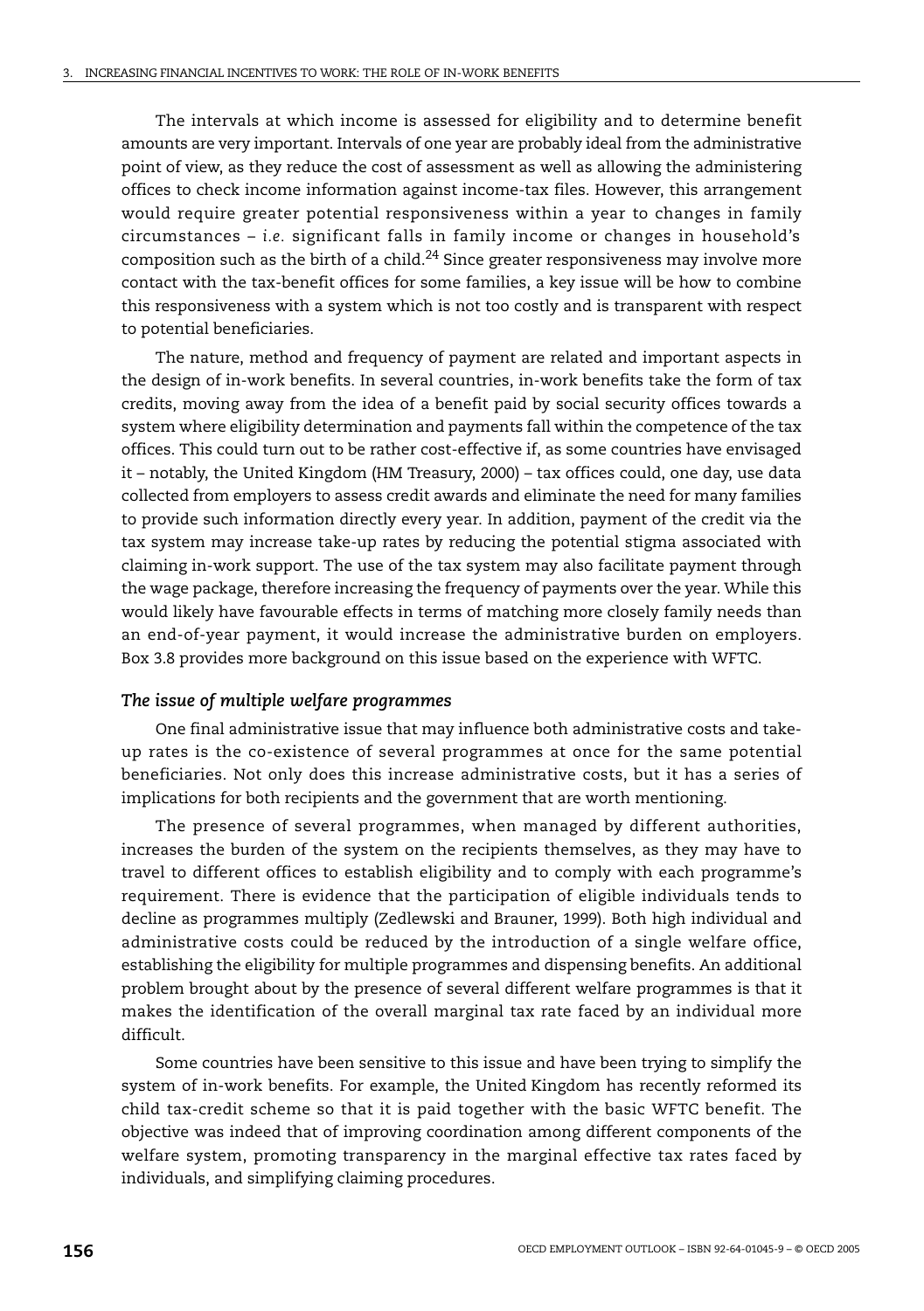The intervals at which income is assessed for eligibility and to determine benefit amounts are very important. Intervals of one year are probably ideal from the administrative point of view, as they reduce the cost of assessment as well as allowing the administering offices to check income information against income-tax files. However, this arrangement would require greater potential responsiveness within a year to changes in family circumstances – *i.e.* significant falls in family income or changes in household's composition such as the birth of a child.[24] Since greater responsiveness may involve more contact with the tax-benefit offices for some families, a key issue will be how to combine this responsiveness with a system which is not too costly and is transparent with respect to potential beneficiaries.

The nature, method and frequency of payment are related and important aspects in the design of in-work benefits. In several countries, in-work benefits take the form of tax credits, moving away from the idea of a benefit paid by social security offices towards a system where eligibility determination and payments fall within the competence of the tax offices. This could turn out to be rather cost-effective if, as some countries have envisaged it – notably, the United Kingdom (HM Treasury, 2000) – tax offices could, one day, use data collected from employers to assess credit awards and eliminate the need for many families to provide such information directly every year. In addition, payment of the credit via the tax system may increase take-up rates by reducing the potential stigma associated with claiming in-work support. The use of the tax system may also facilitate payment through the wage package, therefore increasing the frequency of payments over the year. While this would likely have favourable effects in terms of matching more closely family needs than an end-of-year payment, it would increase the administrative burden on employers. Box 3.8 provides more background on this issue based on the experience with WFTC.

### *The issue of multiple welfare programmes*

One final administrative issue that may influence both administrative costs and take-up rates is the co-existence of several programmes at once for the same potential beneficiaries. Not only does this increase administrative costs, but it has a series of implications for both recipients and the government that are worth mentioning.

The presence of several programmes, when managed by different authorities, increases the burden of the system on the recipients themselves, as they may have to travel to different offices to establish eligibility and to comply with each programme's requirement. There is evidence that the participation of eligible individuals tends to decline as programmes multiply (Zedlewski and Brauner, 1999). Both high individual and administrative costs could be reduced by the introduction of a single welfare office, establishing the eligibility for multiple programmes and dispensing benefits. An additional problem brought about by the presence of several different welfare programmes is that it makes the identification of the overall marginal tax rate faced by an individual more difficult.

Some countries have been sensitive to this issue and have been trying to simplify the system of in-work benefits. For example, the United Kingdom has recently reformed its child tax-credit scheme so that it is paid together with the basic WFTC benefit. The objective was indeed that of improving coordination among different components of the welfare system, promoting transparency in the marginal effective tax rates faced by individuals, and simplifying claiming procedures.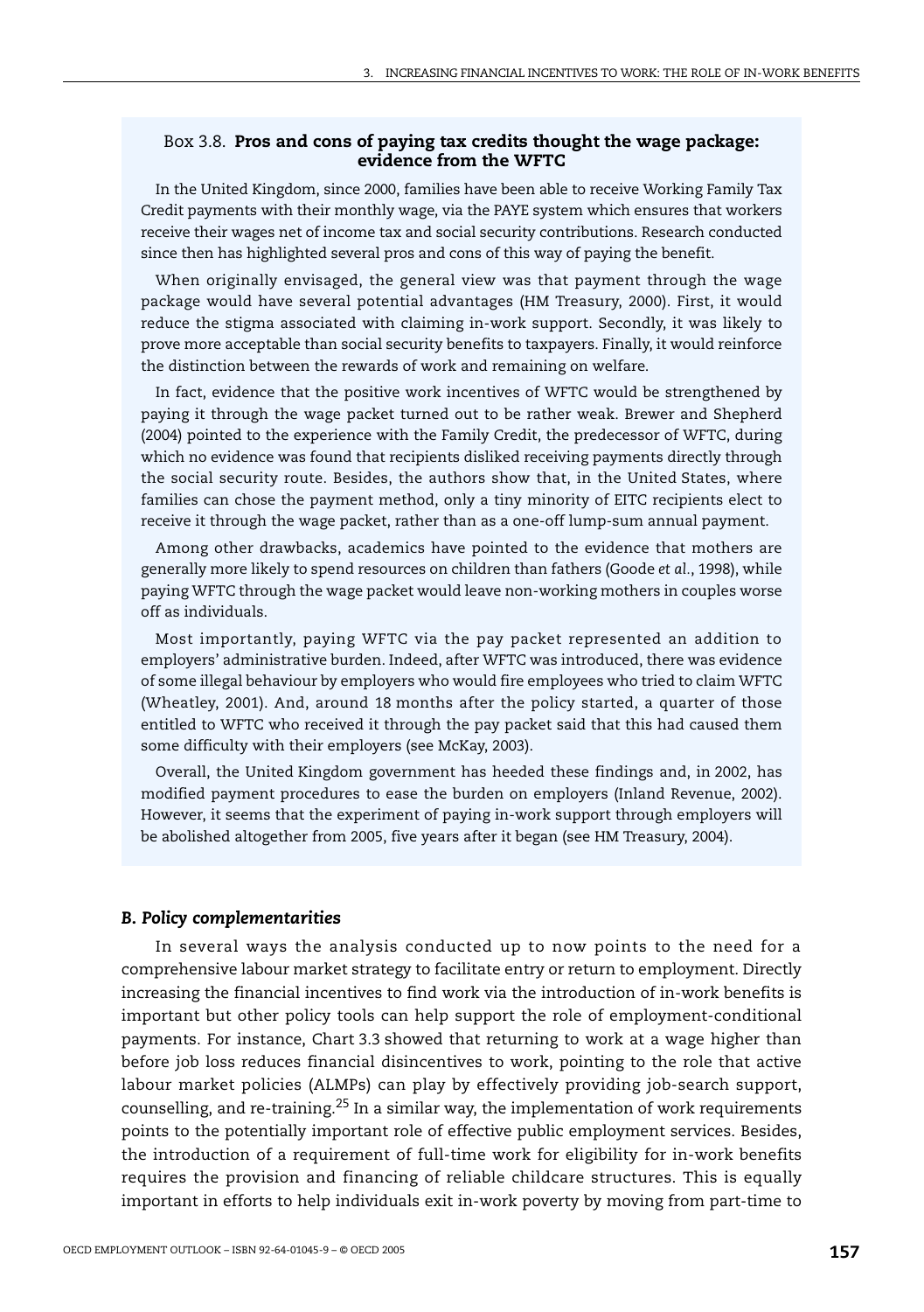### Box 3.8. **Pros and cons of paying tax credits thought the wage package: evidence from the WFTC**

In the United Kingdom, since 2000, families have been able to receive Working Family Tax Credit payments with their monthly wage, via the PAYE system which ensures that workers receive their wages net of income tax and social security contributions. Research conducted since then has highlighted several pros and cons of this way of paying the benefit.

When originally envisaged, the general view was that payment through the wage package would have several potential advantages (HM Treasury, 2000). First, it would reduce the stigma associated with claiming in-work support. Secondly, it was likely to prove more acceptable than social security benefits to taxpayers. Finally, it would reinforce the distinction between the rewards of work and remaining on welfare.

In fact, evidence that the positive work incentives of WFTC would be strengthened by paying it through the wage packet turned out to be rather weak. Brewer and Shepherd (2004) pointed to the experience with the Family Credit, the predecessor of WFTC, during which no evidence was found that recipients disliked receiving payments directly through the social security route. Besides, the authors show that, in the United States, where families can chose the payment method, only a tiny minority of EITC recipients elect to receive it through the wage packet, rather than as a one-off lump-sum annual payment.

Among other drawbacks, academics have pointed to the evidence that mothers are generally more likely to spend resources on children than fathers (Goode *et al.*, 1998), while paying WFTC through the wage packet would leave non-working mothers in couples worse off as individuals.

Most importantly, paying WFTC via the pay packet represented an addition to employers' administrative burden. Indeed, after WFTC was introduced, there was evidence of some illegal behaviour by employers who would fire employees who tried to claim WFTC (Wheatley, 2001). And, around 18 months after the policy started, a quarter of those entitled to WFTC who received it through the pay packet said that this had caused them some difficulty with their employers (see McKay, 2003).

Overall, the United Kingdom government has heeded these findings and, in 2002, has modified payment procedures to ease the burden on employers (Inland Revenue, 2002). However, it seems that the experiment of paying in-work support through employers will be abolished altogether from 2005, five years after it began (see HM Treasury, 2004).

### *B. Policy complementarities*

In several ways the analysis conducted up to now points to the need for a comprehensive labour market strategy to facilitate entry or return to employment. Directly increasing the financial incentives to find work via the introduction of in-work benefits is important but other policy tools can help support the role of employment-conditional payments. For instance, Chart 3.3 showed that returning to work at a wage higher than before job loss reduces financial disincentives to work, pointing to the role that active labour market policies (ALMPs) can play by effectively providing job-search support, counselling, and re-training.[25] In a similar way, the implementation of work requirements points to the potentially important role of effective public employment services. Besides, the introduction of a requirement of full-time work for eligibility for in-work benefits requires the provision and financing of reliable childcare structures. This is equally important in efforts to help individuals exit in-work poverty by moving from part-time to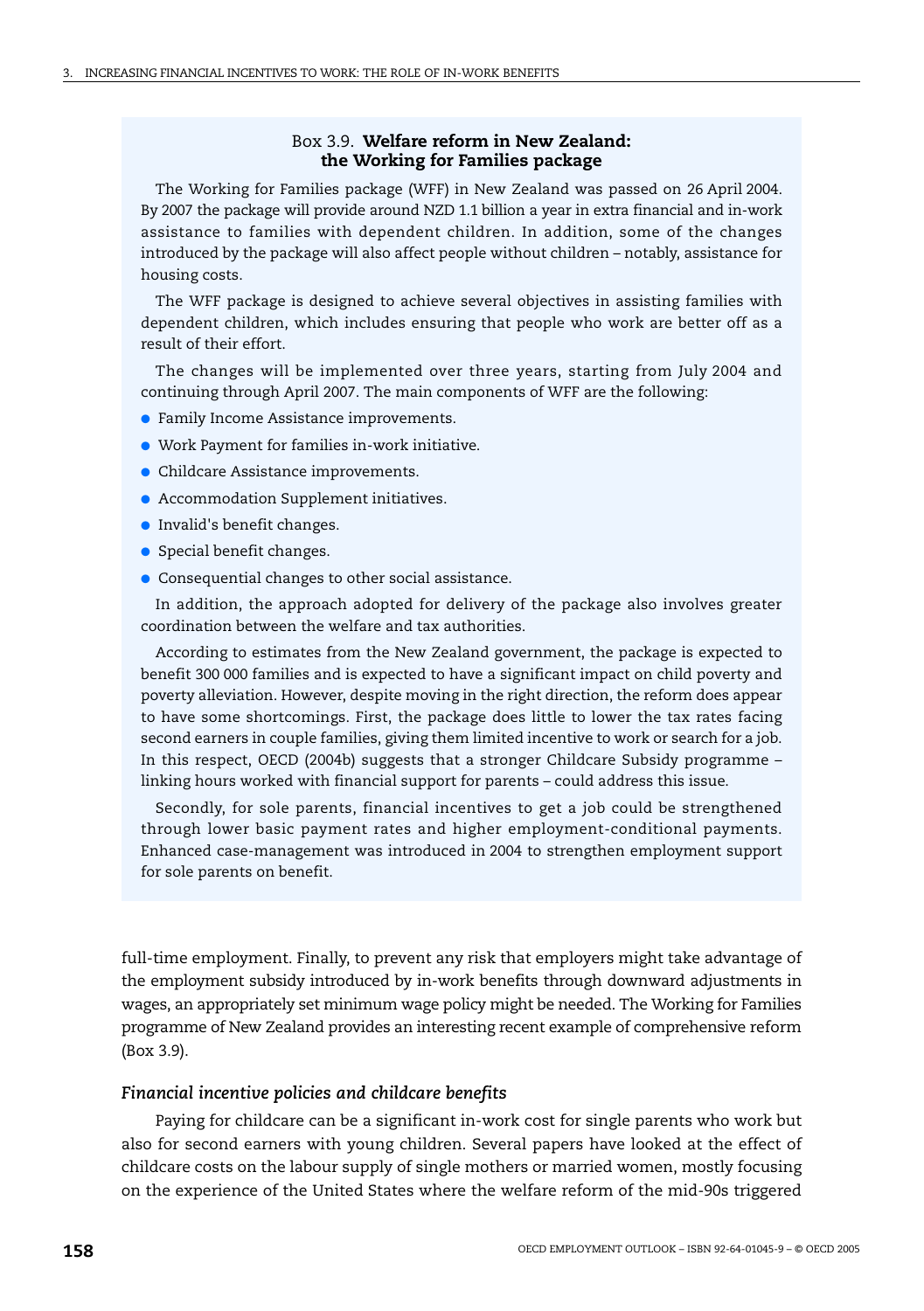**Box 3.9. Welfare reform in New Zealand: the Working for Families package**

The Working for Families package (WFF) in New Zealand was passed on 26 April 2004. By 2007 the package will provide around NZD 1.1 billion a year in extra financial and in-work assistance to families with dependent children. In addition, some of the changes introduced by the package will also affect people without children – notably, assistance for housing costs.

The WFF package is designed to achieve several objectives in assisting families with dependent children, which includes ensuring that people who work are better off as a result of their effort.

The changes will be implemented over three years, starting from July 2004 and continuing through April 2007. The main components of WFF are the following:

- Family Income Assistance improvements.
- Work Payment for families in-work initiative.
- Childcare Assistance improvements.
- Accommodation Supplement initiatives.
- Invalid's benefit changes.
- Special benefit changes.
- Consequential changes to other social assistance.

In addition, the approach adopted for delivery of the package also involves greater coordination between the welfare and tax authorities.

According to estimates from the New Zealand government, the package is expected to benefit 300 000 families and is expected to have a significant impact on child poverty and poverty alleviation. However, despite moving in the right direction, the reform does appear to have some shortcomings. First, the package does little to lower the tax rates facing second earners in couple families, giving them limited incentive to work or search for a job. In this respect, OECD (2004b) suggests that a stronger Childcare Subsidy programme – linking hours worked with financial support for parents – could address this issue.

Secondly, for sole parents, financial incentives to get a job could be strengthened through lower basic payment rates and higher employment-conditional payments. Enhanced case-management was introduced in 2004 to strengthen employment support for sole parents on benefit.

full-time employment. Finally, to prevent any risk that employers might take advantage of the employment subsidy introduced by in-work benefits through downward adjustments in wages, an appropriately set minimum wage policy might be needed. The Working for Families programme of New Zealand provides an interesting recent example of comprehensive reform (Box 3.9).

### *Financial incentive policies and childcare benefits*

Paying for childcare can be a significant in-work cost for single parents who work but also for second earners with young children. Several papers have looked at the effect of childcare costs on the labour supply of single mothers or married women, mostly focusing on the experience of the United States where the welfare reform of the mid-90s triggered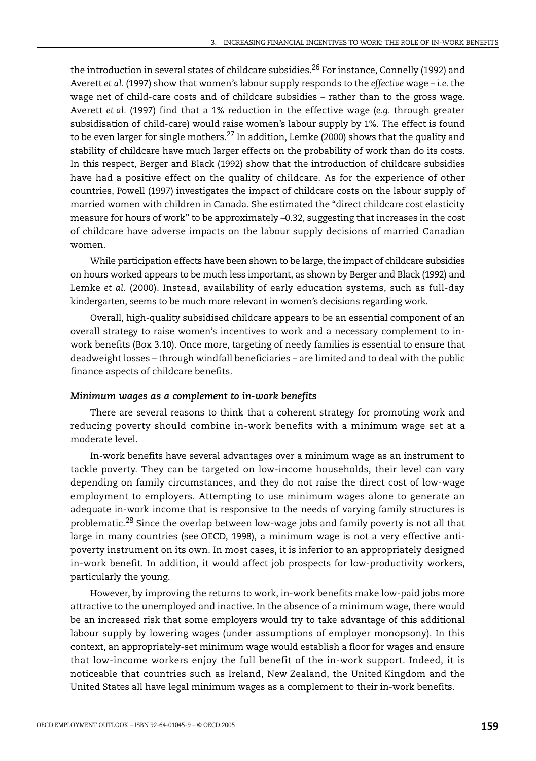the introduction in several states of childcare subsidies.[26] For instance, Connelly (1992) and Averett *et al.* (1997) show that women's labour supply responds to the *effective* wage – *i.e.* the wage net of child-care costs and of childcare subsidies – rather than to the gross wage. Averett *et al.* (1997) find that a 1% reduction in the effective wage (*e.g.* through greater subsidisation of child-care) would raise women's labour supply by 1%. The effect is found to be even larger for single mothers.[27] In addition, Lemke (2000) shows that the quality and stability of childcare have much larger effects on the probability of work than do its costs. In this respect, Berger and Black (1992) show that the introduction of childcare subsidies have had a positive effect on the quality of childcare. As for the experience of other countries, Powell (1997) investigates the impact of childcare costs on the labour supply of married women with children in Canada. She estimated the "direct childcare cost elasticity measure for hours of work" to be approximately –0.32, suggesting that increases in the cost of childcare have adverse impacts on the labour supply decisions of married Canadian women.

While participation effects have been shown to be large, the impact of childcare subsidies on hours worked appears to be much less important, as shown by Berger and Black (1992) and Lemke *et al.* (2000). Instead, availability of early education systems, such as full-day kindergarten, seems to be much more relevant in women's decisions regarding work.

Overall, high-quality subsidised childcare appears to be an essential component of an overall strategy to raise women's incentives to work and a necessary complement to in-work benefits (Box 3.10). Once more, targeting of needy families is essential to ensure that deadweight losses – through windfall beneficiaries – are limited and to deal with the public finance aspects of childcare benefits.

### *Minimum wages as a complement to in-work benefits*

There are several reasons to think that a coherent strategy for promoting work and reducing poverty should combine in-work benefits with a minimum wage set at a moderate level.

In-work benefits have several advantages over a minimum wage as an instrument to tackle poverty. They can be targeted on low-income households, their level can vary depending on family circumstances, and they do not raise the direct cost of low-wage employment to employers. Attempting to use minimum wages alone to generate an adequate in-work income that is responsive to the needs of varying family structures is problematic.[28] Since the overlap between low-wage jobs and family poverty is not all that large in many countries (see OECD, 1998), a minimum wage is not a very effective anti-poverty instrument on its own. In most cases, it is inferior to an appropriately designed in-work benefit. In addition, it would affect job prospects for low-productivity workers, particularly the young.

However, by improving the returns to work, in-work benefits make low-paid jobs more attractive to the unemployed and inactive. In the absence of a minimum wage, there would be an increased risk that some employers would try to take advantage of this additional labour supply by lowering wages (under assumptions of employer monopsony). In this context, an appropriately-set minimum wage would establish a floor for wages and ensure that low-income workers enjoy the full benefit of the in-work support. Indeed, it is noticeable that countries such as Ireland, New Zealand, the United Kingdom and the United States all have legal minimum wages as a complement to their in-work benefits.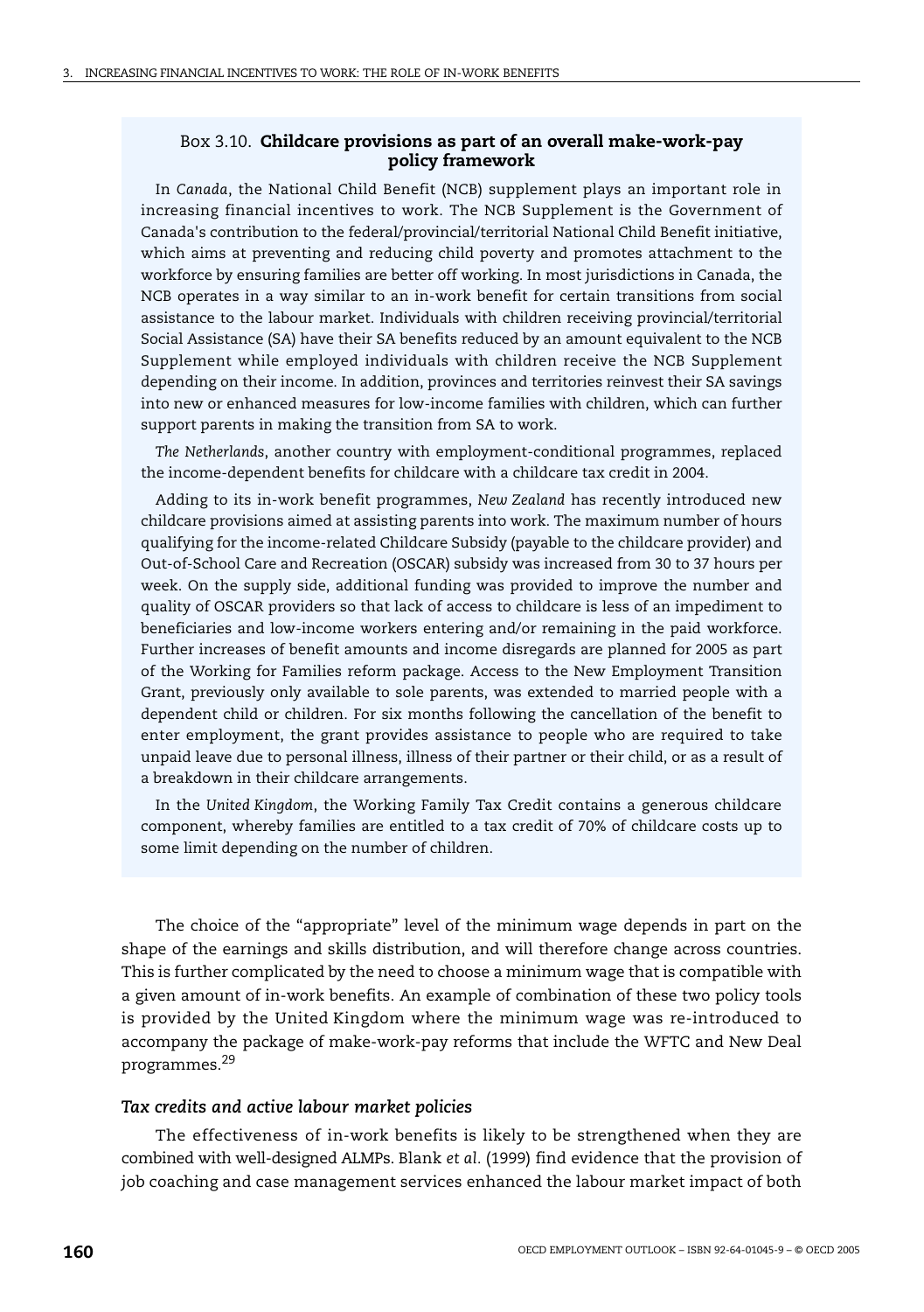### Box 3.10. **Childcare provisions as part of an overall make-work-pay policy framework**

In *Canada*, the National Child Benefit (NCB) supplement plays an important role in increasing financial incentives to work. The NCB Supplement is the Government of Canada's contribution to the federal/provincial/territorial National Child Benefit initiative, which aims at preventing and reducing child poverty and promotes attachment to the workforce by ensuring families are better off working. In most jurisdictions in Canada, the NCB operates in a way similar to an in-work benefit for certain transitions from social assistance to the labour market. Individuals with children receiving provincial/territorial Social Assistance (SA) have their SA benefits reduced by an amount equivalent to the NCB Supplement while employed individuals with children receive the NCB Supplement depending on their income. In addition, provinces and territories reinvest their SA savings into new or enhanced measures for low-income families with children, which can further support parents in making the transition from SA to work.

*The Netherlands*, another country with employment-conditional programmes, replaced the income-dependent benefits for childcare with a childcare tax credit in 2004.

Adding to its in-work benefit programmes, *New Zealand* has recently introduced new childcare provisions aimed at assisting parents into work. The maximum number of hours qualifying for the income-related Childcare Subsidy (payable to the childcare provider) and Out-of-School Care and Recreation (OSCAR) subsidy was increased from 30 to 37 hours per week. On the supply side, additional funding was provided to improve the number and quality of OSCAR providers so that lack of access to childcare is less of an impediment to beneficiaries and low-income workers entering and/or remaining in the paid workforce. Further increases of benefit amounts and income disregards are planned for 2005 as part of the Working for Families reform package. Access to the New Employment Transition Grant, previously only available to sole parents, was extended to married people with a dependent child or children. For six months following the cancellation of the benefit to enter employment, the grant provides assistance to people who are required to take unpaid leave due to personal illness, illness of their partner or their child, or as a result of a breakdown in their childcare arrangements.

In the *United Kingdom*, the Working Family Tax Credit contains a generous childcare component, whereby families are entitled to a tax credit of 70% of childcare costs up to some limit depending on the number of children.

The choice of the "appropriate" level of the minimum wage depends in part on the shape of the earnings and skills distribution, and will therefore change across countries. This is further complicated by the need to choose a minimum wage that is compatible with a given amount of in-work benefits. An example of combination of these two policy tools is provided by the United Kingdom where the minimum wage was re-introduced to accompany the package of make-work-pay reforms that include the WFTC and New Deal programmes.[29]

#### *Tax credits and active labour market policies*

The effectiveness of in-work benefits is likely to be strengthened when they are combined with well-designed ALMPs. Blank *et al.* (1999) find evidence that the provision of job coaching and case management services enhanced the labour market impact of both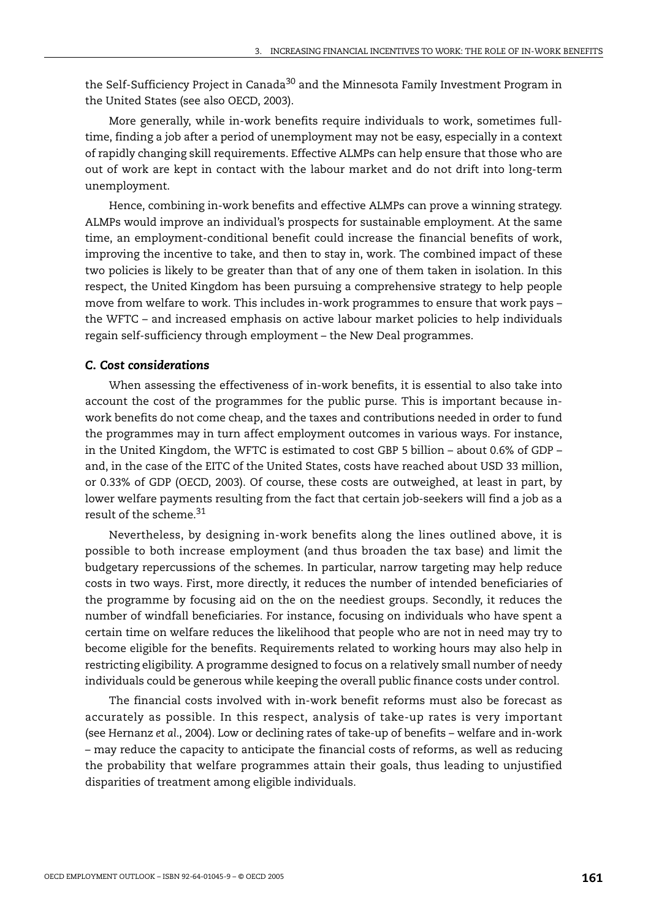the Self-Sufficiency Project in Canada[30] and the Minnesota Family Investment Program in the United States (see also OECD, 2003).

More generally, while in-work benefits require individuals to work, sometimes full-time, finding a job after a period of unemployment may not be easy, especially in a context of rapidly changing skill requirements. Effective ALMPs can help ensure that those who are out of work are kept in contact with the labour market and do not drift into long-term unemployment.

Hence, combining in-work benefits and effective ALMPs can prove a winning strategy. ALMPs would improve an individual's prospects for sustainable employment. At the same time, an employment-conditional benefit could increase the financial benefits of work, improving the incentive to take, and then to stay in, work. The combined impact of these two policies is likely to be greater than that of any one of them taken in isolation. In this respect, the United Kingdom has been pursuing a comprehensive strategy to help people move from welfare to work. This includes in-work programmes to ensure that work pays – the WFTC – and increased emphasis on active labour market policies to help individuals regain self-sufficiency through employment – the New Deal programmes.

### *C. Cost considerations*

When assessing the effectiveness of in-work benefits, it is essential to also take into account the cost of the programmes for the public purse. This is important because in-work benefits do not come cheap, and the taxes and contributions needed in order to fund the programmes may in turn affect employment outcomes in various ways. For instance, in the United Kingdom, the WFTC is estimated to cost GBP 5 billion – about 0.6% of GDP – and, in the case of the EITC of the United States, costs have reached about USD 33 million, or 0.33% of GDP (OECD, 2003). Of course, these costs are outweighed, at least in part, by lower welfare payments resulting from the fact that certain job-seekers will find a job as a result of the scheme.[31]

Nevertheless, by designing in-work benefits along the lines outlined above, it is possible to both increase employment (and thus broaden the tax base) and limit the budgetary repercussions of the schemes. In particular, narrow targeting may help reduce costs in two ways. First, more directly, it reduces the number of intended beneficiaries of the programme by focusing aid on the on the neediest groups. Secondly, it reduces the number of windfall beneficiaries. For instance, focusing on individuals who have spent a certain time on welfare reduces the likelihood that people who are not in need may try to become eligible for the benefits. Requirements related to working hours may also help in restricting eligibility. A programme designed to focus on a relatively small number of needy individuals could be generous while keeping the overall public finance costs under control.

The financial costs involved with in-work benefit reforms must also be forecast as accurately as possible. In this respect, analysis of take-up rates is very important (see Hernanz *et al.*, 2004). Low or declining rates of take-up of benefits – welfare and in-work – may reduce the capacity to anticipate the financial costs of reforms, as well as reducing the probability that welfare programmes attain their goals, thus leading to unjustified disparities of treatment among eligible individuals.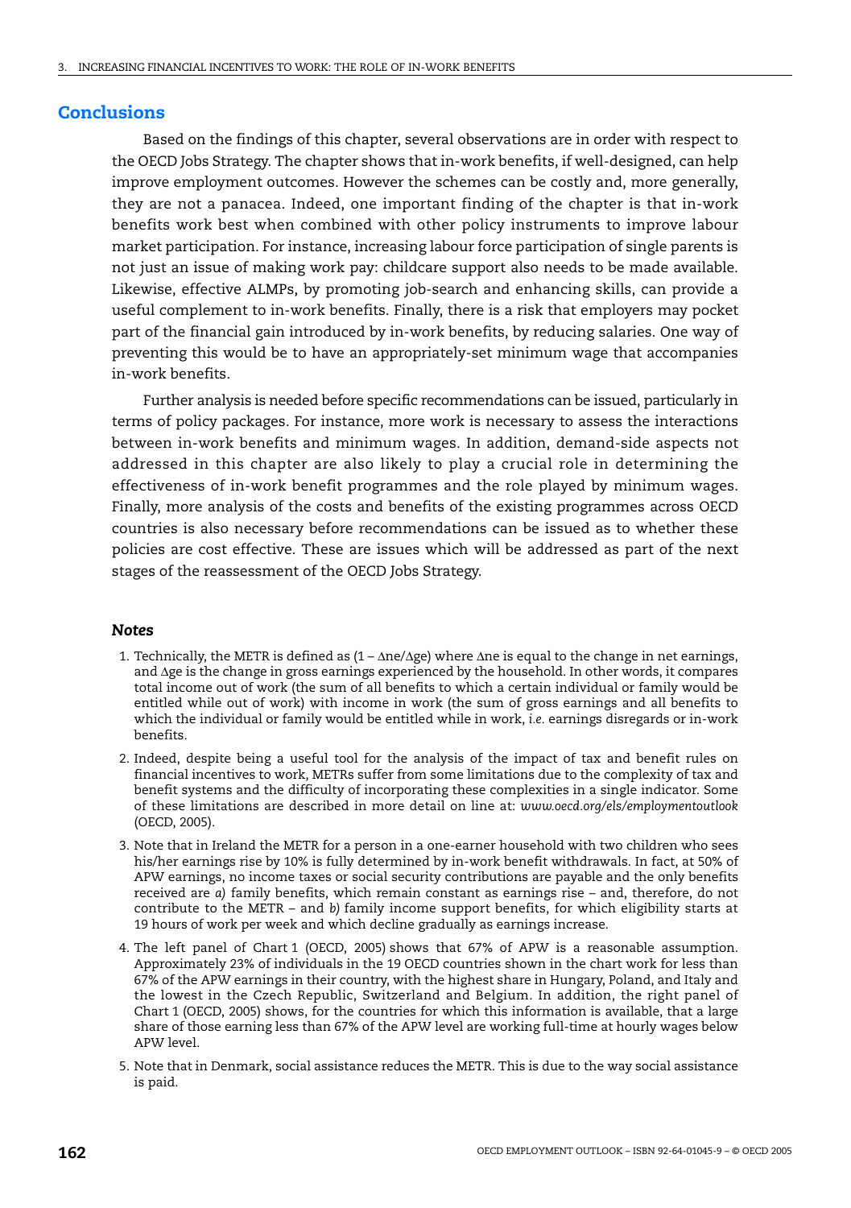## Conclusions

Based on the findings of this chapter, several observations are in order with respect to the OECD Jobs Strategy. The chapter shows that in-work benefits, if well-designed, can help improve employment outcomes. However the schemes can be costly and, more generally, they are not a panacea. Indeed, one important finding of the chapter is that in-work benefits work best when combined with other policy instruments to improve labour market participation. For instance, increasing labour force participation of single parents is not just an issue of making work pay: childcare support also needs to be made available. Likewise, effective ALMPs, by promoting job-search and enhancing skills, can provide a useful complement to in-work benefits. Finally, there is a risk that employers may pocket part of the financial gain introduced by in-work benefits, by reducing salaries. One way of preventing this would be to have an appropriately-set minimum wage that accompanies in-work benefits.

Further analysis is needed before specific recommendations can be issued, particularly in terms of policy packages. For instance, more work is necessary to assess the interactions between in-work benefits and minimum wages. In addition, demand-side aspects not addressed in this chapter are also likely to play a crucial role in determining the effectiveness of in-work benefit programmes and the role played by minimum wages. Finally, more analysis of the costs and benefits of the existing programmes across OECD countries is also necessary before recommendations can be issued as to whether these policies are cost effective. These are issues which will be addressed as part of the next stages of the reassessment of the OECD Jobs Strategy.

### Notes

1. Technically, the METR is defined as $(1 - \Delta ne/\Delta ge)$ where $\Delta ne$ is equal to the change in net earnings, and $\Delta ge$ is the change in gross earnings experienced by the household. In other words, it compares total income out of work (the sum of all benefits to which a certain individual or family would be entitled while out of work) with income in work (the sum of gross earnings and all benefits to which the individual or family would be entitled while in work, *i.e.* earnings disregards or in-work benefits.
2. Indeed, despite being a useful tool for the analysis of the impact of tax and benefit rules on financial incentives to work, METRs suffer from some limitations due to the complexity of tax and benefit systems and the difficulty of incorporating these complexities in a single indicator. Some of these limitations are described in more detail on line at: *www.oecd.org/els/employmentoutlook* (OECD, 2005).
3. Note that in Ireland the METR for a person in a one-earner household with two children who sees his/her earnings rise by 10% is fully determined by in-work benefit withdrawals. In fact, at 50% of APW earnings, no income taxes or social security contributions are payable and the only benefits received are *a)* family benefits, which remain constant as earnings rise – and, therefore, do not contribute to the METR – and *b)* family income support benefits, for which eligibility starts at 19 hours of work per week and which decline gradually as earnings increase.
4. The left panel of Chart 1 (OECD, 2005) shows that 67% of APW is a reasonable assumption. Approximately 23% of individuals in the 19 OECD countries shown in the chart work for less than 67% of the APW earnings in their country, with the highest share in Hungary, Poland, and Italy and the lowest in the Czech Republic, Switzerland and Belgium. In addition, the right panel of Chart 1 (OECD, 2005) shows, for the countries for which this information is available, that a large share of those earning less than 67% of the APW level are working full-time at hourly wages below APW level.
5. Note that in Denmark, social assistance reduces the METR. This is due to the way social assistance is paid.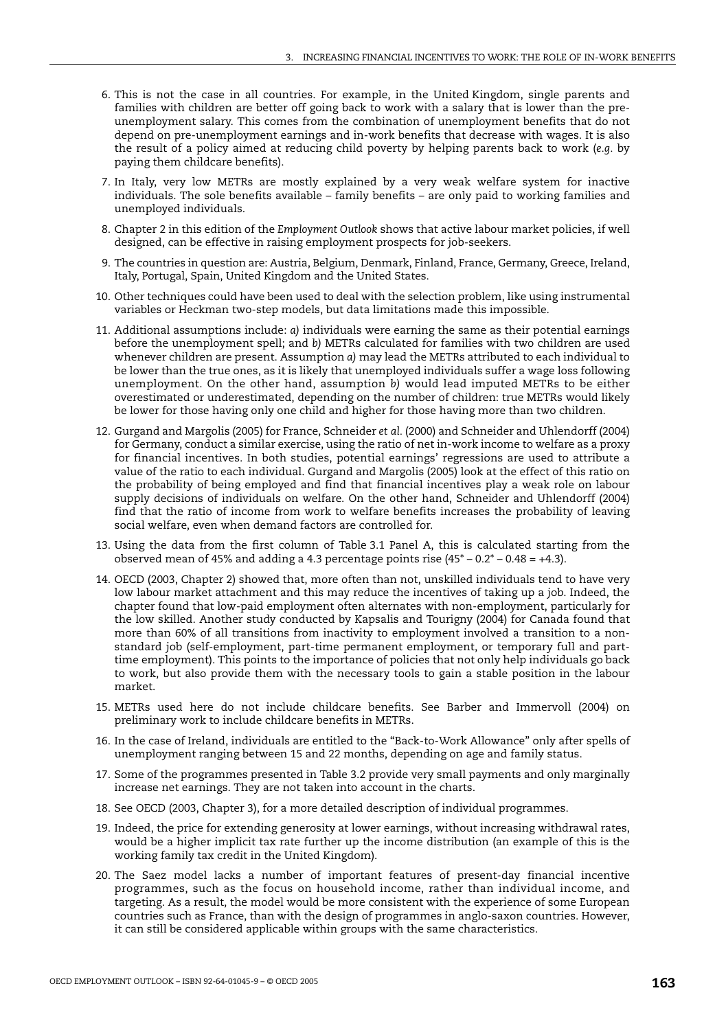6. This is not the case in all countries. For example, in the United Kingdom, single parents and families with children are better off going back to work with a salary that is lower than the pre-unemployment salary. This comes from the combination of unemployment benefits that do not depend on pre-unemployment earnings and in-work benefits that decrease with wages. It is also the result of a policy aimed at reducing child poverty by helping parents back to work (*e.g.* by paying them childcare benefits).

7. In Italy, very low METRs are mostly explained by a very weak welfare system for inactive individuals. The sole benefits available – family benefits – are only paid to working families and unemployed individuals.

8. Chapter 2 in this edition of the *Employment Outlook* shows that active labour market policies, if well designed, can be effective in raising employment prospects for job-seekers.

9. The countries in question are: Austria, Belgium, Denmark, Finland, France, Germany, Greece, Ireland, Italy, Portugal, Spain, United Kingdom and the United States.

10. Other techniques could have been used to deal with the selection problem, like using instrumental variables or Heckman two-step models, but data limitations made this impossible.

11. Additional assumptions include: *a)* individuals were earning the same as their potential earnings before the unemployment spell; and *b)* METRs calculated for families with two children are used whenever children are present. Assumption *a)* may lead the METRs attributed to each individual to be lower than the true ones, as it is likely that unemployed individuals suffer a wage loss following unemployment. On the other hand, assumption *b)* would lead imputed METRs to be either overestimated or underestimated, depending on the number of children: true METRs would likely be lower for those having only one child and higher for those having more than two children.

12. Gurgand and Margolis (2005) for France, Schneider *et al.* (2000) and Schneider and Uhlendorff (2004) for Germany, conduct a similar exercise, using the ratio of net in-work income to welfare as a proxy for financial incentives. In both studies, potential earnings' regressions are used to attribute a value of the ratio to each individual. Gurgand and Margolis (2005) look at the effect of this ratio on the probability of being employed and find that financial incentives play a weak role on labour supply decisions of individuals on welfare. On the other hand, Schneider and Uhlendorff (2004) find that the ratio of income from work to welfare benefits increases the probability of leaving social welfare, even when demand factors are controlled for.

13. Using the data from the first column of Table 3.1 Panel A, this is calculated starting from the observed mean of 45% and adding a 4.3 percentage points rise (45* – 0.2* – 0.48 = +4.3).

14. OECD (2003, Chapter 2) showed that, more often than not, unskilled individuals tend to have very low labour market attachment and this may reduce the incentives of taking up a job. Indeed, the chapter found that low-paid employment often alternates with non-employment, particularly for the low skilled. Another study conducted by Kapsalis and Tourigny (2004) for Canada found that more than 60% of all transitions from inactivity to employment involved a transition to a non-standard job (self-employment, part-time permanent employment, or temporary full and part-time employment). This points to the importance of policies that not only help individuals go back to work, but also provide them with the necessary tools to gain a stable position in the labour market.

15. METRs used here do not include childcare benefits. See Barber and Immervoll (2004) on preliminary work to include childcare benefits in METRs.

16. In the case of Ireland, individuals are entitled to the "Back-to-Work Allowance" only after spells of unemployment ranging between 15 and 22 months, depending on age and family status.

17. Some of the programmes presented in Table 3.2 provide very small payments and only marginally increase net earnings. They are not taken into account in the charts.

18. See OECD (2003, Chapter 3), for a more detailed description of individual programmes.

19. Indeed, the price for extending generosity at lower earnings, without increasing withdrawal rates, would be a higher implicit tax rate further up the income distribution (an example of this is the working family tax credit in the United Kingdom).

20. The Saez model lacks a number of important features of present-day financial incentive programmes, such as the focus on household income, rather than individual income, and targeting. As a result, the model would be more consistent with the experience of some European countries such as France, than with the design of programmes in anglo-saxon countries. However, it can still be considered applicable within groups with the same characteristics.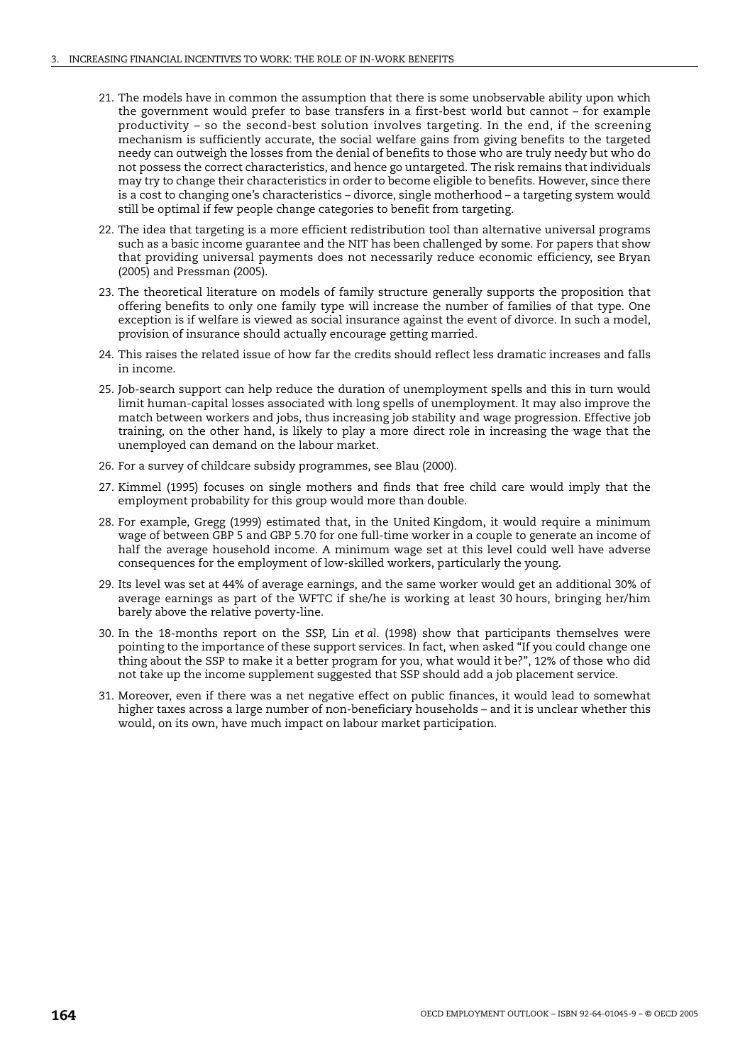21. The models have in common the assumption that there is some unobservable ability upon which the government would prefer to base transfers in a first-best world but cannot – for example productivity – so the second-best solution involves targeting. In the end, if the screening mechanism is sufficiently accurate, the social welfare gains from giving benefits to the targeted needy can outweigh the losses from the denial of benefits to those who are truly needy but who do not possess the correct characteristics, and hence go untargeted. The risk remains that individuals may try to change their characteristics in order to become eligible to benefits. However, since there is a cost to changing one's characteristics – divorce, single motherhood – a targeting system would still be optimal if few people change categories to benefit from targeting.
22. The idea that targeting is a more efficient redistribution tool than alternative universal programs such as a basic income guarantee and the NIT has been challenged by some. For papers that show that providing universal payments does not necessarily reduce economic efficiency, see Bryan (2005) and Pressman (2005).
23. The theoretical literature on models of family structure generally supports the proposition that offering benefits to only one family type will increase the number of families of that type. One exception is if welfare is viewed as social insurance against the event of divorce. In such a model, provision of insurance should actually encourage getting married.
24. This raises the related issue of how far the credits should reflect less dramatic increases and falls in income.
25. Job-search support can help reduce the duration of unemployment spells and this in turn would limit human-capital losses associated with long spells of unemployment. It may also improve the match between workers and jobs, thus increasing job stability and wage progression. Effective job training, on the other hand, is likely to play a more direct role in increasing the wage that the unemployed can demand on the labour market.
26. For a survey of childcare subsidy programmes, see Blau (2000).
27. Kimmel (1995) focuses on single mothers and finds that free child care would imply that the employment probability for this group would more than double.
28. For example, Gregg (1999) estimated that, in the United Kingdom, it would require a minimum wage of between GBP 5 and GBP 5.70 for one full-time worker in a couple to generate an income of half the average household income. A minimum wage set at this level could well have adverse consequences for the employment of low-skilled workers, particularly the young.
29. Its level was set at 44% of average earnings, and the same worker would get an additional 30% of average earnings as part of the WFTC if she/he is working at least 30 hours, bringing her/him barely above the relative poverty-line.
30. In the 18-months report on the SSP, Lin *et al.* (1998) show that participants themselves were pointing to the importance of these support services. In fact, when asked "If you could change one thing about the SSP to make it a better program for you, what would it be?", 12% of those who did not take up the income supplement suggested that SSP should add a job placement service.
31. Moreover, even if there was a net negative effect on public finances, it would lead to somewhat higher taxes across a large number of non-beneficiary households – and it is unclear whether this would, on its own, have much impact on labour market participation.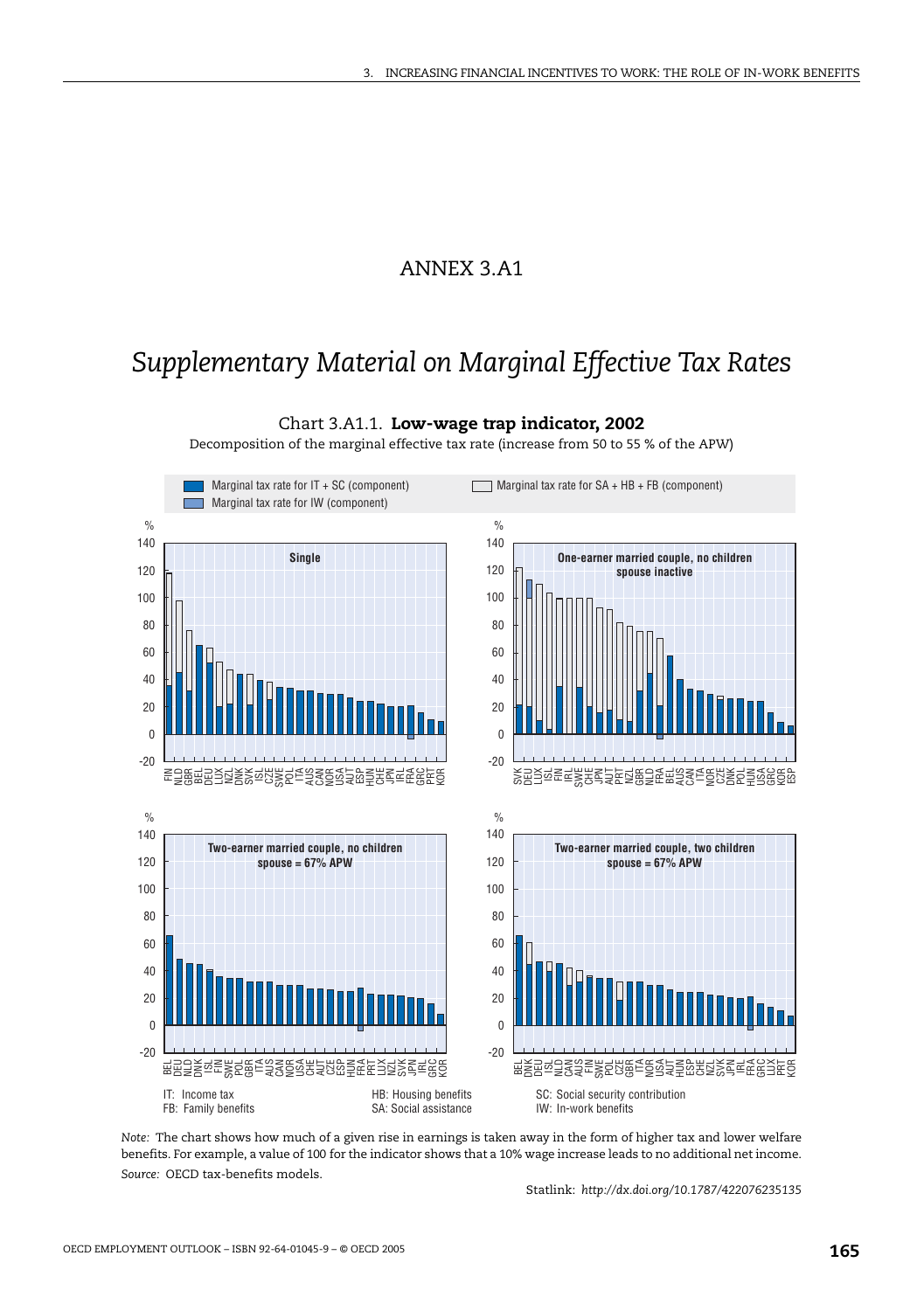# ANNEX 3.A1

## *Supplementary Material on Marginal Effective Tax Rates*

Chart 3.A1.1. **Low-wage trap indicator, 2002**

Decomposition of the marginal effective tax rate (increase from 50 to 55 % of the APW)

IT: Income tax
FB: Family benefits
HB: Housing benefits
SA: Social assistance
SC: Social security contribution
IW: In-work benefits

*Note:* The chart shows how much of a given rise in earnings is taken away in the form of higher tax and lower welfare benefits. For example, a value of 100 for the indicator shows that a 10% wage increase leads to no additional net income.

*Source:* OECD tax-benefits models.

Statlink: *http://dx.doi.org/10.1787/422076235135*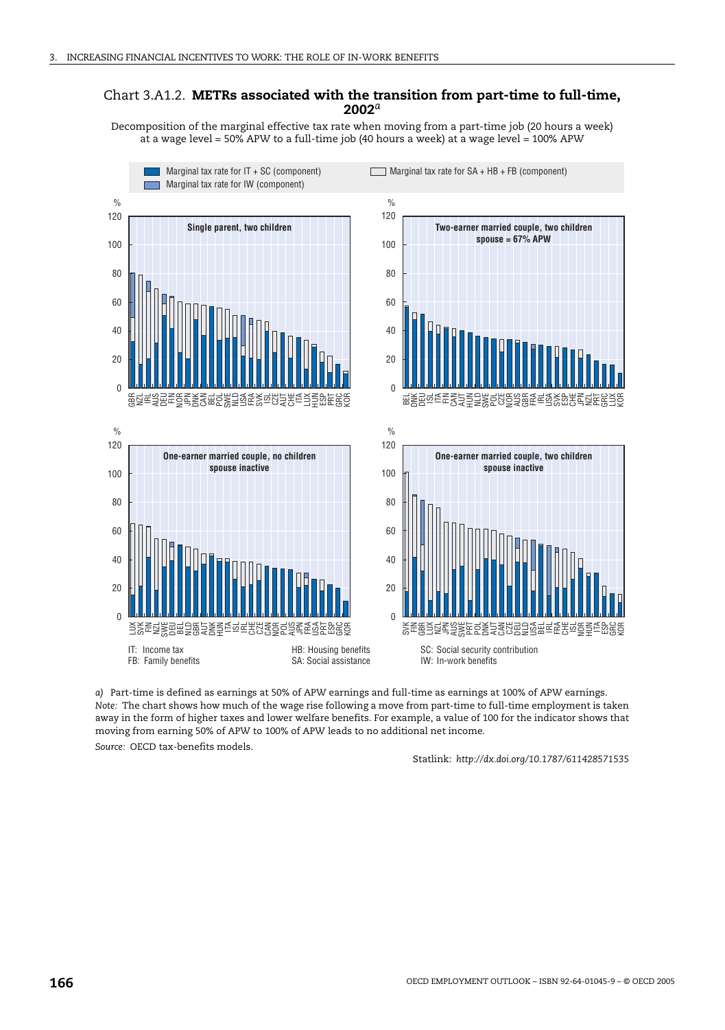## Chart 3.A1.2. **METRs associated with the transition from part-time to full-time, 2002**[a]

Decomposition of the marginal effective tax rate when moving from a part-time job (20 hours a week) at a wage level = 50% APW to a full-time job (40 hours a week) at a wage level = 100% APW

Marginal tax rate for IT + SC (component)
Marginal tax rate for IW (component)
Marginal tax rate for SA + HB + FB (component)

**Single parent, two children**

**Two-earner married couple, two children spouse = 67% APW**

**One-earner married couple, no children spouse inactive**

**One-earner married couple, two children spouse inactive**

IT: Income tax
FB: Family benefits
HB: Housing benefits
SA: Social assistance
SC: Social security contribution
IW: In-work benefits

*a)* Part-time is defined as earnings at 50% of APW earnings and full-time as earnings at 100% of APW earnings.

*Note:* The chart shows how much of the wage rise following a move from part-time to full-time employment is taken away in the form of higher taxes and lower welfare benefits. For example, a value of 100 for the indicator shows that moving from earning 50% of APW to 100% of APW leads to no additional net income.

*Source:* OECD tax-benefits models.

Statlink: *http://dx.doi.org/10.1787/611428571535*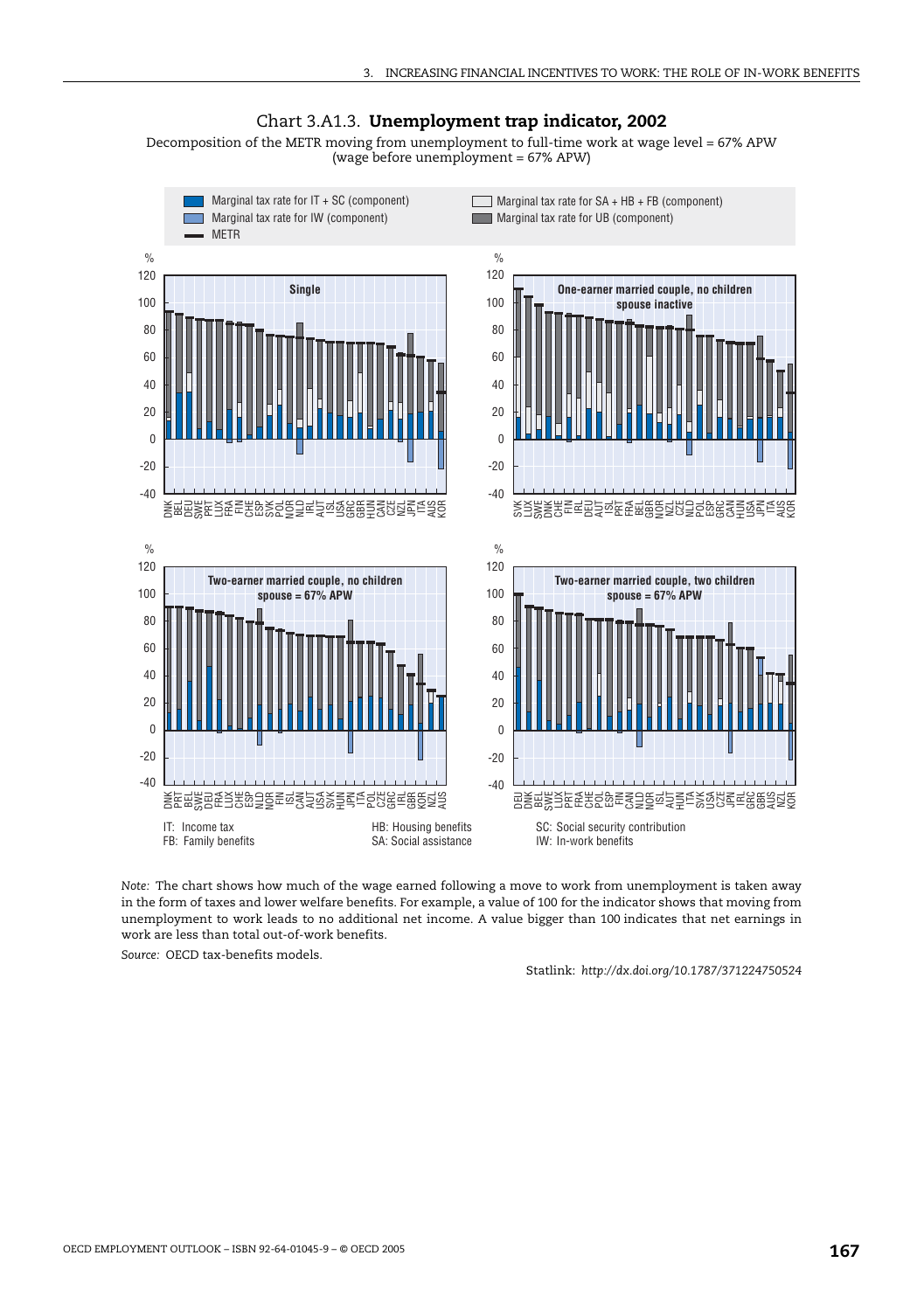Chart 3.A1.3. **Unemployment trap indicator, 2002**

Decomposition of the METR moving from unemployment to full-time work at wage level = 67% APW (wage before unemployment = 67% APW)

Marginal tax rate for IT + SC (component)
Marginal tax rate for IW (component)
METR
Marginal tax rate for SA + HB + FB (component)
Marginal tax rate for UB (component)

**Single**

DNK, BEL, DEU, SWE, PRT, LUX, FRA, FIN, CHE, ESP, SVK, POL, NOR, NLD, IRL, AUT, ISL, USA, GRC, GBR, HUN, CAN, CZE, NZL, JPN, ITA, AUS, KOR

**One-earner married couple, no children spouse inactive**

SVK, LUX, SWE, DNK, CHE, FIN, IRL, DEU, AUT, ISL, PRT, FRA, BEL, GBR, NOR, NZL, CZE, NLD, POL, ESP, GRC, CAN, HUN, USA, JPN, ITA, AUS, KOR

**Two-earner married couple, no children spouse = 67% APW**

DNK, PRT, BEL, SWE, DEU, FRA, LUX, CHE, ESP, NLD, NOR, FIN, ISL, CAN, AUT, USA, SVK, HUN, JPN, ITA, POL, CZE, GRC, IRL, GBR, KOR, NZL, AUS

**Two-earner married couple, two children spouse = 67% APW**

DEU, DNK, BEL, SWE, LUX, PRT, FRA, CHE, POL, ESP, FIN, CAN, NLD, NOR, ISL, AUT, HUN, ITA, SVK, USA, CZE, JPN, IRL, GRC, GBR, AUS, NZL, KOR

IT: Income tax
FB: Family benefits
HB: Housing benefits
SA: Social assistance
SC: Social security contribution
IW: In-work benefits

*Note:* The chart shows how much of the wage earned following a move to work from unemployment is taken away in the form of taxes and lower welfare benefits. For example, a value of 100 for the indicator shows that moving from unemployment to work leads to no additional net income. A value bigger than 100 indicates that net earnings in work are less than total out-of-work benefits.

*Source:* OECD tax-benefits models.

Statlink: *http://dx.doi.org/10.1787/371224750524*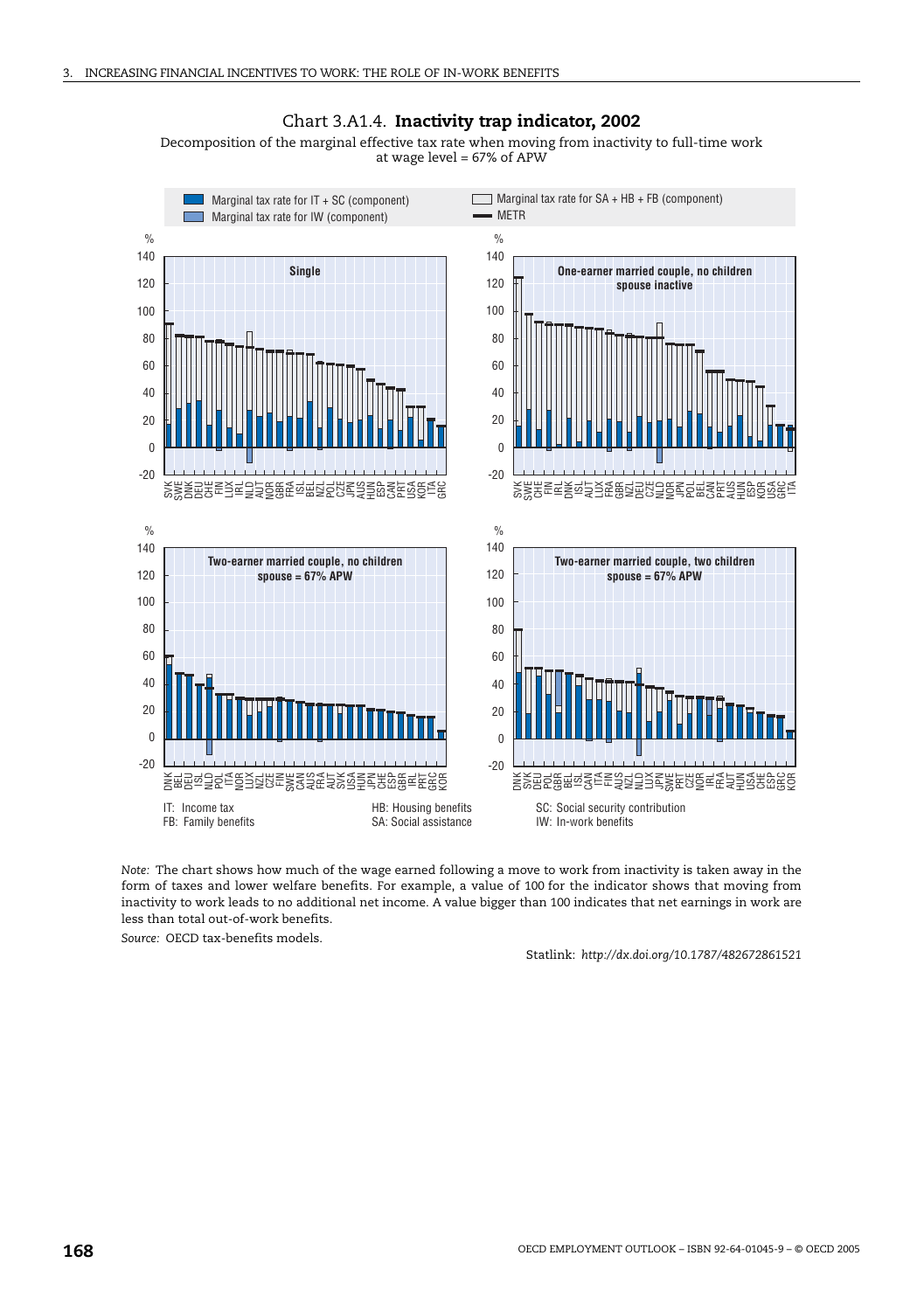## Chart 3.A1.4. **Inactivity trap indicator, 2002**

Decomposition of the marginal effective tax rate when moving from inactivity to full-time work at wage level = 67% of APW

Marginal tax rate for IT + SC (component)
Marginal tax rate for IW (component)
Marginal tax rate for SA + HB + FB (component)
METR

**Single**

SVK SWE DNK DEU CHE FIN LUX IRL NLD AUT NOR GBR FRA ISL BEL NZL POL CZE JPN AUS HUN ESP CAN PRT USA KOR ITA GRC

**One-earner married couple, no children spouse inactive**

SVK SWE CHE FIN IRL DNK ISL AUT LUX FRA GBR NZL DEU CZE NLD NOR JPN POL BEL CAN PRT AUS HUN ESP KOR USA GRC ITA

**Two-earner married couple, no children spouse = 67% APW**

DNK BEL DEU ISL NLD POL ITA NOR LUX NZL CZE FIN SWE CAN AUS FRA AUT SVK USA HUN JPN CHE ESP GBR IRL PRT GRC KOR

**Two-earner married couple, two children spouse = 67% APW**

DNK SVK DEU POL GBR BEL ISL CAN ITA FIN AUS NZL NLD LUX JPN SWE PRT CZE NOR IRL FRA AUT HUN USA CHE ESP GRC KOR

IT: Income tax
FB: Family benefits
HB: Housing benefits
SA: Social assistance
SC: Social security contribution
IW: In-work benefits

*Note:* The chart shows how much of the wage earned following a move to work from inactivity is taken away in the form of taxes and lower welfare benefits. For example, a value of 100 for the indicator shows that moving from inactivity to work leads to no additional net income. A value bigger than 100 indicates that net earnings in work are less than total out-of-work benefits.

*Source:* OECD tax-benefits models.

Statlink: *http://dx.doi.org/10.1787/482672861521*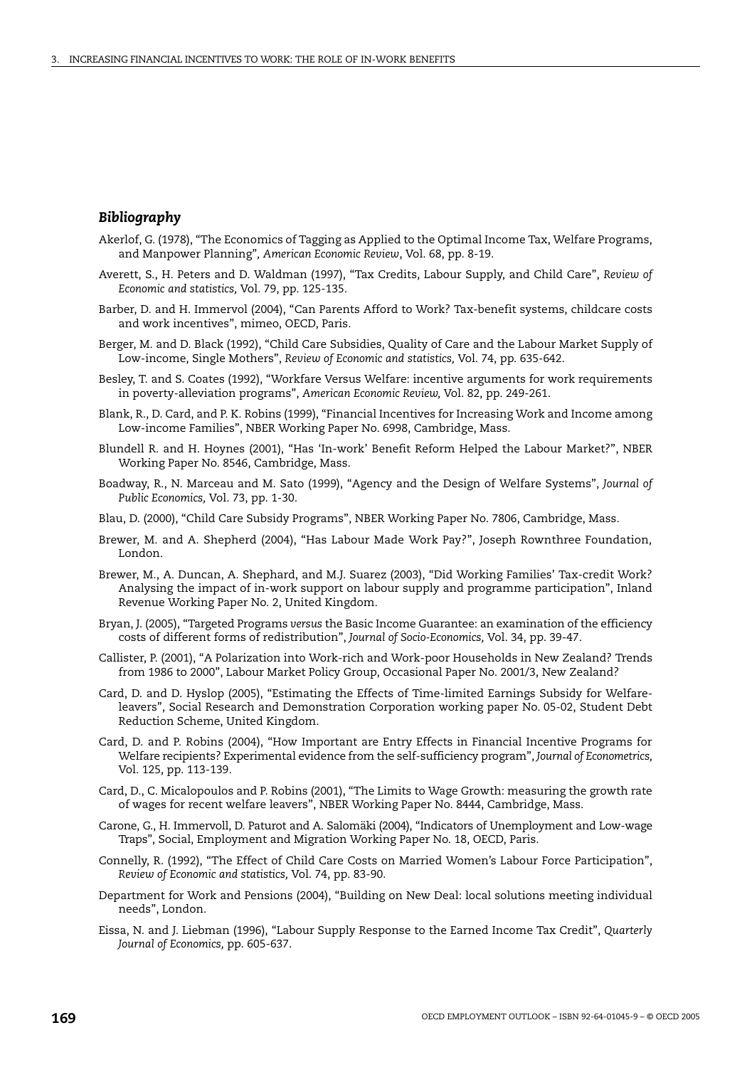### *Bibliography*

Akerlof, G. (1978), "The Economics of Tagging as Applied to the Optimal Income Tax, Welfare Programs, and Manpower Planning", *American Economic Review*, Vol. 68, pp. 8-19.

Averett, S., H. Peters and D. Waldman (1997), "Tax Credits, Labour Supply, and Child Care", *Review of Economic and statistics,* Vol. 79, pp. 125-135.

Barber, D. and H. Immervol (2004), "Can Parents Afford to Work? Tax-benefit systems, childcare costs and work incentives", mimeo, OECD, Paris.

Berger, M. and D. Black (1992), "Child Care Subsidies, Quality of Care and the Labour Market Supply of Low-income, Single Mothers", *Review of Economic and statistics,* Vol. 74, pp. 635-642.

Besley, T. and S. Coates (1992), "Workfare Versus Welfare: incentive arguments for work requirements in poverty-alleviation programs", *American Economic Review,* Vol. 82, pp. 249-261.

Blank, R., D. Card, and P. K. Robins (1999), "Financial Incentives for Increasing Work and Income among Low-income Families", NBER Working Paper No. 6998, Cambridge, Mass.

Blundell R. and H. Hoynes (2001), "Has 'In-work' Benefit Reform Helped the Labour Market?", NBER Working Paper No. 8546, Cambridge, Mass.

Boadway, R., N. Marceau and M. Sato (1999), "Agency and the Design of Welfare Systems", *Journal of Public Economics,* Vol. 73, pp. 1-30.

Blau, D. (2000), "Child Care Subsidy Programs", NBER Working Paper No. 7806, Cambridge, Mass.

Brewer, M. and A. Shepherd (2004), "Has Labour Made Work Pay?", Joseph Rownthree Foundation, London.

Brewer, M., A. Duncan, A. Shephard, and M.J. Suarez (2003), "Did Working Families' Tax-credit Work? Analysing the impact of in-work support on labour supply and programme participation", Inland Revenue Working Paper No. 2, United Kingdom.

Bryan, J. (2005), "Targeted Programs *versus* the Basic Income Guarantee: an examination of the efficiency costs of different forms of redistribution", *Journal of Socio-Economics,* Vol. 34, pp. 39-47.

Callister, P. (2001), "A Polarization into Work-rich and Work-poor Households in New Zealand? Trends from 1986 to 2000", Labour Market Policy Group, Occasional Paper No. 2001/3, New Zealand?

Card, D. and D. Hyslop (2005), "Estimating the Effects of Time-limited Earnings Subsidy for Welfare-leavers", Social Research and Demonstration Corporation working paper No. 05-02, Student Debt Reduction Scheme, United Kingdom.

Card, D. and P. Robins (2004), "How Important are Entry Effects in Financial Incentive Programs for Welfare recipients? Experimental evidence from the self-sufficiency program", *Journal of Econometrics,* Vol. 125, pp. 113-139.

Card, D., C. Micalopoulos and P. Robins (2001), "The Limits to Wage Growth: measuring the growth rate of wages for recent welfare leavers", NBER Working Paper No. 8444, Cambridge, Mass.

Carone, G., H. Immervoll, D. Paturot and A. Salomäki (2004), "Indicators of Unemployment and Low-wage Traps", Social, Employment and Migration Working Paper No. 18, OECD, Paris.

Connelly, R. (1992), "The Effect of Child Care Costs on Married Women's Labour Force Participation", *Review of Economic and statistics,* Vol. 74, pp. 83-90.

Department for Work and Pensions (2004), "Building on New Deal: local solutions meeting individual needs", London.

Eissa, N. and J. Liebman (1996), "Labour Supply Response to the Earned Income Tax Credit", *Quarterly Journal of Economics,* pp. 605-637.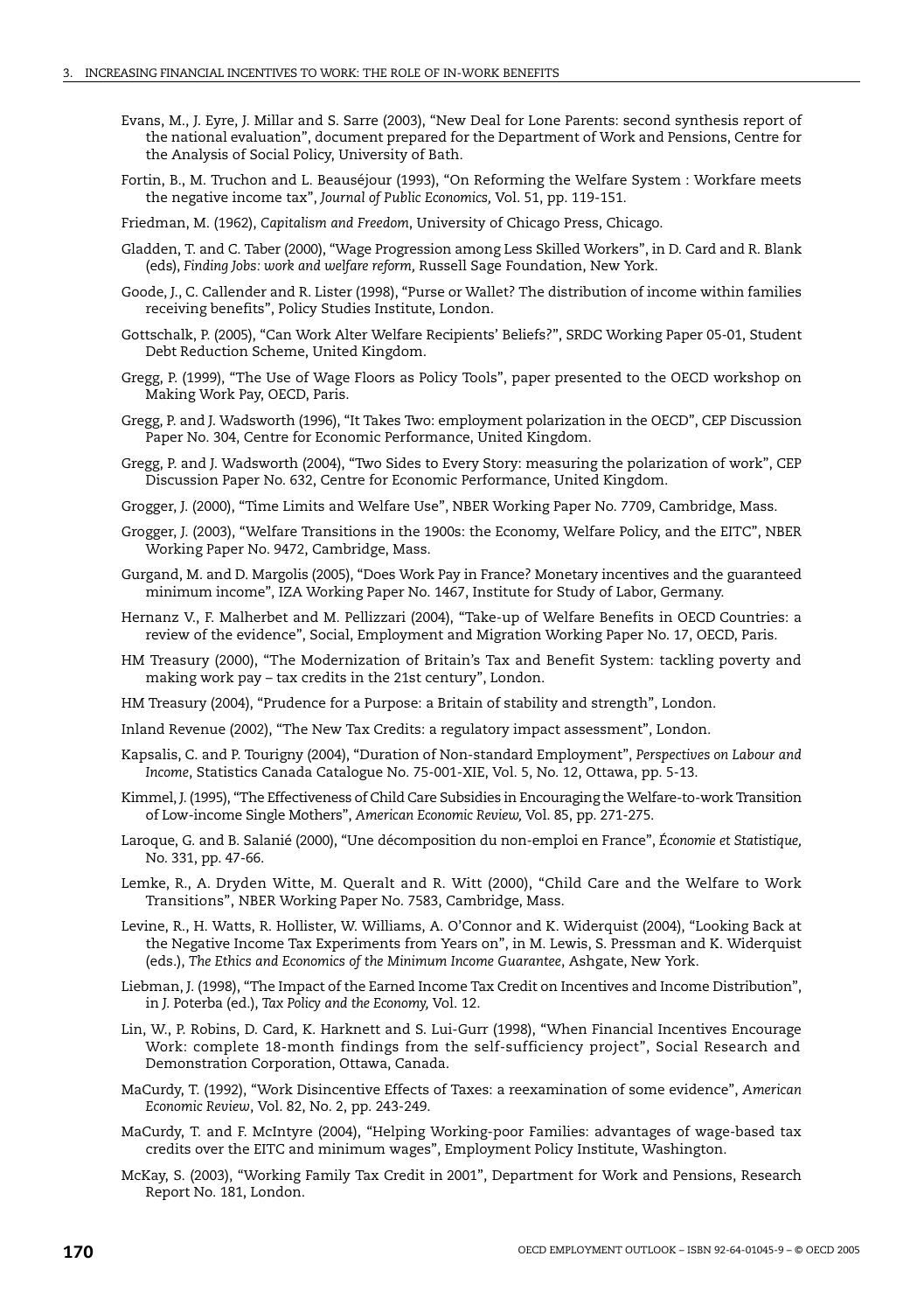Evans, M., J. Eyre, J. Millar and S. Sarre (2003), "New Deal for Lone Parents: second synthesis report of the national evaluation", document prepared for the Department of Work and Pensions, Centre for the Analysis of Social Policy, University of Bath.

Fortin, B., M. Truchon and L. Beauséjour (1993), "On Reforming the Welfare System : Workfare meets the negative income tax", *Journal of Public Economics,* Vol. 51, pp. 119-151.

Friedman, M. (1962), *Capitalism and Freedom*, University of Chicago Press, Chicago.

Gladden, T. and C. Taber (2000), "Wage Progression among Less Skilled Workers", in D. Card and R. Blank (eds), *Finding Jobs: work and welfare reform,* Russell Sage Foundation, New York.

Goode, J., C. Callender and R. Lister (1998), "Purse or Wallet? The distribution of income within families receiving benefits", Policy Studies Institute, London.

Gottschalk, P. (2005), "Can Work Alter Welfare Recipients' Beliefs?", SRDC Working Paper 05-01, Student Debt Reduction Scheme, United Kingdom.

Gregg, P. (1999), "The Use of Wage Floors as Policy Tools", paper presented to the OECD workshop on Making Work Pay, OECD, Paris.

Gregg, P. and J. Wadsworth (1996), "It Takes Two: employment polarization in the OECD", CEP Discussion Paper No. 304, Centre for Economic Performance, United Kingdom.

Gregg, P. and J. Wadsworth (2004), "Two Sides to Every Story: measuring the polarization of work", CEP Discussion Paper No. 632, Centre for Economic Performance, United Kingdom.

Grogger, J. (2000), "Time Limits and Welfare Use", NBER Working Paper No. 7709, Cambridge, Mass.

Grogger, J. (2003), "Welfare Transitions in the 1900s: the Economy, Welfare Policy, and the EITC", NBER Working Paper No. 9472, Cambridge, Mass.

Gurgand, M. and D. Margolis (2005), "Does Work Pay in France? Monetary incentives and the guaranteed minimum income", IZA Working Paper No. 1467, Institute for Study of Labor, Germany.

Hernanz V., F. Malherbet and M. Pellizzari (2004), "Take-up of Welfare Benefits in OECD Countries: a review of the evidence", Social, Employment and Migration Working Paper No. 17, OECD, Paris.

HM Treasury (2000), "The Modernization of Britain's Tax and Benefit System: tackling poverty and making work pay – tax credits in the 21st century", London.

HM Treasury (2004), "Prudence for a Purpose: a Britain of stability and strength", London.

Inland Revenue (2002), "The New Tax Credits: a regulatory impact assessment", London.

Kapsalis, C. and P. Tourigny (2004), "Duration of Non-standard Employment", *Perspectives on Labour and Income*, Statistics Canada Catalogue No. 75-001-XIE, Vol. 5, No. 12, Ottawa, pp. 5-13.

Kimmel, J. (1995), "The Effectiveness of Child Care Subsidies in Encouraging the Welfare-to-work Transition of Low-income Single Mothers", *American Economic Review,* Vol. 85, pp. 271-275.

Laroque, G. and B. Salanié (2000), "Une décomposition du non-emploi en France", *Économie et Statistique,* No. 331, pp. 47-66.

Lemke, R., A. Dryden Witte, M. Queralt and R. Witt (2000), "Child Care and the Welfare to Work Transitions", NBER Working Paper No. 7583, Cambridge, Mass.

Levine, R., H. Watts, R. Hollister, W. Williams, A. O'Connor and K. Widerquist (2004), "Looking Back at the Negative Income Tax Experiments from Years on", in M. Lewis, S. Pressman and K. Widerquist (eds.), *The Ethics and Economics of the Minimum Income Guarantee*, Ashgate, New York.

Liebman, J. (1998), "The Impact of the Earned Income Tax Credit on Incentives and Income Distribution", in J. Poterba (ed.), *Tax Policy and the Economy,* Vol. 12.

Lin, W., P. Robins, D. Card, K. Harknett and S. Lui-Gurr (1998), "When Financial Incentives Encourage Work: complete 18-month findings from the self-sufficiency project", Social Research and Demonstration Corporation, Ottawa, Canada.

MaCurdy, T. (1992), "Work Disincentive Effects of Taxes: a reexamination of some evidence", *American Economic Review*, Vol. 82, No. 2, pp. 243-249.

MaCurdy, T. and F. McIntyre (2004), "Helping Working-poor Families: advantages of wage-based tax credits over the EITC and minimum wages", Employment Policy Institute, Washington.

McKay, S. (2003), "Working Family Tax Credit in 2001", Department for Work and Pensions, Research Report No. 181, London.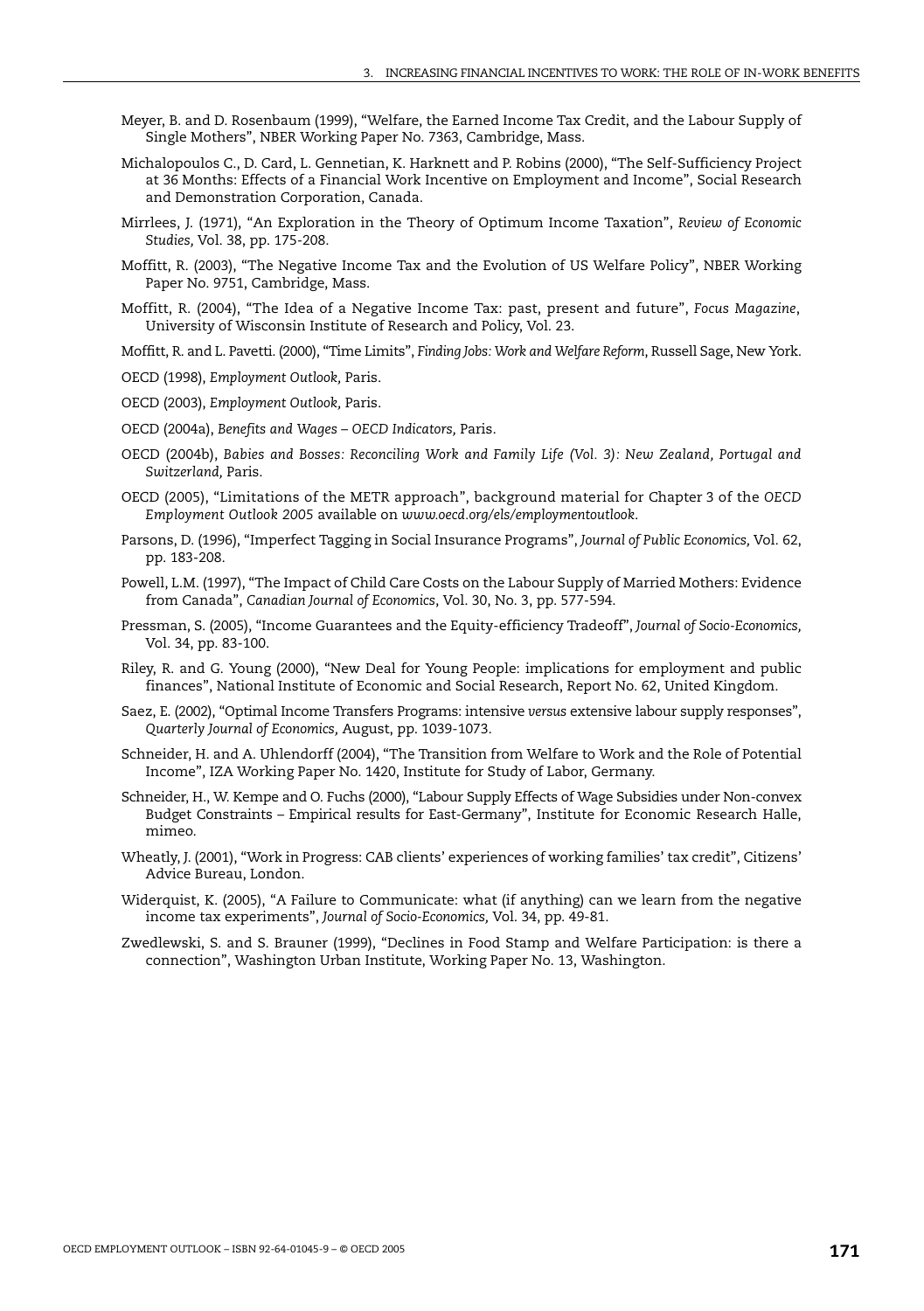Meyer, B. and D. Rosenbaum (1999), "Welfare, the Earned Income Tax Credit, and the Labour Supply of Single Mothers", NBER Working Paper No. 7363, Cambridge, Mass.

Michalopoulos C., D. Card, L. Gennetian, K. Harknett and P. Robins (2000), "The Self-Sufficiency Project at 36 Months: Effects of a Financial Work Incentive on Employment and Income", Social Research and Demonstration Corporation, Canada.

Mirrlees, J. (1971), "An Exploration in the Theory of Optimum Income Taxation", *Review of Economic Studies,* Vol. 38, pp. 175-208.

Moffitt, R. (2003), "The Negative Income Tax and the Evolution of US Welfare Policy", NBER Working Paper No. 9751, Cambridge, Mass.

Moffitt, R. (2004), "The Idea of a Negative Income Tax: past, present and future", *Focus Magazine*, University of Wisconsin Institute of Research and Policy, Vol. 23.

Moffitt, R. and L. Pavetti. (2000), "Time Limits", *Finding Jobs: Work and Welfare Reform*, Russell Sage, New York.

OECD (1998), *Employment Outlook,* Paris.

OECD (2003), *Employment Outlook,* Paris.

OECD (2004a), *Benefits and Wages – OECD Indicators,* Paris.

OECD (2004b), *Babies and Bosses: Reconciling Work and Family Life (Vol. 3): New Zealand, Portugal and Switzerland,* Paris.

OECD (2005), "Limitations of the METR approach", background material for Chapter 3 of the *OECD Employment Outlook 2005* available on *www.oecd.org/els/employmentoutlook*.

Parsons, D. (1996), "Imperfect Tagging in Social Insurance Programs", *Journal of Public Economics,* Vol. 62, pp. 183-208.

Powell, L.M. (1997), "The Impact of Child Care Costs on the Labour Supply of Married Mothers: Evidence from Canada", *Canadian Journal of Economics*, Vol. 30, No. 3, pp. 577-594.

Pressman, S. (2005), "Income Guarantees and the Equity-efficiency Tradeoff", *Journal of Socio-Economics,* Vol. 34, pp. 83-100.

Riley, R. and G. Young (2000), "New Deal for Young People: implications for employment and public finances", National Institute of Economic and Social Research, Report No. 62, United Kingdom.

Saez, E. (2002), "Optimal Income Transfers Programs: intensive *versus* extensive labour supply responses", *Quarterly Journal of Economics,* August, pp. 1039-1073.

Schneider, H. and A. Uhlendorff (2004), "The Transition from Welfare to Work and the Role of Potential Income", IZA Working Paper No. 1420, Institute for Study of Labor, Germany.

Schneider, H., W. Kempe and O. Fuchs (2000), "Labour Supply Effects of Wage Subsidies under Non-convex Budget Constraints – Empirical results for East-Germany", Institute for Economic Research Halle, mimeo.

Wheatly, J. (2001), "Work in Progress: CAB clients' experiences of working families' tax credit", Citizens' Advice Bureau, London.

Widerquist, K. (2005), "A Failure to Communicate: what (if anything) can we learn from the negative income tax experiments", *Journal of Socio-Economics,* Vol. 34, pp. 49-81.

Zwedlewski, S. and S. Brauner (1999), "Declines in Food Stamp and Welfare Participation: is there a connection", Washington Urban Institute, Working Paper No. 13, Washington.